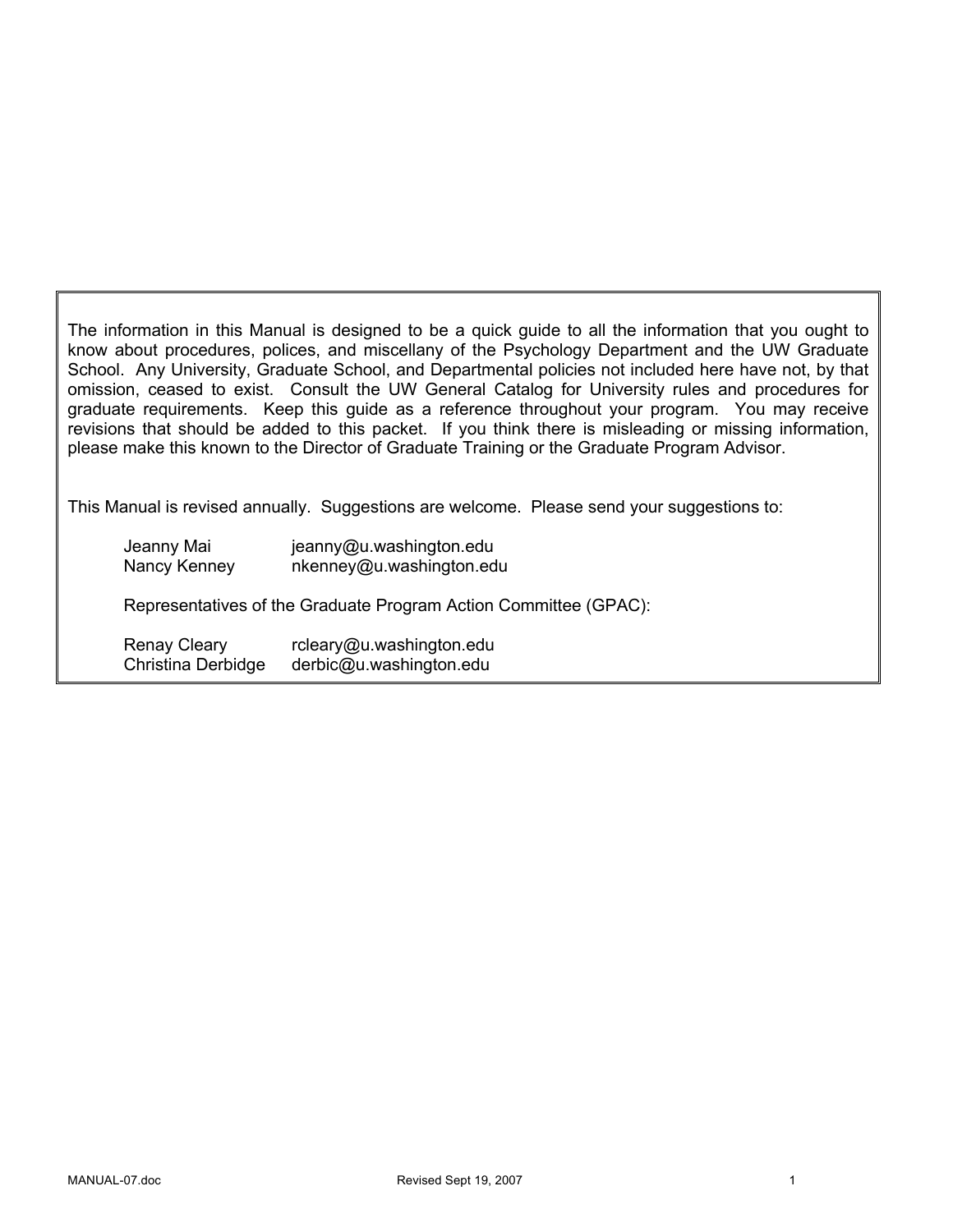The information in this Manual is designed to be a quick guide to all the information that you ought to know about procedures, polices, and miscellany of the Psychology Department and the UW Graduate School. Any University, Graduate School, and Departmental policies not included here have not, by that omission, ceased to exist. Consult the UW General Catalog for University rules and procedures for graduate requirements. Keep this guide as a reference throughout your program. You may receive revisions that should be added to this packet. If you think there is misleading or missing information, please make this known to the Director of Graduate Training or the Graduate Program Advisor.

This Manual is revised annually. Suggestions are welcome. Please send your suggestions to:

Jeanny Mai jeanny@u.washington.edu
Nancy Kenney nkenney@u.washington.edu

Representatives of the Graduate Program Action Committee (GPAC):

Renay Cleary rcleary@u.washington.edu
Christina Derbidge derbic@u.washington.edu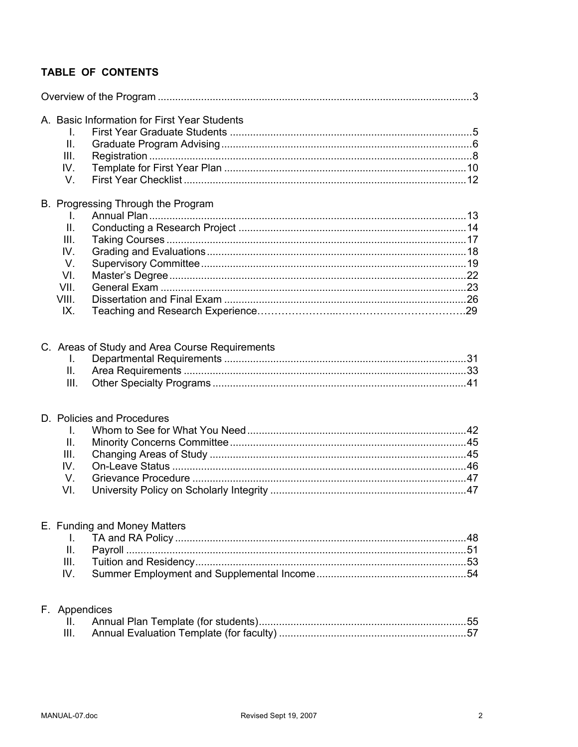## TABLE OF CONTENTS

Overview of the Program ........................................................................................................3

A. Basic Information for First Year Students
   - I. First Year Graduate Students ........................................................................5
   - II. Graduate Program Advising..........................................................................6
   - III. Registration ..................................................................................................8
   - IV. Template for First Year Plan .......................................................................10
   - V. First Year Checklist .....................................................................................12

B. Progressing Through the Program
   - I. Annual Plan..................................................................................................13
   - II. Conducting a Research Project ..................................................................14
   - III. Taking Courses ..........................................................................................17
   - IV. Grading and Evaluations.............................................................................18
   - V. Supervisory Committee................................................................................19
   - VI. Master's Degree..........................................................................................22
   - VII. General Exam ............................................................................................23
   - VIII. Dissertation and Final Exam ....................................................................26
   - IX. Teaching and Research Experience……………………..………………………………..29

C. Areas of Study and Area Course Requirements
   - I. Departmental Requirements .........................................................................31
   - II. Area Requirements .....................................................................................33
   - III. Other Specialty Programs ...........................................................................41

D. Policies and Procedures
   - I. Whom to See for What You Need................................................................42
   - II. Minority Concerns Committee.....................................................................45
   - III. Changing Areas of Study ............................................................................45
   - IV. On-Leave Status .........................................................................................46
   - V. Grievance Procedure ...................................................................................47
   - VI. University Policy on Scholarly Integrity .......................................................47

E. Funding and Money Matters
   - I. TA and RA Policy .........................................................................................48
   - II. Payroll .........................................................................................................51
   - III. Tuition and Residency.................................................................................53
   - IV. Summer Employment and Supplemental Income........................................54

F. Appendices
   - II. Annual Plan Template (for students)...........................................................55
   - III. Annual Evaluation Template (for faculty) ....................................................57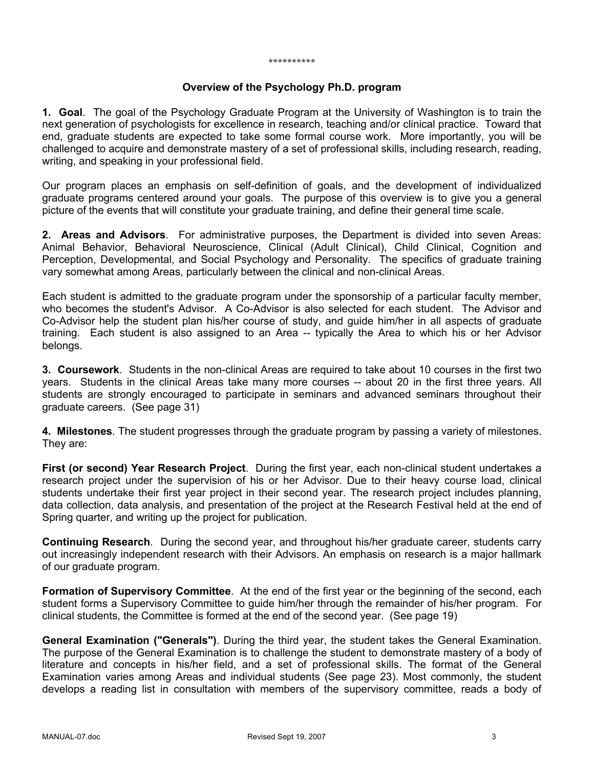**********

## Overview of the Psychology Ph.D. program

**1. Goal**. The goal of the Psychology Graduate Program at the University of Washington is to train the next generation of psychologists for excellence in research, teaching and/or clinical practice. Toward that end, graduate students are expected to take some formal course work. More importantly, you will be challenged to acquire and demonstrate mastery of a set of professional skills, including research, reading, writing, and speaking in your professional field.

Our program places an emphasis on self-definition of goals, and the development of individualized graduate programs centered around your goals. The purpose of this overview is to give you a general picture of the events that will constitute your graduate training, and define their general time scale.

**2. Areas and Advisors**. For administrative purposes, the Department is divided into seven Areas: Animal Behavior, Behavioral Neuroscience, Clinical (Adult Clinical), Child Clinical, Cognition and Perception, Developmental, and Social Psychology and Personality. The specifics of graduate training vary somewhat among Areas, particularly between the clinical and non-clinical Areas.

Each student is admitted to the graduate program under the sponsorship of a particular faculty member, who becomes the student's Advisor. A Co-Advisor is also selected for each student. The Advisor and Co-Advisor help the student plan his/her course of study, and guide him/her in all aspects of graduate training. Each student is also assigned to an Area -- typically the Area to which his or her Advisor belongs.

**3. Coursework**. Students in the non-clinical Areas are required to take about 10 courses in the first two years. Students in the clinical Areas take many more courses -- about 20 in the first three years. All students are strongly encouraged to participate in seminars and advanced seminars throughout their graduate careers. (See page 31)

**4. Milestones**. The student progresses through the graduate program by passing a variety of milestones. They are:

**First (or second) Year Research Project**. During the first year, each non-clinical student undertakes a research project under the supervision of his or her Advisor. Due to their heavy course load, clinical students undertake their first year project in their second year. The research project includes planning, data collection, data analysis, and presentation of the project at the Research Festival held at the end of Spring quarter, and writing up the project for publication.

**Continuing Research**. During the second year, and throughout his/her graduate career, students carry out increasingly independent research with their Advisors. An emphasis on research is a major hallmark of our graduate program.

**Formation of Supervisory Committee**. At the end of the first year or the beginning of the second, each student forms a Supervisory Committee to guide him/her through the remainder of his/her program. For clinical students, the Committee is formed at the end of the second year. (See page 19)

**General Examination ("Generals")**. During the third year, the student takes the General Examination. The purpose of the General Examination is to challenge the student to demonstrate mastery of a body of literature and concepts in his/her field, and a set of professional skills. The format of the General Examination varies among Areas and individual students (See page 23). Most commonly, the student develops a reading list in consultation with members of the supervisory committee, reads a body of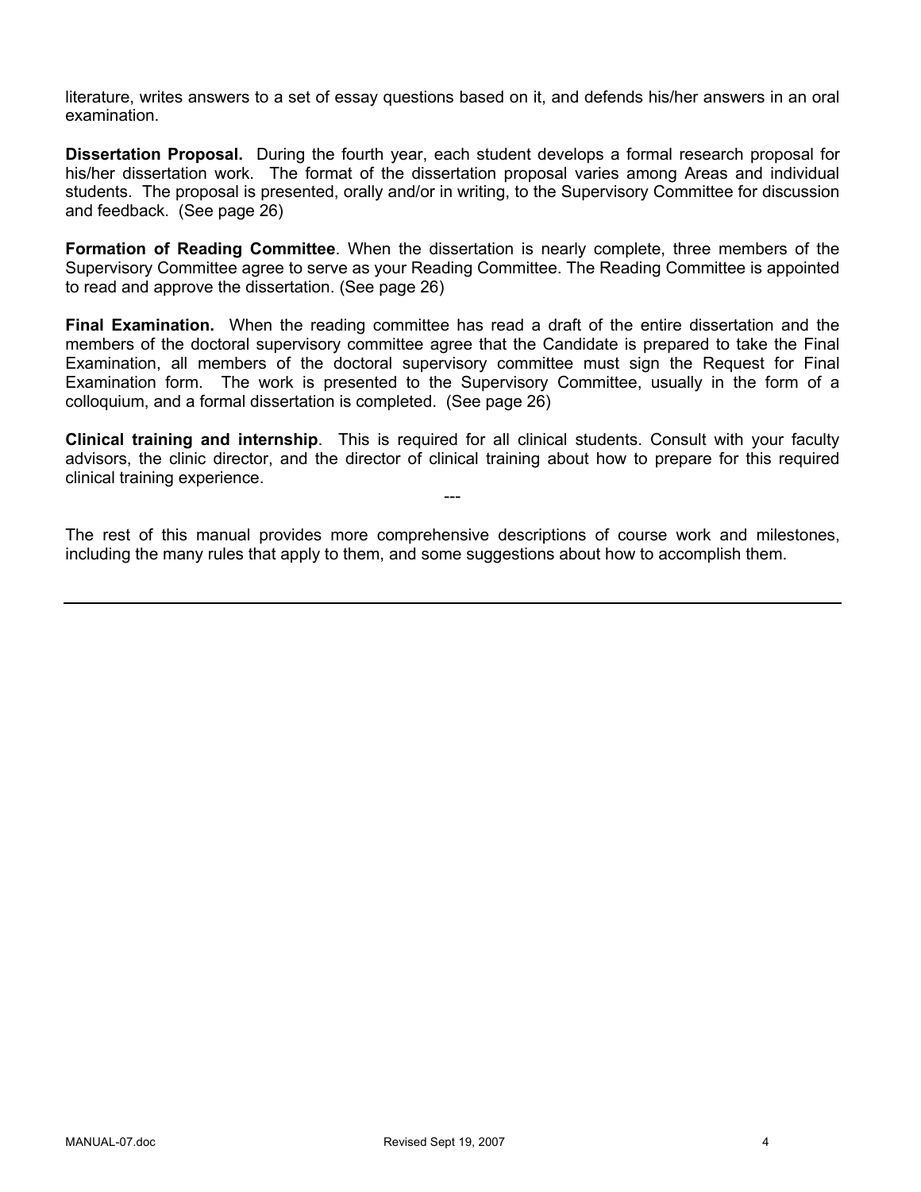literature, writes answers to a set of essay questions based on it, and defends his/her answers in an oral examination.

**Dissertation Proposal.** During the fourth year, each student develops a formal research proposal for his/her dissertation work. The format of the dissertation proposal varies among Areas and individual students. The proposal is presented, orally and/or in writing, to the Supervisory Committee for discussion and feedback. (See page 26)

**Formation of Reading Committee**. When the dissertation is nearly complete, three members of the Supervisory Committee agree to serve as your Reading Committee. The Reading Committee is appointed to read and approve the dissertation. (See page 26)

**Final Examination.** When the reading committee has read a draft of the entire dissertation and the members of the doctoral supervisory committee agree that the Candidate is prepared to take the Final Examination, all members of the doctoral supervisory committee must sign the Request for Final Examination form. The work is presented to the Supervisory Committee, usually in the form of a colloquium, and a formal dissertation is completed. (See page 26)

**Clinical training and internship**. This is required for all clinical students. Consult with your faculty advisors, the clinic director, and the director of clinical training about how to prepare for this required clinical training experience.

---

The rest of this manual provides more comprehensive descriptions of course work and milestones, including the many rules that apply to them, and some suggestions about how to accomplish them.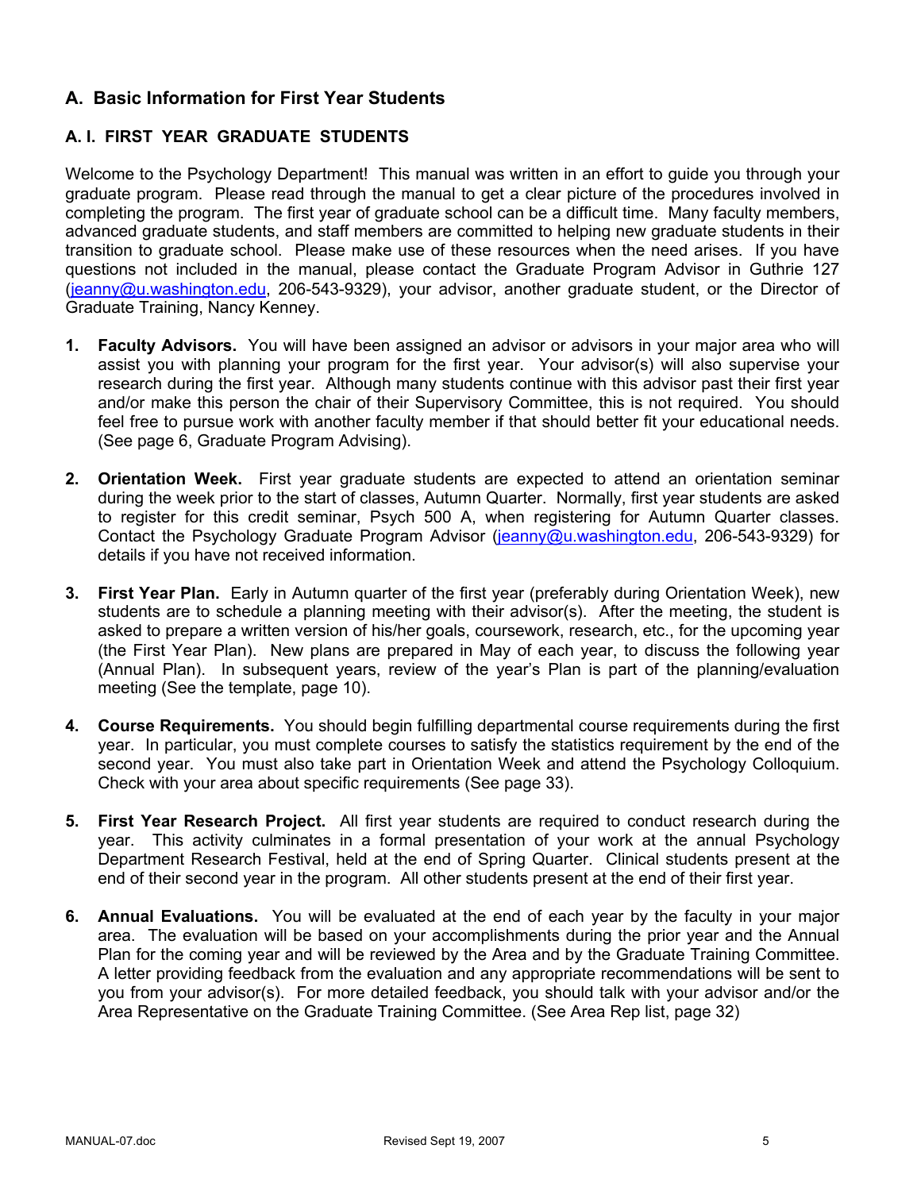## A. Basic Information for First Year Students

### A. I. FIRST YEAR GRADUATE STUDENTS

Welcome to the Psychology Department! This manual was written in an effort to guide you through your graduate program. Please read through the manual to get a clear picture of the procedures involved in completing the program. The first year of graduate school can be a difficult time. Many faculty members, advanced graduate students, and staff members are committed to helping new graduate students in their transition to graduate school. Please make use of these resources when the need arises. If you have questions not included in the manual, please contact the Graduate Program Advisor in Guthrie 127 (jeanny@u.washington.edu, 206-543-9329), your advisor, another graduate student, or the Director of Graduate Training, Nancy Kenney.

1. **Faculty Advisors.** You will have been assigned an advisor or advisors in your major area who will assist you with planning your program for the first year. Your advisor(s) will also supervise your research during the first year. Although many students continue with this advisor past their first year and/or make this person the chair of their Supervisory Committee, this is not required. You should feel free to pursue work with another faculty member if that should better fit your educational needs. (See page 6, Graduate Program Advising).

2. **Orientation Week.** First year graduate students are expected to attend an orientation seminar during the week prior to the start of classes, Autumn Quarter. Normally, first year students are asked to register for this credit seminar, Psych 500 A, when registering for Autumn Quarter classes. Contact the Psychology Graduate Program Advisor (jeanny@u.washington.edu, 206-543-9329) for details if you have not received information.

3. **First Year Plan.** Early in Autumn quarter of the first year (preferably during Orientation Week), new students are to schedule a planning meeting with their advisor(s). After the meeting, the student is asked to prepare a written version of his/her goals, coursework, research, etc., for the upcoming year (the First Year Plan). New plans are prepared in May of each year, to discuss the following year (Annual Plan). In subsequent years, review of the year's Plan is part of the planning/evaluation meeting (See the template, page 10).

4. **Course Requirements.** You should begin fulfilling departmental course requirements during the first year. In particular, you must complete courses to satisfy the statistics requirement by the end of the second year. You must also take part in Orientation Week and attend the Psychology Colloquium. Check with your area about specific requirements (See page 33).

5. **First Year Research Project.** All first year students are required to conduct research during the year. This activity culminates in a formal presentation of your work at the annual Psychology Department Research Festival, held at the end of Spring Quarter. Clinical students present at the end of their second year in the program. All other students present at the end of their first year.

6. **Annual Evaluations.** You will be evaluated at the end of each year by the faculty in your major area. The evaluation will be based on your accomplishments during the prior year and the Annual Plan for the coming year and will be reviewed by the Area and by the Graduate Training Committee. A letter providing feedback from the evaluation and any appropriate recommendations will be sent to you from your advisor(s). For more detailed feedback, you should talk with your advisor and/or the Area Representative on the Graduate Training Committee. (See Area Rep list, page 32)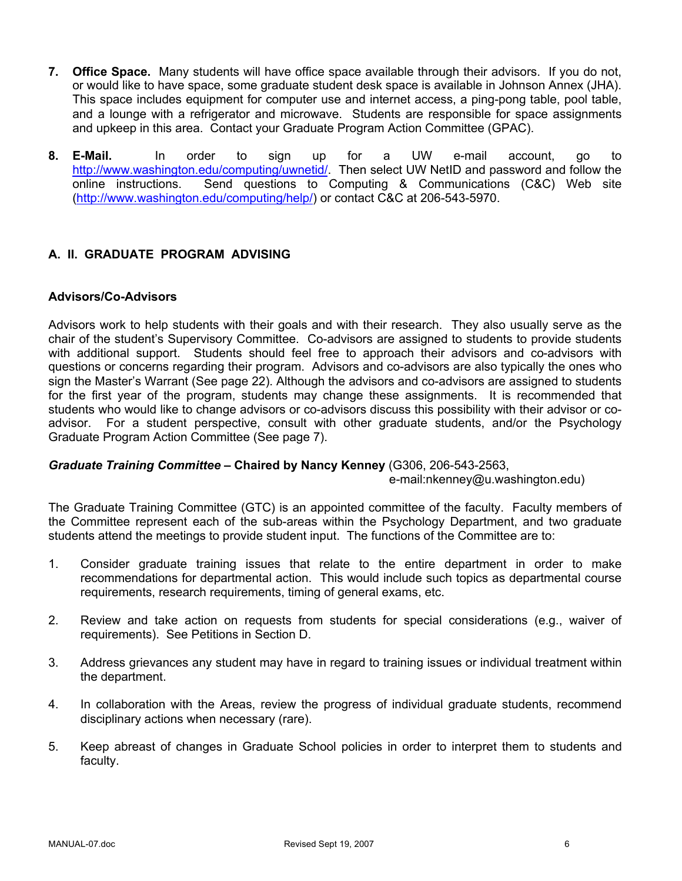7. **Office Space.** Many students will have office space available through their advisors. If you do not, or would like to have space, some graduate student desk space is available in Johnson Annex (JHA). This space includes equipment for computer use and internet access, a ping-pong table, pool table, and a lounge with a refrigerator and microwave. Students are responsible for space assignments and upkeep in this area. Contact your Graduate Program Action Committee (GPAC).

8. **E-Mail.** In order to sign up for a UW e-mail account, go to http://www.washington.edu/computing/uwnetid/. Then select UW NetID and password and follow the online instructions. Send questions to Computing & Communications (C&C) Web site (http://www.washington.edu/computing/help/) or contact C&C at 206-543-5970.

## A. II. GRADUATE PROGRAM ADVISING

### Advisors/Co-Advisors

Advisors work to help students with their goals and with their research. They also usually serve as the chair of the student's Supervisory Committee. Co-advisors are assigned to students to provide students with additional support. Students should feel free to approach their advisors and co-advisors with questions or concerns regarding their program. Advisors and co-advisors are also typically the ones who sign the Master's Warrant (See page 22). Although the advisors and co-advisors are assigned to students for the first year of the program, students may change these assignments. It is recommended that students who would like to change advisors or co-advisors discuss this possibility with their advisor or co-advisor. For a student perspective, consult with other graduate students, and/or the Psychology Graduate Program Action Committee (See page 7).

***Graduate Training Committee* – Chaired by Nancy Kenney** (G306, 206-543-2563, e-mail:nkenney@u.washington.edu)

The Graduate Training Committee (GTC) is an appointed committee of the faculty. Faculty members of the Committee represent each of the sub-areas within the Psychology Department, and two graduate students attend the meetings to provide student input. The functions of the Committee are to:

1. Consider graduate training issues that relate to the entire department in order to make recommendations for departmental action. This would include such topics as departmental course requirements, research requirements, timing of general exams, etc.

2. Review and take action on requests from students for special considerations (e.g., waiver of requirements). See Petitions in Section D.

3. Address grievances any student may have in regard to training issues or individual treatment within the department.

4. In collaboration with the Areas, review the progress of individual graduate students, recommend disciplinary actions when necessary (rare).

5. Keep abreast of changes in Graduate School policies in order to interpret them to students and faculty.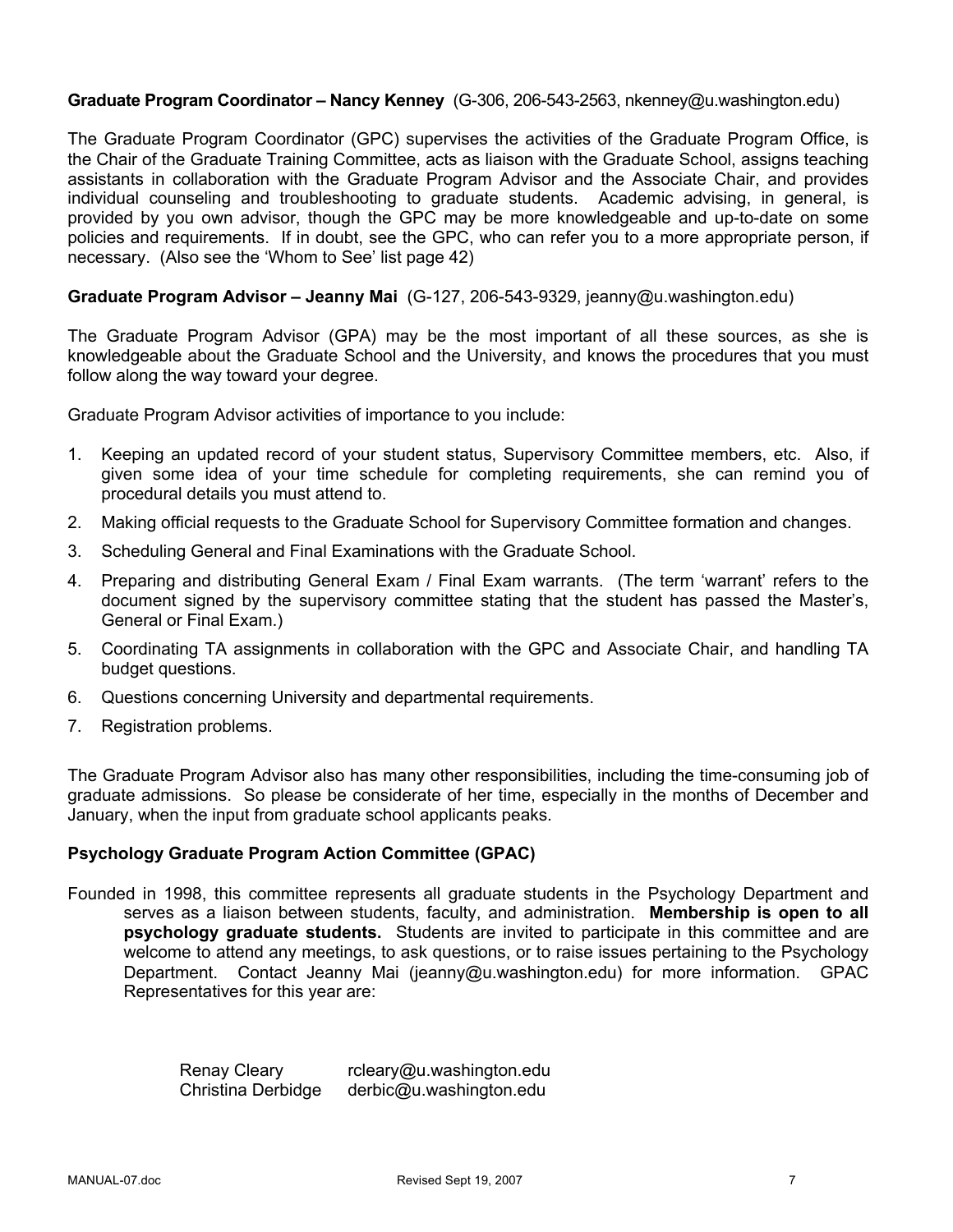**Graduate Program Coordinator – Nancy Kenney** (G-306, 206-543-2563, nkenney@u.washington.edu)

The Graduate Program Coordinator (GPC) supervises the activities of the Graduate Program Office, is the Chair of the Graduate Training Committee, acts as liaison with the Graduate School, assigns teaching assistants in collaboration with the Graduate Program Advisor and the Associate Chair, and provides individual counseling and troubleshooting to graduate students. Academic advising, in general, is provided by you own advisor, though the GPC may be more knowledgeable and up-to-date on some policies and requirements. If in doubt, see the GPC, who can refer you to a more appropriate person, if necessary. (Also see the 'Whom to See' list page 42)

**Graduate Program Advisor – Jeanny Mai** (G-127, 206-543-9329, jeanny@u.washington.edu)

The Graduate Program Advisor (GPA) may be the most important of all these sources, as she is knowledgeable about the Graduate School and the University, and knows the procedures that you must follow along the way toward your degree.

Graduate Program Advisor activities of importance to you include:

1. Keeping an updated record of your student status, Supervisory Committee members, etc. Also, if given some idea of your time schedule for completing requirements, she can remind you of procedural details you must attend to.
2. Making official requests to the Graduate School for Supervisory Committee formation and changes.
3. Scheduling General and Final Examinations with the Graduate School.
4. Preparing and distributing General Exam / Final Exam warrants. (The term 'warrant' refers to the document signed by the supervisory committee stating that the student has passed the Master's, General or Final Exam.)
5. Coordinating TA assignments in collaboration with the GPC and Associate Chair, and handling TA budget questions.
6. Questions concerning University and departmental requirements.
7. Registration problems.

The Graduate Program Advisor also has many other responsibilities, including the time-consuming job of graduate admissions. So please be considerate of her time, especially in the months of December and January, when the input from graduate school applicants peaks.

**Psychology Graduate Program Action Committee (GPAC)**

Founded in 1998, this committee represents all graduate students in the Psychology Department and serves as a liaison between students, faculty, and administration. **Membership is open to all psychology graduate students.** Students are invited to participate in this committee and are welcome to attend any meetings, to ask questions, or to raise issues pertaining to the Psychology Department. Contact Jeanny Mai (jeanny@u.washington.edu) for more information. GPAC Representatives for this year are:

| | |
|---|---|
| Renay Cleary | rcleary@u.washington.edu |
| Christina Derbidge | derbic@u.washington.edu |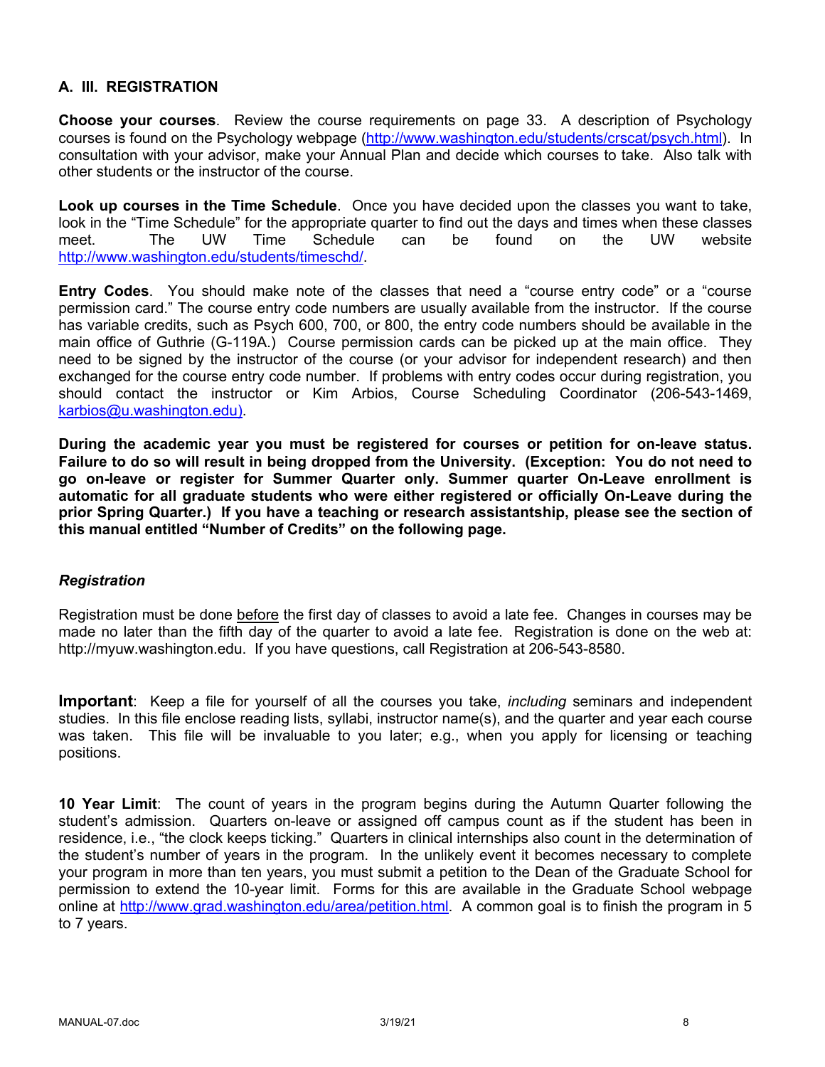## A. III. REGISTRATION

**Choose your courses**. Review the course requirements on page 33. A description of Psychology courses is found on the Psychology webpage (http://www.washington.edu/students/crscat/psych.html). In consultation with your advisor, make your Annual Plan and decide which courses to take. Also talk with other students or the instructor of the course.

**Look up courses in the Time Schedule**. Once you have decided upon the classes you want to take, look in the "Time Schedule" for the appropriate quarter to find out the days and times when these classes meet. The UW Time Schedule can be found on the UW website http://www.washington.edu/students/timeschd/.

**Entry Codes**. You should make note of the classes that need a "course entry code" or a "course permission card." The course entry code numbers are usually available from the instructor. If the course has variable credits, such as Psych 600, 700, or 800, the entry code numbers should be available in the main office of Guthrie (G-119A.) Course permission cards can be picked up at the main office. They need to be signed by the instructor of the course (or your advisor for independent research) and then exchanged for the course entry code number. If problems with entry codes occur during registration, you should contact the instructor or Kim Arbios, Course Scheduling Coordinator (206-543-1469, karbios@u.washington.edu).

**During the academic year you must be registered for courses or petition for on-leave status. Failure to do so will result in being dropped from the University. (Exception: You do not need to go on-leave or register for Summer Quarter only. Summer quarter On-Leave enrollment is automatic for all graduate students who were either registered or officially On-Leave during the prior Spring Quarter.) If you have a teaching or research assistantship, please see the section of this manual entitled "Number of Credits" on the following page.**

### *Registration*

Registration must be done before the first day of classes to avoid a late fee. Changes in courses may be made no later than the fifth day of the quarter to avoid a late fee. Registration is done on the web at: http://myuw.washington.edu. If you have questions, call Registration at 206-543-8580.

**Important**: Keep a file for yourself of all the courses you take, *including* seminars and independent studies. In this file enclose reading lists, syllabi, instructor name(s), and the quarter and year each course was taken. This file will be invaluable to you later; e.g., when you apply for licensing or teaching positions.

**10 Year Limit**: The count of years in the program begins during the Autumn Quarter following the student's admission. Quarters on-leave or assigned off campus count as if the student has been in residence, i.e., "the clock keeps ticking." Quarters in clinical internships also count in the determination of the student's number of years in the program. In the unlikely event it becomes necessary to complete your program in more than ten years, you must submit a petition to the Dean of the Graduate School for permission to extend the 10-year limit. Forms for this are available in the Graduate School webpage online at http://www.grad.washington.edu/area/petition.html. A common goal is to finish the program in 5 to 7 years.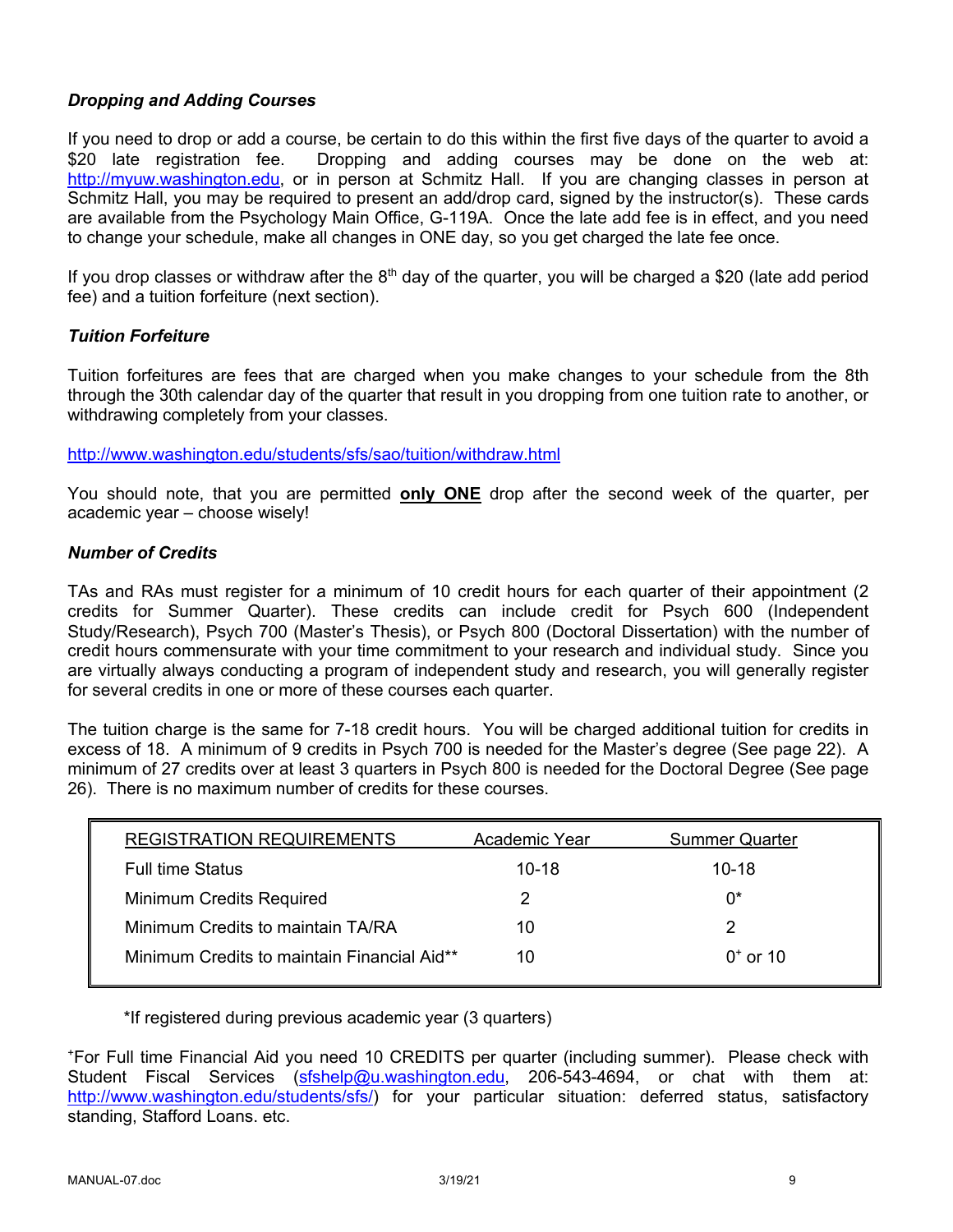### *Dropping and Adding Courses*

If you need to drop or add a course, be certain to do this within the first five days of the quarter to avoid a $20 late registration fee. Dropping and adding courses may be done on the web at: http://myuw.washington.edu, or in person at Schmitz Hall. If you are changing classes in person at Schmitz Hall, you may be required to present an add/drop card, signed by the instructor(s). These cards are available from the Psychology Main Office, G-119A. Once the late add fee is in effect, and you need to change your schedule, make all changes in ONE day, so you get charged the late fee once.

If you drop classes or withdraw after the 8th day of the quarter, you will be charged a $20 (late add period fee) and a tuition forfeiture (next section).

### *Tuition Forfeiture*

Tuition forfeitures are fees that are charged when you make changes to your schedule from the 8th through the 30th calendar day of the quarter that result in you dropping from one tuition rate to another, or withdrawing completely from your classes.

http://www.washington.edu/students/sfs/sao/tuition/withdraw.html

You should note, that you are permitted **only ONE** drop after the second week of the quarter, per academic year – choose wisely!

### *Number of Credits*

TAs and RAs must register for a minimum of 10 credit hours for each quarter of their appointment (2 credits for Summer Quarter). These credits can include credit for Psych 600 (Independent Study/Research), Psych 700 (Master's Thesis), or Psych 800 (Doctoral Dissertation) with the number of credit hours commensurate with your time commitment to your research and individual study. Since you are virtually always conducting a program of independent study and research, you will generally register for several credits in one or more of these courses each quarter.

The tuition charge is the same for 7-18 credit hours. You will be charged additional tuition for credits in excess of 18. A minimum of 9 credits in Psych 700 is needed for the Master's degree (See page 22). A minimum of 27 credits over at least 3 quarters in Psych 800 is needed for the Doctoral Degree (See page 26). There is no maximum number of credits for these courses.

| REGISTRATION REQUIREMENTS | Academic Year | Summer Quarter |
|---|---|---|
| Full time Status | 10-18 | 10-18 |
| Minimum Credits Required | 2 | 0* |
| Minimum Credits to maintain TA/RA | 10 | 2 |
| Minimum Credits to maintain Financial Aid** | 10 | 0+ or 10 |

*If registered during previous academic year (3 quarters)

+For Full time Financial Aid you need 10 CREDITS per quarter (including summer). Please check with Student Fiscal Services (sfshelp@u.washington.edu, 206-543-4694, or chat with them at: http://www.washington.edu/students/sfs/) for your particular situation: deferred status, satisfactory standing, Stafford Loans. etc.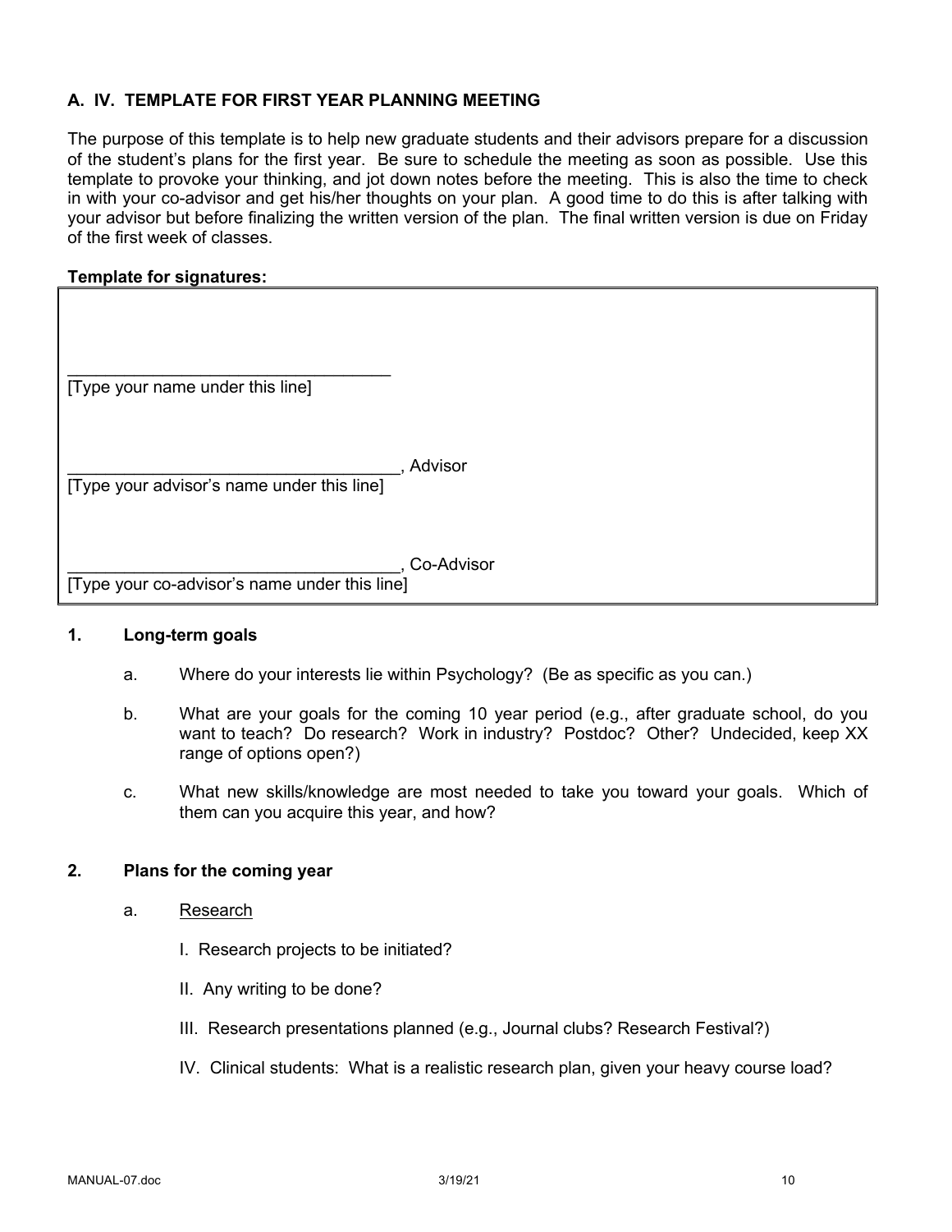### A. IV. TEMPLATE FOR FIRST YEAR PLANNING MEETING

The purpose of this template is to help new graduate students and their advisors prepare for a discussion of the student's plans for the first year. Be sure to schedule the meeting as soon as possible. Use this template to provoke your thinking, and jot down notes before the meeting. This is also the time to check in with your co-advisor and get his/her thoughts on your plan. A good time to do this is after talking with your advisor but before finalizing the written version of the plan. The final written version is due on Friday of the first week of classes.

**Template for signatures:**

___________________________________
[Type your name under this line]

___________________________________, Advisor
[Type your advisor's name under this line]

___________________________________, Co-Advisor
[Type your co-advisor's name under this line]

**1. Long-term goals**

a. Where do your interests lie within Psychology? (Be as specific as you can.)

b. What are your goals for the coming 10 year period (e.g., after graduate school, do you want to teach? Do research? Work in industry? Postdoc? Other? Undecided, keep XX range of options open?)

c. What new skills/knowledge are most needed to take you toward your goals. Which of them can you acquire this year, and how?

**2. Plans for the coming year**

a. <u>Research</u>

I. Research projects to be initiated?

II. Any writing to be done?

III. Research presentations planned (e.g., Journal clubs? Research Festival?)

IV. Clinical students: What is a realistic research plan, given your heavy course load?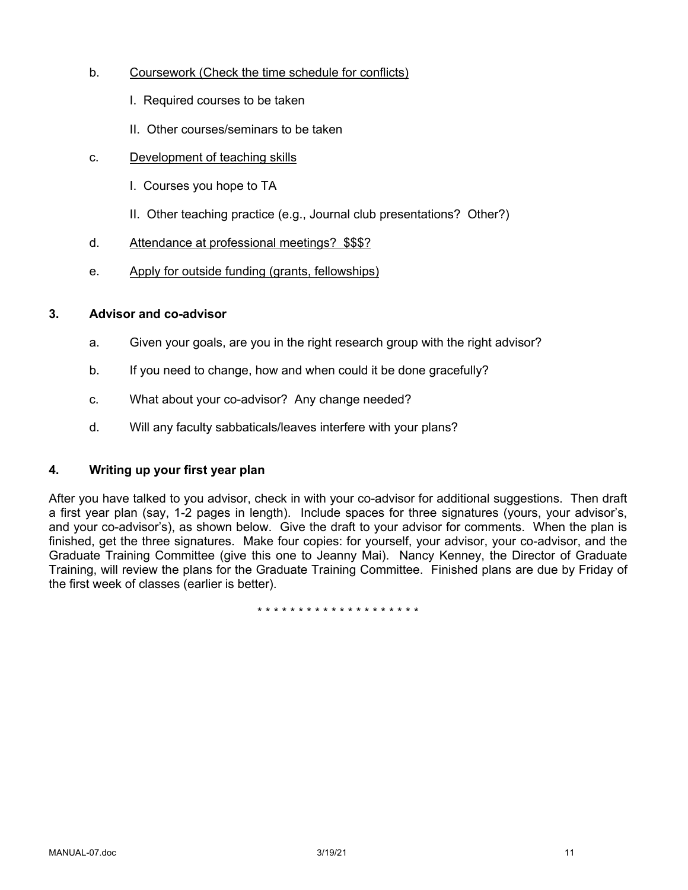b. Coursework (Check the time schedule for conflicts)

   I. Required courses to be taken

   II. Other courses/seminars to be taken

c. Development of teaching skills

   I. Courses you hope to TA

   II. Other teaching practice (e.g., Journal club presentations? Other?)

d. Attendance at professional meetings? $$$?

e. Apply for outside funding (grants, fellowships)

### 3. Advisor and co-advisor

a. Given your goals, are you in the right research group with the right advisor?

b. If you need to change, how and when could it be done gracefully?

c. What about your co-advisor? Any change needed?

d. Will any faculty sabbaticals/leaves interfere with your plans?

### 4. Writing up your first year plan

After you have talked to you advisor, check in with your co-advisor for additional suggestions. Then draft a first year plan (say, 1-2 pages in length). Include spaces for three signatures (yours, your advisor's, and your co-advisor's), as shown below. Give the draft to your advisor for comments. When the plan is finished, get the three signatures. Make four copies: for yourself, your advisor, your co-advisor, and the Graduate Training Committee (give this one to Jeanny Mai). Nancy Kenney, the Director of Graduate Training, will review the plans for the Graduate Training Committee. Finished plans are due by Friday of the first week of classes (earlier is better).

* * * * * * * * * * * * * * * * * * * *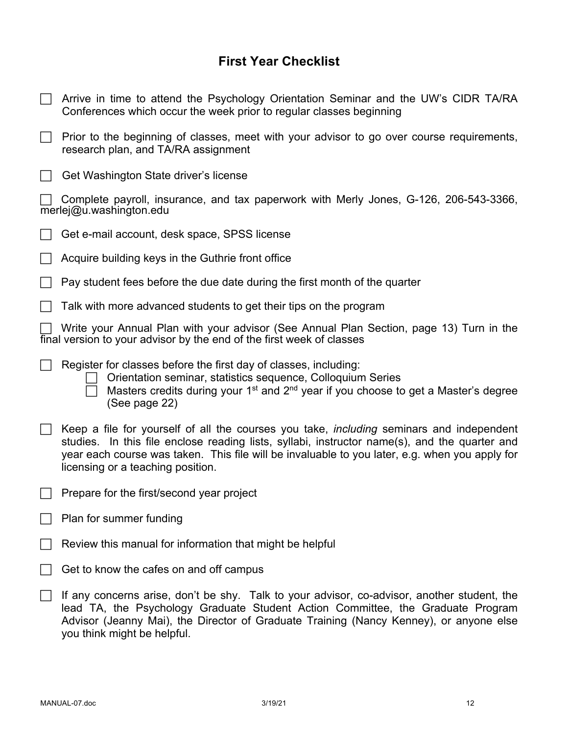# First Year Checklist

- [ ] Arrive in time to attend the Psychology Orientation Seminar and the UW's CIDR TA/RA Conferences which occur the week prior to regular classes beginning
- [ ] Prior to the beginning of classes, meet with your advisor to go over course requirements, research plan, and TA/RA assignment
- [ ] Get Washington State driver's license
- [ ] Complete payroll, insurance, and tax paperwork with Merly Jones, G-126, 206-543-3366, merlej@u.washington.edu
- [ ] Get e-mail account, desk space, SPSS license
- [ ] Acquire building keys in the Guthrie front office
- [ ] Pay student fees before the due date during the first month of the quarter
- [ ] Talk with more advanced students to get their tips on the program
- [ ] Write your Annual Plan with your advisor (See Annual Plan Section, page 13) Turn in the final version to your advisor by the end of the first week of classes
- [ ] Register for classes before the first day of classes, including:
  - [ ] Orientation seminar, statistics sequence, Colloquium Series
  - [ ] Masters credits during your 1st and 2nd year if you choose to get a Master's degree (See page 22)
- [ ] Keep a file for yourself of all the courses you take, *including* seminars and independent studies. In this file enclose reading lists, syllabi, instructor name(s), and the quarter and year each course was taken. This file will be invaluable to you later, e.g. when you apply for licensing or a teaching position.
- [ ] Prepare for the first/second year project
- [ ] Plan for summer funding
- [ ] Review this manual for information that might be helpful
- [ ] Get to know the cafes on and off campus
- [ ] If any concerns arise, don't be shy. Talk to your advisor, co-advisor, another student, the lead TA, the Psychology Graduate Student Action Committee, the Graduate Program Advisor (Jeanny Mai), the Director of Graduate Training (Nancy Kenney), or anyone else you think might be helpful.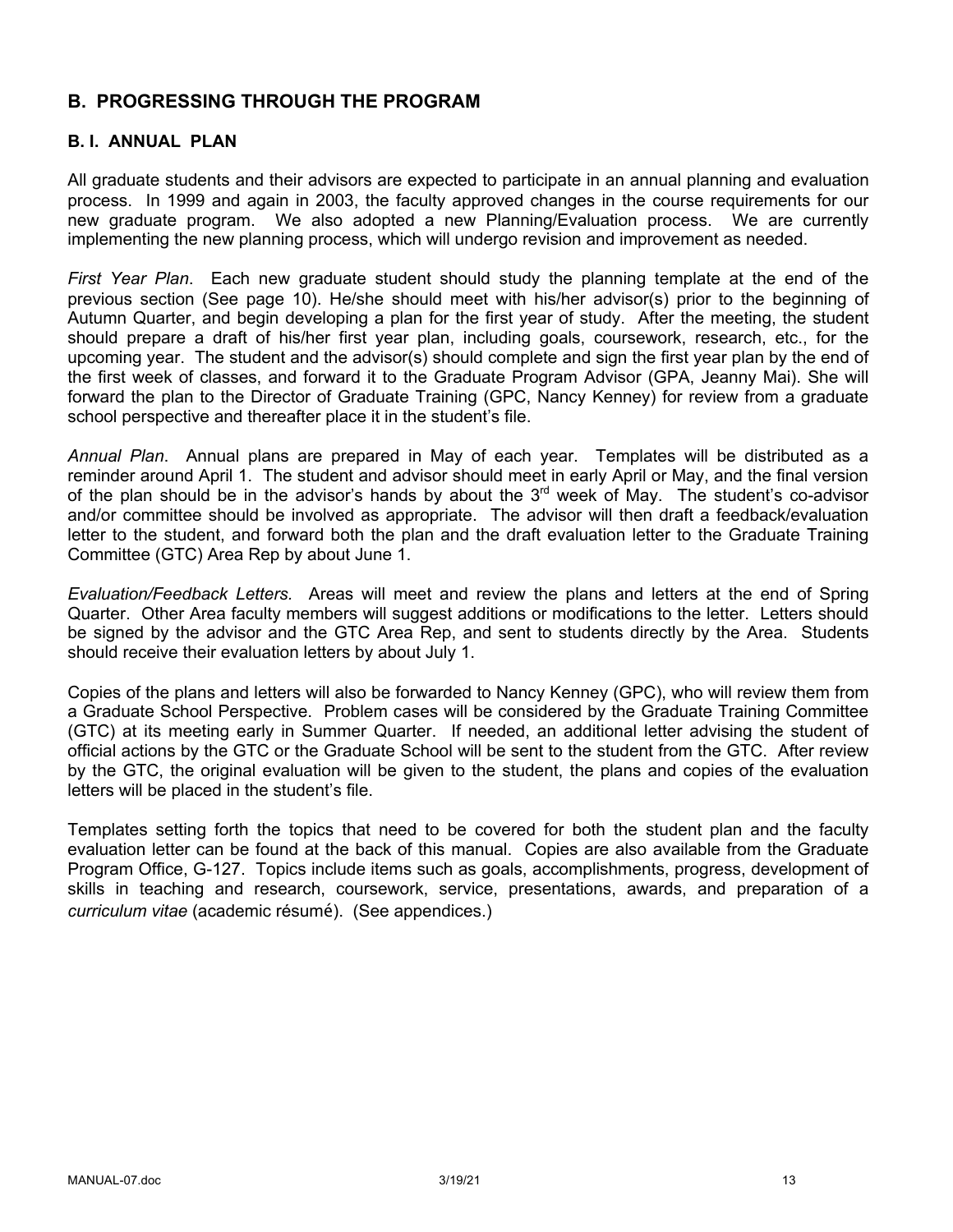## B. PROGRESSING THROUGH THE PROGRAM

### B. I. ANNUAL PLAN

All graduate students and their advisors are expected to participate in an annual planning and evaluation process. In 1999 and again in 2003, the faculty approved changes in the course requirements for our new graduate program. We also adopted a new Planning/Evaluation process. We are currently implementing the new planning process, which will undergo revision and improvement as needed.

*First Year Plan*. Each new graduate student should study the planning template at the end of the previous section (See page 10). He/she should meet with his/her advisor(s) prior to the beginning of Autumn Quarter, and begin developing a plan for the first year of study. After the meeting, the student should prepare a draft of his/her first year plan, including goals, coursework, research, etc., for the upcoming year. The student and the advisor(s) should complete and sign the first year plan by the end of the first week of classes, and forward it to the Graduate Program Advisor (GPA, Jeanny Mai). She will forward the plan to the Director of Graduate Training (GPC, Nancy Kenney) for review from a graduate school perspective and thereafter place it in the student's file.

*Annual Plan*. Annual plans are prepared in May of each year. Templates will be distributed as a reminder around April 1. The student and advisor should meet in early April or May, and the final version of the plan should be in the advisor's hands by about the 3rd week of May. The student's co-advisor and/or committee should be involved as appropriate. The advisor will then draft a feedback/evaluation letter to the student, and forward both the plan and the draft evaluation letter to the Graduate Training Committee (GTC) Area Rep by about June 1.

*Evaluation/Feedback Letters.* Areas will meet and review the plans and letters at the end of Spring Quarter. Other Area faculty members will suggest additions or modifications to the letter. Letters should be signed by the advisor and the GTC Area Rep, and sent to students directly by the Area. Students should receive their evaluation letters by about July 1.

Copies of the plans and letters will also be forwarded to Nancy Kenney (GPC), who will review them from a Graduate School Perspective. Problem cases will be considered by the Graduate Training Committee (GTC) at its meeting early in Summer Quarter. If needed, an additional letter advising the student of official actions by the GTC or the Graduate School will be sent to the student from the GTC. After review by the GTC, the original evaluation will be given to the student, the plans and copies of the evaluation letters will be placed in the student's file.

Templates setting forth the topics that need to be covered for both the student plan and the faculty evaluation letter can be found at the back of this manual. Copies are also available from the Graduate Program Office, G-127. Topics include items such as goals, accomplishments, progress, development of skills in teaching and research, coursework, service, presentations, awards, and preparation of a *curriculum vitae* (academic résumé). (See appendices.)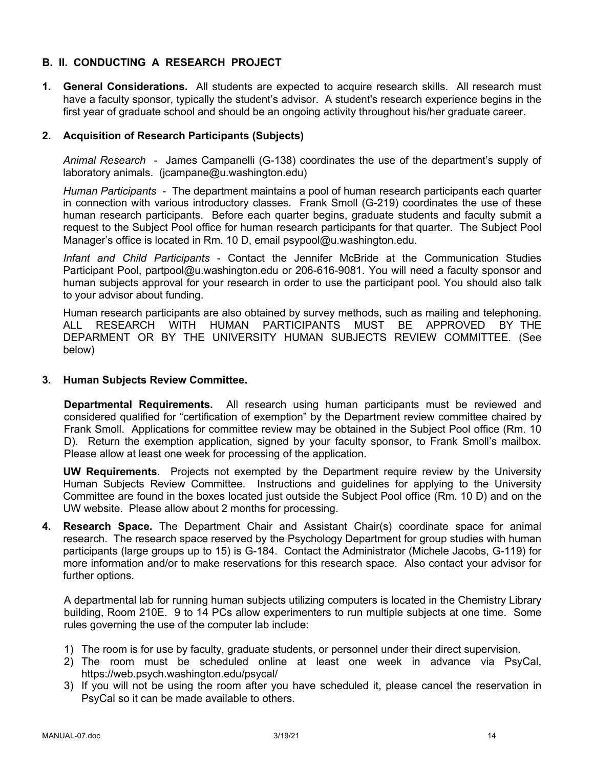## B. II. CONDUCTING A RESEARCH PROJECT

1. **General Considerations.** All students are expected to acquire research skills. All research must have a faculty sponsor, typically the student's advisor. A student's research experience begins in the first year of graduate school and should be an ongoing activity throughout his/her graduate career.

2. **Acquisition of Research Participants (Subjects)**

   *Animal Research* - James Campanelli (G-138) coordinates the use of the department's supply of laboratory animals. (jcampane@u.washington.edu)

   *Human Participants* - The department maintains a pool of human research participants each quarter in connection with various introductory classes. Frank Smoll (G-219) coordinates the use of these human research participants. Before each quarter begins, graduate students and faculty submit a request to the Subject Pool office for human research participants for that quarter. The Subject Pool Manager's office is located in Rm. 10 D, email psypool@u.washington.edu.

   *Infant and Child Participants* - Contact the Jennifer McBride at the Communication Studies Participant Pool, partpool@u.washington.edu or 206-616-9081. You will need a faculty sponsor and human subjects approval for your research in order to use the participant pool. You should also talk to your advisor about funding.

   Human research participants are also obtained by survey methods, such as mailing and telephoning. ALL RESEARCH WITH HUMAN PARTICIPANTS MUST BE APPROVED BY THE DEPARMENT OR BY THE UNIVERSITY HUMAN SUBJECTS REVIEW COMMITTEE. (See below)

3. **Human Subjects Review Committee.**

   **Departmental Requirements.** All research using human participants must be reviewed and considered qualified for "certification of exemption" by the Department review committee chaired by Frank Smoll. Applications for committee review may be obtained in the Subject Pool office (Rm. 10 D). Return the exemption application, signed by your faculty sponsor, to Frank Smoll's mailbox. Please allow at least one week for processing of the application.

   **UW Requirements**. Projects not exempted by the Department require review by the University Human Subjects Review Committee. Instructions and guidelines for applying to the University Committee are found in the boxes located just outside the Subject Pool office (Rm. 10 D) and on the UW website. Please allow about 2 months for processing.

4. **Research Space.** The Department Chair and Assistant Chair(s) coordinate space for animal research. The research space reserved by the Psychology Department for group studies with human participants (large groups up to 15) is G-184. Contact the Administrator (Michele Jacobs, G-119) for more information and/or to make reservations for this research space. Also contact your advisor for further options.

   A departmental lab for running human subjects utilizing computers is located in the Chemistry Library building, Room 210E. 9 to 14 PCs allow experimenters to run multiple subjects at one time. Some rules governing the use of the computer lab include:

   1) The room is for use by faculty, graduate students, or personnel under their direct supervision.
   2) The room must be scheduled online at least one week in advance via PsyCal, https://web.psych.washington.edu/psycal/
   3) If you will not be using the room after you have scheduled it, please cancel the reservation in PsyCal so it can be made available to others.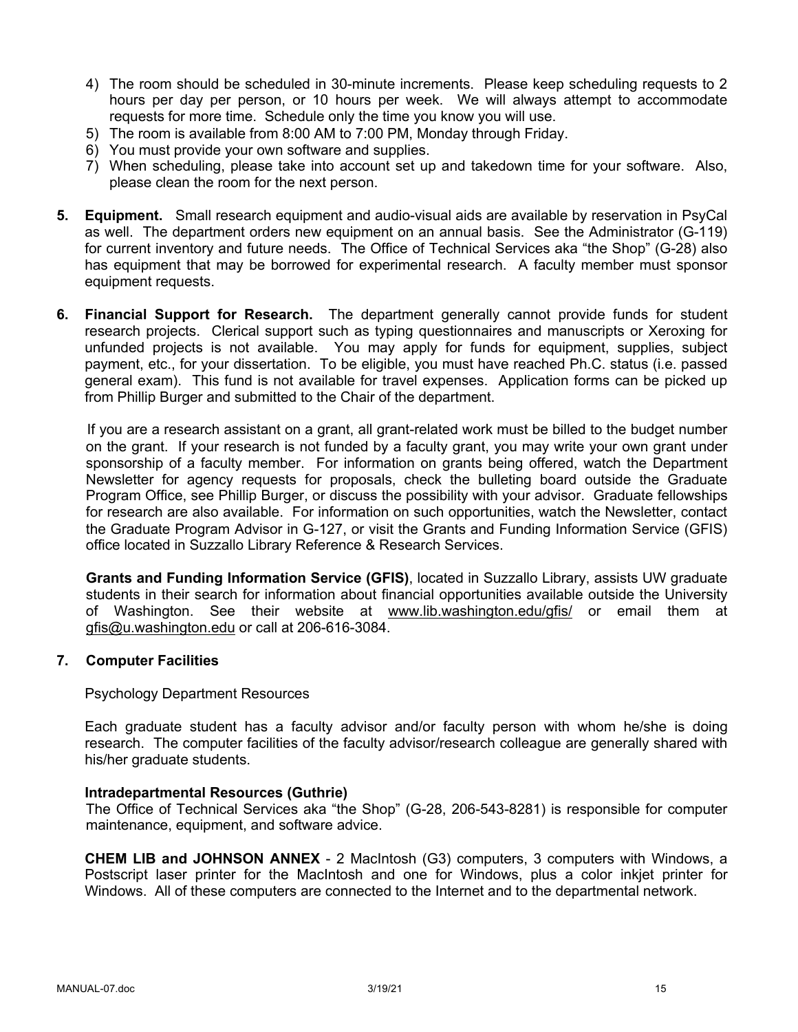4) The room should be scheduled in 30-minute increments. Please keep scheduling requests to 2 hours per day per person, or 10 hours per week. We will always attempt to accommodate requests for more time. Schedule only the time you know you will use.
5) The room is available from 8:00 AM to 7:00 PM, Monday through Friday.
6) You must provide your own software and supplies.
7) When scheduling, please take into account set up and takedown time for your software. Also, please clean the room for the next person.

**5. Equipment.** Small research equipment and audio-visual aids are available by reservation in PsyCal as well. The department orders new equipment on an annual basis. See the Administrator (G-119) for current inventory and future needs. The Office of Technical Services aka "the Shop" (G-28) also has equipment that may be borrowed for experimental research. A faculty member must sponsor equipment requests.

**6. Financial Support for Research.** The department generally cannot provide funds for student research projects. Clerical support such as typing questionnaires and manuscripts or Xeroxing for unfunded projects is not available. You may apply for funds for equipment, supplies, subject payment, etc., for your dissertation. To be eligible, you must have reached Ph.C. status (i.e. passed general exam). This fund is not available for travel expenses. Application forms can be picked up from Phillip Burger and submitted to the Chair of the department.

If you are a research assistant on a grant, all grant-related work must be billed to the budget number on the grant. If your research is not funded by a faculty grant, you may write your own grant under sponsorship of a faculty member. For information on grants being offered, watch the Department Newsletter for agency requests for proposals, check the bulleting board outside the Graduate Program Office, see Phillip Burger, or discuss the possibility with your advisor. Graduate fellowships for research are also available. For information on such opportunities, watch the Newsletter, contact the Graduate Program Advisor in G-127, or visit the Grants and Funding Information Service (GFIS) office located in Suzzallo Library Reference & Research Services.

**Grants and Funding Information Service (GFIS)**, located in Suzzallo Library, assists UW graduate students in their search for information about financial opportunities available outside the University of Washington. See their website at www.lib.washington.edu/gfis/ or email them at gfis@u.washington.edu or call at 206-616-3084.

**7. Computer Facilities**

Psychology Department Resources

Each graduate student has a faculty advisor and/or faculty person with whom he/she is doing research. The computer facilities of the faculty advisor/research colleague are generally shared with his/her graduate students.

**Intradepartmental Resources (Guthrie)**

The Office of Technical Services aka "the Shop" (G-28, 206-543-8281) is responsible for computer maintenance, equipment, and software advice.

**CHEM LIB and JOHNSON ANNEX** - 2 MacIntosh (G3) computers, 3 computers with Windows, a Postscript laser printer for the MacIntosh and one for Windows, plus a color inkjet printer for Windows. All of these computers are connected to the Internet and to the departmental network.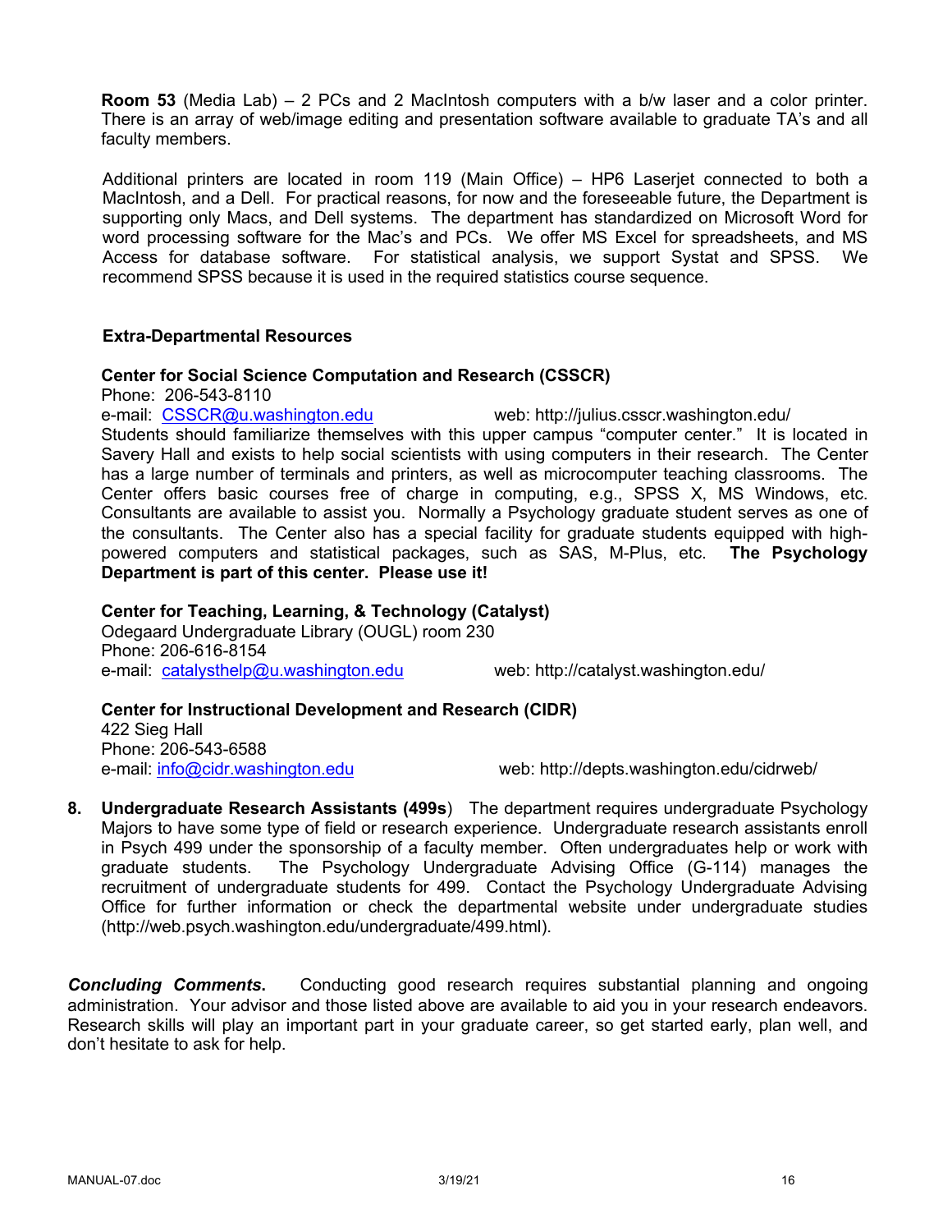**Room 53** (Media Lab) – 2 PCs and 2 MacIntosh computers with a b/w laser and a color printer. There is an array of web/image editing and presentation software available to graduate TA's and all faculty members.

Additional printers are located in room 119 (Main Office) – HP6 Laserjet connected to both a MacIntosh, and a Dell. For practical reasons, for now and the foreseeable future, the Department is supporting only Macs, and Dell systems. The department has standardized on Microsoft Word for word processing software for the Mac's and PCs. We offer MS Excel for spreadsheets, and MS Access for database software. For statistical analysis, we support Systat and SPSS. We recommend SPSS because it is used in the required statistics course sequence.

**Extra-Departmental Resources**

**Center for Social Science Computation and Research (CSSCR)**
Phone: 206-543-8110
e-mail: CSSCR@u.washington.edu web: http://julius.csscr.washington.edu/
Students should familiarize themselves with this upper campus "computer center." It is located in Savery Hall and exists to help social scientists with using computers in their research. The Center has a large number of terminals and printers, as well as microcomputer teaching classrooms. The Center offers basic courses free of charge in computing, e.g., SPSS X, MS Windows, etc. Consultants are available to assist you. Normally a Psychology graduate student serves as one of the consultants. The Center also has a special facility for graduate students equipped with high-powered computers and statistical packages, such as SAS, M-Plus, etc. **The Psychology Department is part of this center. Please use it!**

**Center for Teaching, Learning, & Technology (Catalyst)**
Odegaard Undergraduate Library (OUGL) room 230
Phone: 206-616-8154
e-mail: catalysthelp@u.washington.edu web: http://catalyst.washington.edu/

**Center for Instructional Development and Research (CIDR)**
422 Sieg Hall
Phone: 206-543-6588
e-mail: info@cidr.washington.edu web: http://depts.washington.edu/cidrweb/

8. **Undergraduate Research Assistants (499s**) The department requires undergraduate Psychology Majors to have some type of field or research experience. Undergraduate research assistants enroll in Psych 499 under the sponsorship of a faculty member. Often undergraduates help or work with graduate students. The Psychology Undergraduate Advising Office (G-114) manages the recruitment of undergraduate students for 499. Contact the Psychology Undergraduate Advising Office for further information or check the departmental website under undergraduate studies (http://web.psych.washington.edu/undergraduate/499.html).

***Concluding Comments.*** Conducting good research requires substantial planning and ongoing administration. Your advisor and those listed above are available to aid you in your research endeavors. Research skills will play an important part in your graduate career, so get started early, plan well, and don't hesitate to ask for help.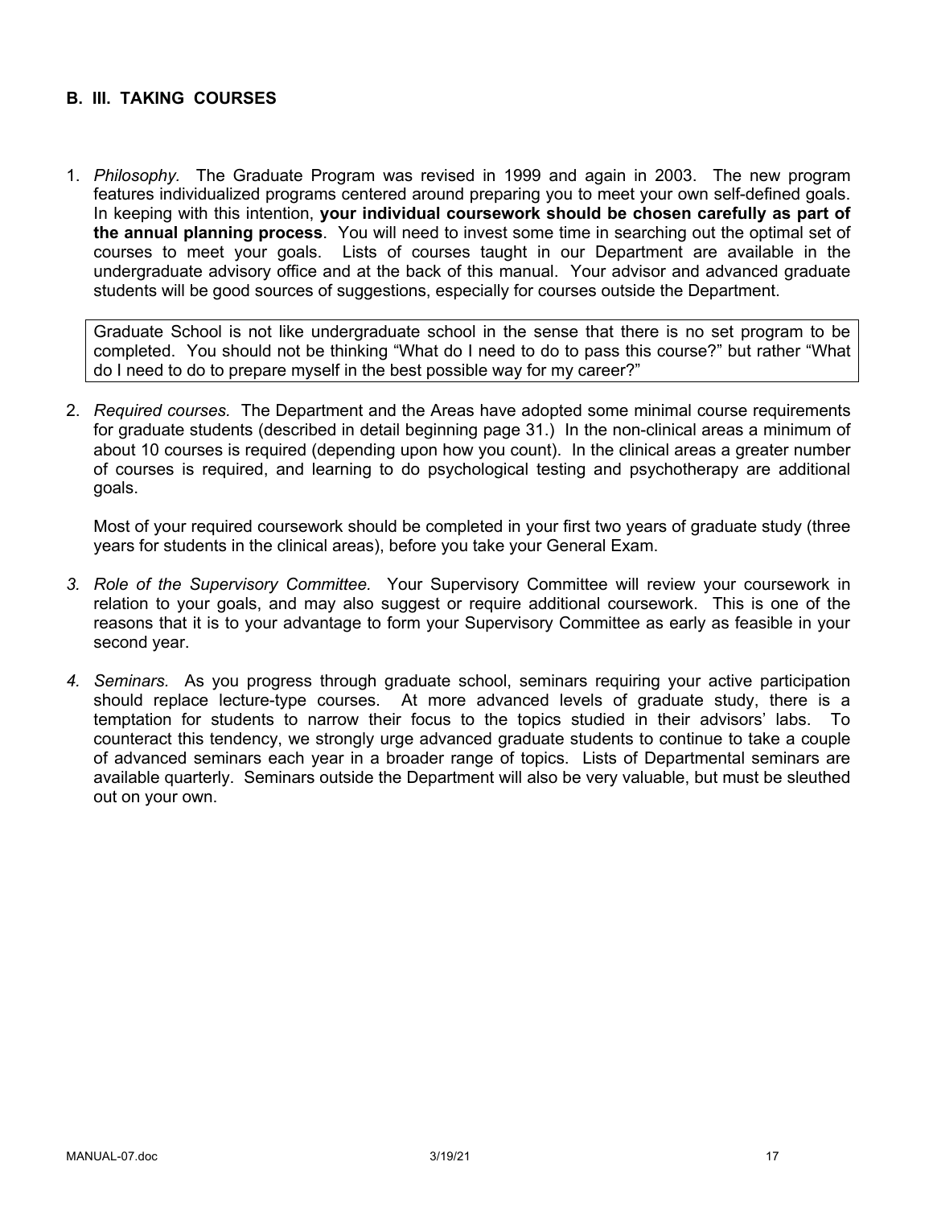## B. III. TAKING COURSES

1. *Philosophy.* The Graduate Program was revised in 1999 and again in 2003. The new program features individualized programs centered around preparing you to meet your own self-defined goals. In keeping with this intention, **your individual coursework should be chosen carefully as part of the annual planning process**. You will need to invest some time in searching out the optimal set of courses to meet your goals. Lists of courses taught in our Department are available in the undergraduate advisory office and at the back of this manual. Your advisor and advanced graduate students will be good sources of suggestions, especially for courses outside the Department.

   > Graduate School is not like undergraduate school in the sense that there is no set program to be completed. You should not be thinking "What do I need to do to pass this course?" but rather "What do I need to do to prepare myself in the best possible way for my career?"

2. *Required courses.* The Department and the Areas have adopted some minimal course requirements for graduate students (described in detail beginning page 31.) In the non-clinical areas a minimum of about 10 courses is required (depending upon how you count). In the clinical areas a greater number of courses is required, and learning to do psychological testing and psychotherapy are additional goals.

   Most of your required coursework should be completed in your first two years of graduate study (three years for students in the clinical areas), before you take your General Exam.

3. *Role of the Supervisory Committee.* Your Supervisory Committee will review your coursework in relation to your goals, and may also suggest or require additional coursework. This is one of the reasons that it is to your advantage to form your Supervisory Committee as early as feasible in your second year.

4. *Seminars.* As you progress through graduate school, seminars requiring your active participation should replace lecture-type courses. At more advanced levels of graduate study, there is a temptation for students to narrow their focus to the topics studied in their advisors' labs. To counteract this tendency, we strongly urge advanced graduate students to continue to take a couple of advanced seminars each year in a broader range of topics. Lists of Departmental seminars are available quarterly. Seminars outside the Department will also be very valuable, but must be sleuthed out on your own.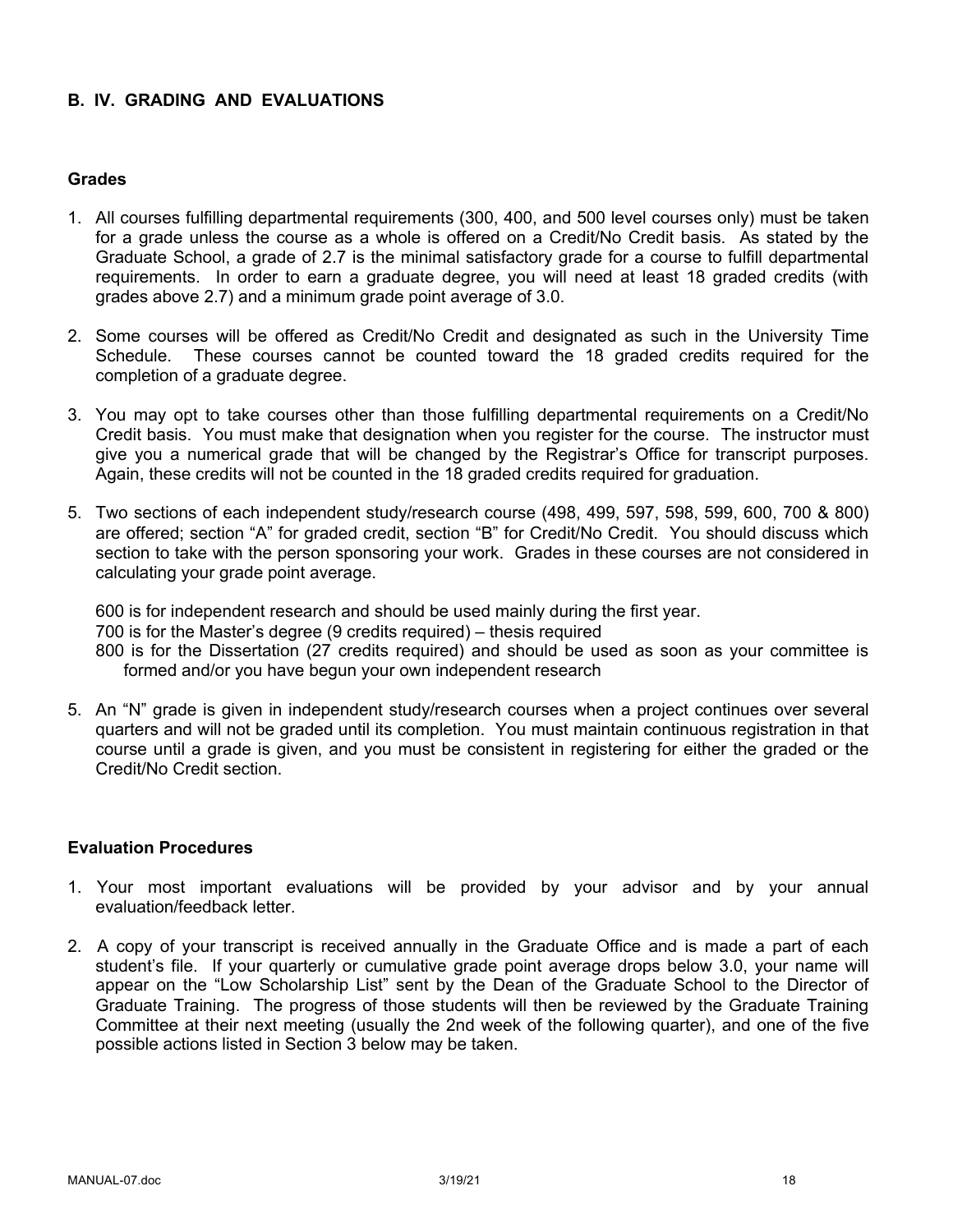## B. IV. GRADING AND EVALUATIONS

### Grades

1. All courses fulfilling departmental requirements (300, 400, and 500 level courses only) must be taken for a grade unless the course as a whole is offered on a Credit/No Credit basis. As stated by the Graduate School, a grade of 2.7 is the minimal satisfactory grade for a course to fulfill departmental requirements. In order to earn a graduate degree, you will need at least 18 graded credits (with grades above 2.7) and a minimum grade point average of 3.0.

2. Some courses will be offered as Credit/No Credit and designated as such in the University Time Schedule. These courses cannot be counted toward the 18 graded credits required for the completion of a graduate degree.

3. You may opt to take courses other than those fulfilling departmental requirements on a Credit/No Credit basis. You must make that designation when you register for the course. The instructor must give you a numerical grade that will be changed by the Registrar's Office for transcript purposes. Again, these credits will not be counted in the 18 graded credits required for graduation.

5. Two sections of each independent study/research course (498, 499, 597, 598, 599, 600, 700 & 800) are offered; section "A" for graded credit, section "B" for Credit/No Credit. You should discuss which section to take with the person sponsoring your work. Grades in these courses are not considered in calculating your grade point average.

   600 is for independent research and should be used mainly during the first year.
   700 is for the Master's degree (9 credits required) – thesis required
   800 is for the Dissertation (27 credits required) and should be used as soon as your committee is formed and/or you have begun your own independent research

5. An "N" grade is given in independent study/research courses when a project continues over several quarters and will not be graded until its completion. You must maintain continuous registration in that course until a grade is given, and you must be consistent in registering for either the graded or the Credit/No Credit section.

### Evaluation Procedures

1. Your most important evaluations will be provided by your advisor and by your annual evaluation/feedback letter.

2. A copy of your transcript is received annually in the Graduate Office and is made a part of each student's file. If your quarterly or cumulative grade point average drops below 3.0, your name will appear on the "Low Scholarship List" sent by the Dean of the Graduate School to the Director of Graduate Training. The progress of those students will then be reviewed by the Graduate Training Committee at their next meeting (usually the 2nd week of the following quarter), and one of the five possible actions listed in Section 3 below may be taken.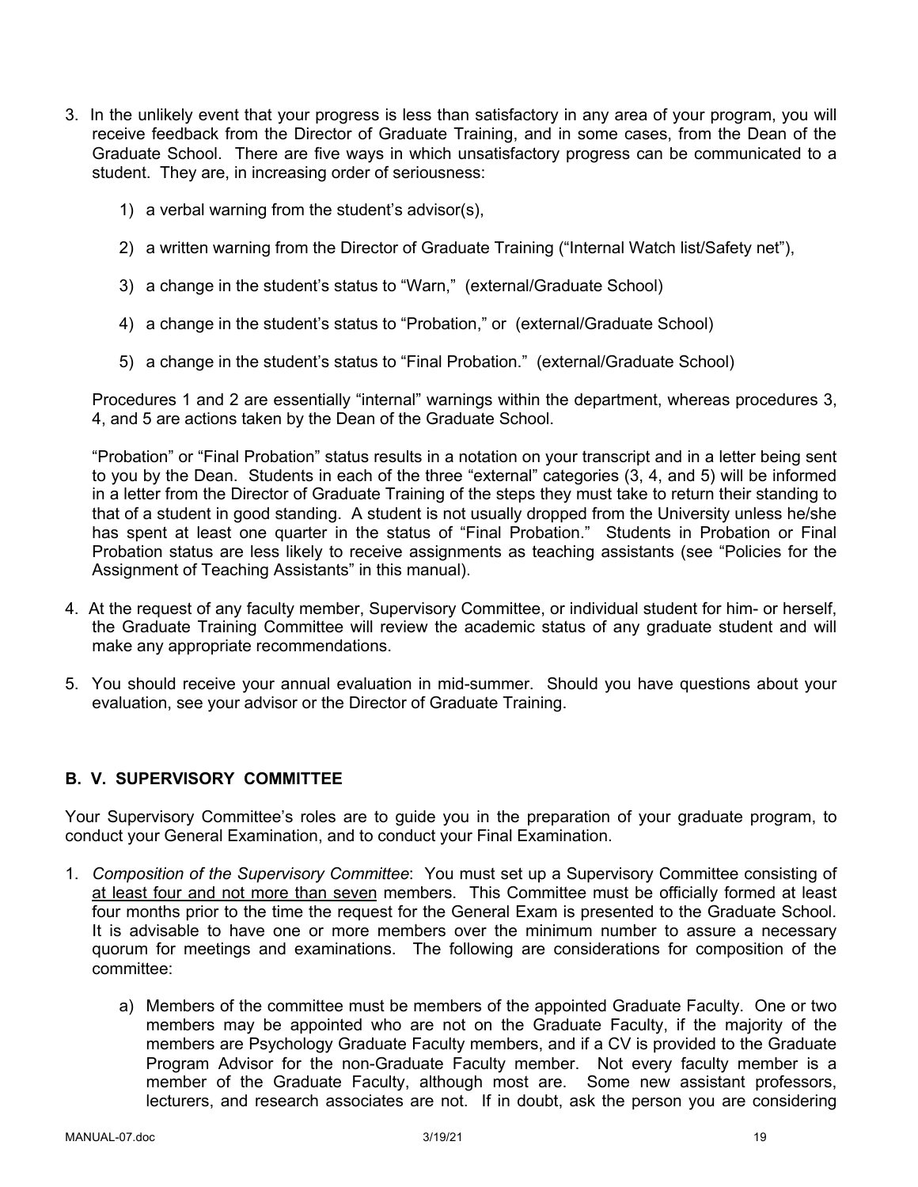3. In the unlikely event that your progress is less than satisfactory in any area of your program, you will receive feedback from the Director of Graduate Training, and in some cases, from the Dean of the Graduate School. There are five ways in which unsatisfactory progress can be communicated to a student. They are, in increasing order of seriousness:

    1) a verbal warning from the student's advisor(s),

    2) a written warning from the Director of Graduate Training ("Internal Watch list/Safety net"),

    3) a change in the student's status to "Warn," (external/Graduate School)

    4) a change in the student's status to "Probation," or (external/Graduate School)

    5) a change in the student's status to "Final Probation." (external/Graduate School)

    Procedures 1 and 2 are essentially "internal" warnings within the department, whereas procedures 3, 4, and 5 are actions taken by the Dean of the Graduate School.

    "Probation" or "Final Probation" status results in a notation on your transcript and in a letter being sent to you by the Dean. Students in each of the three "external" categories (3, 4, and 5) will be informed in a letter from the Director of Graduate Training of the steps they must take to return their standing to that of a student in good standing. A student is not usually dropped from the University unless he/she has spent at least one quarter in the status of "Final Probation." Students in Probation or Final Probation status are less likely to receive assignments as teaching assistants (see "Policies for the Assignment of Teaching Assistants" in this manual).

4. At the request of any faculty member, Supervisory Committee, or individual student for him- or herself, the Graduate Training Committee will review the academic status of any graduate student and will make any appropriate recommendations.

5. You should receive your annual evaluation in mid-summer. Should you have questions about your evaluation, see your advisor or the Director of Graduate Training.

## B. V. SUPERVISORY COMMITTEE

Your Supervisory Committee's roles are to guide you in the preparation of your graduate program, to conduct your General Examination, and to conduct your Final Examination.

1. *Composition of the Supervisory Committee*: You must set up a Supervisory Committee consisting of <u>at least four and not more than seven</u> members. This Committee must be officially formed at least four months prior to the time the request for the General Exam is presented to the Graduate School. It is advisable to have one or more members over the minimum number to assure a necessary quorum for meetings and examinations. The following are considerations for composition of the committee:

    a) Members of the committee must be members of the appointed Graduate Faculty. One or two members may be appointed who are not on the Graduate Faculty, if the majority of the members are Psychology Graduate Faculty members, and if a CV is provided to the Graduate Program Advisor for the non-Graduate Faculty member. Not every faculty member is a member of the Graduate Faculty, although most are. Some new assistant professors, lecturers, and research associates are not. If in doubt, ask the person you are considering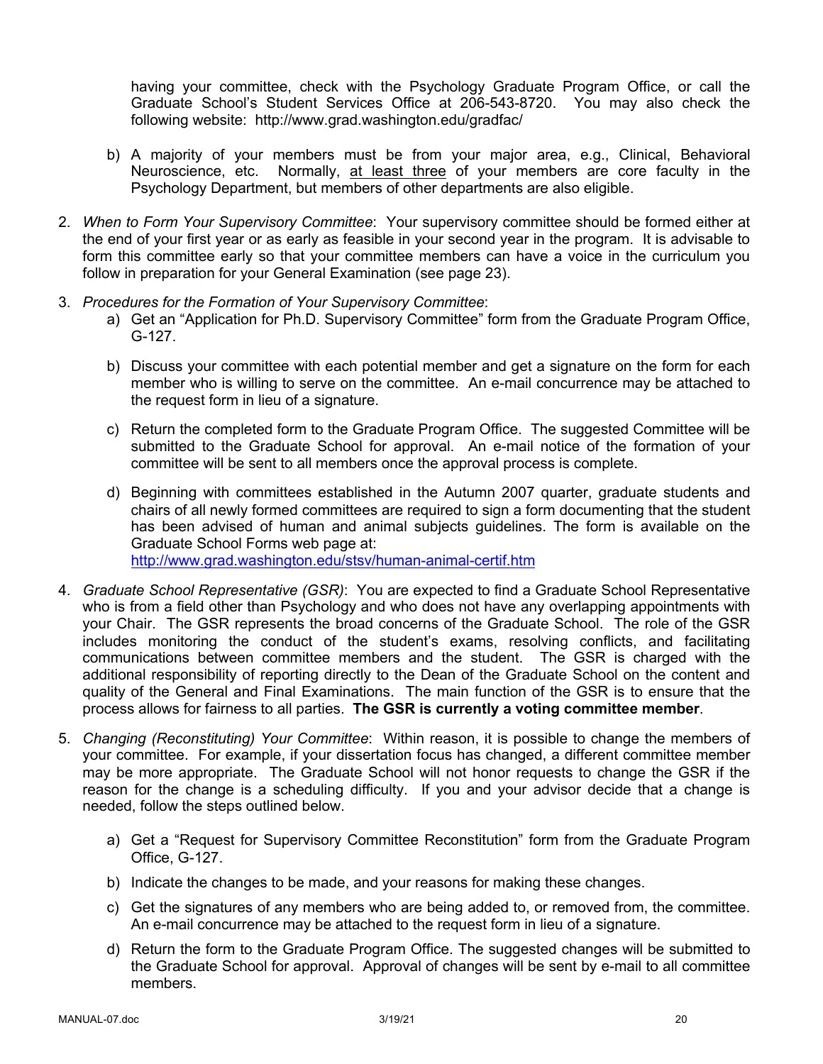having your committee, check with the Psychology Graduate Program Office, or call the Graduate School's Student Services Office at 206-543-8720. You may also check the following website: http://www.grad.washington.edu/gradfac/

b) A majority of your members must be from your major area, e.g., Clinical, Behavioral Neuroscience, etc. Normally, <u>at least three</u> of your members are core faculty in the Psychology Department, but members of other departments are also eligible.

2. *When to Form Your Supervisory Committee*: Your supervisory committee should be formed either at the end of your first year or as early as feasible in your second year in the program. It is advisable to form this committee early so that your committee members can have a voice in the curriculum you follow in preparation for your General Examination (see page 23).

3. *Procedures for the Formation of Your Supervisory Committee*:
   a) Get an "Application for Ph.D. Supervisory Committee" form from the Graduate Program Office, G-127.

   b) Discuss your committee with each potential member and get a signature on the form for each member who is willing to serve on the committee. An e-mail concurrence may be attached to the request form in lieu of a signature.

   c) Return the completed form to the Graduate Program Office. The suggested Committee will be submitted to the Graduate School for approval. An e-mail notice of the formation of your committee will be sent to all members once the approval process is complete.

   d) Beginning with committees established in the Autumn 2007 quarter, graduate students and chairs of all newly formed committees are required to sign a form documenting that the student has been advised of human and animal subjects guidelines. The form is available on the Graduate School Forms web page at: http://www.grad.washington.edu/stsv/human-animal-certif.htm

4. *Graduate School Representative (GSR)*: You are expected to find a Graduate School Representative who is from a field other than Psychology and who does not have any overlapping appointments with your Chair. The GSR represents the broad concerns of the Graduate School. The role of the GSR includes monitoring the conduct of the student's exams, resolving conflicts, and facilitating communications between committee members and the student. The GSR is charged with the additional responsibility of reporting directly to the Dean of the Graduate School on the content and quality of the General and Final Examinations. The main function of the GSR is to ensure that the process allows for fairness to all parties. **The GSR is currently a voting committee member**.

5. *Changing (Reconstituting) Your Committee*: Within reason, it is possible to change the members of your committee. For example, if your dissertation focus has changed, a different committee member may be more appropriate. The Graduate School will not honor requests to change the GSR if the reason for the change is a scheduling difficulty. If you and your advisor decide that a change is needed, follow the steps outlined below.

   a) Get a "Request for Supervisory Committee Reconstitution" form from the Graduate Program Office, G-127.

   b) Indicate the changes to be made, and your reasons for making these changes.

   c) Get the signatures of any members who are being added to, or removed from, the committee. An e-mail concurrence may be attached to the request form in lieu of a signature.

   d) Return the form to the Graduate Program Office. The suggested changes will be submitted to the Graduate School for approval. Approval of changes will be sent by e-mail to all committee members.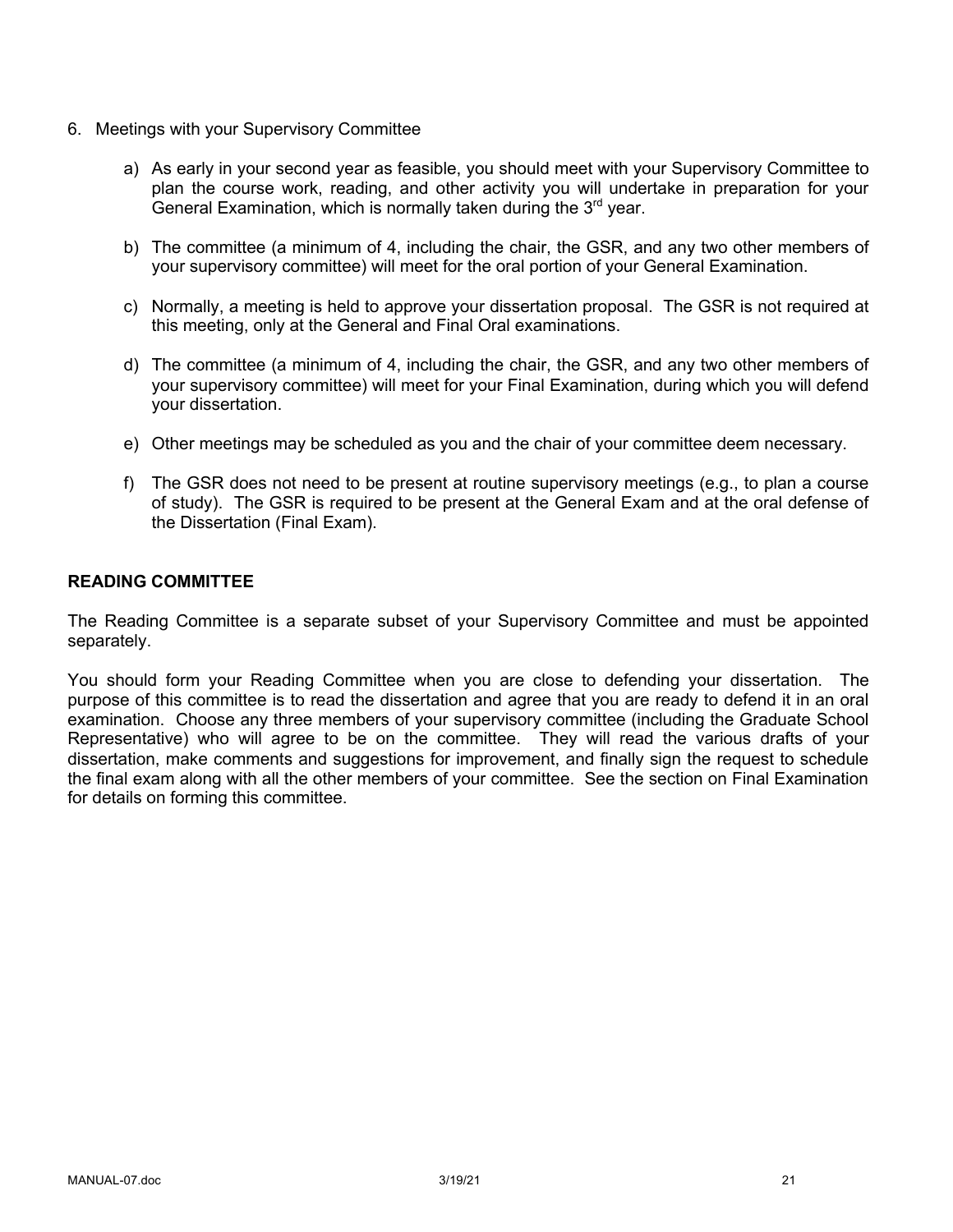6. Meetings with your Supervisory Committee

    a) As early in your second year as feasible, you should meet with your Supervisory Committee to plan the course work, reading, and other activity you will undertake in preparation for your General Examination, which is normally taken during the 3rd year.

    b) The committee (a minimum of 4, including the chair, the GSR, and any two other members of your supervisory committee) will meet for the oral portion of your General Examination.

    c) Normally, a meeting is held to approve your dissertation proposal. The GSR is not required at this meeting, only at the General and Final Oral examinations.

    d) The committee (a minimum of 4, including the chair, the GSR, and any two other members of your supervisory committee) will meet for your Final Examination, during which you will defend your dissertation.

    e) Other meetings may be scheduled as you and the chair of your committee deem necessary.

    f) The GSR does not need to be present at routine supervisory meetings (e.g., to plan a course of study). The GSR is required to be present at the General Exam and at the oral defense of the Dissertation (Final Exam).

## READING COMMITTEE

The Reading Committee is a separate subset of your Supervisory Committee and must be appointed separately.

You should form your Reading Committee when you are close to defending your dissertation. The purpose of this committee is to read the dissertation and agree that you are ready to defend it in an oral examination. Choose any three members of your supervisory committee (including the Graduate School Representative) who will agree to be on the committee. They will read the various drafts of your dissertation, make comments and suggestions for improvement, and finally sign the request to schedule the final exam along with all the other members of your committee. See the section on Final Examination for details on forming this committee.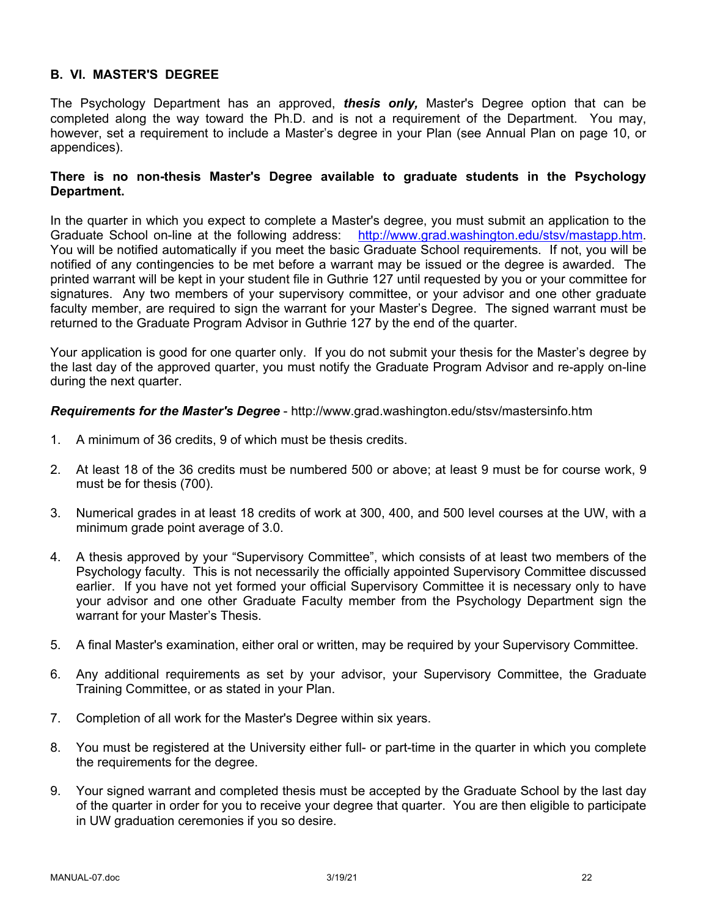## B. VI. MASTER'S DEGREE

The Psychology Department has an approved, ***thesis only,*** Master's Degree option that can be completed along the way toward the Ph.D. and is not a requirement of the Department. You may, however, set a requirement to include a Master's degree in your Plan (see Annual Plan on page 10, or appendices).

**There is no non-thesis Master's Degree available to graduate students in the Psychology Department.**

In the quarter in which you expect to complete a Master's degree, you must submit an application to the Graduate School on-line at the following address: http://www.grad.washington.edu/stsv/mastapp.htm. You will be notified automatically if you meet the basic Graduate School requirements. If not, you will be notified of any contingencies to be met before a warrant may be issued or the degree is awarded. The printed warrant will be kept in your student file in Guthrie 127 until requested by you or your committee for signatures. Any two members of your supervisory committee, or your advisor and one other graduate faculty member, are required to sign the warrant for your Master's Degree. The signed warrant must be returned to the Graduate Program Advisor in Guthrie 127 by the end of the quarter.

Your application is good for one quarter only. If you do not submit your thesis for the Master's degree by the last day of the approved quarter, you must notify the Graduate Program Advisor and re-apply on-line during the next quarter.

***Requirements for the Master's Degree*** - http://www.grad.washington.edu/stsv/mastersinfo.htm

1. A minimum of 36 credits, 9 of which must be thesis credits.
2. At least 18 of the 36 credits must be numbered 500 or above; at least 9 must be for course work, 9 must be for thesis (700).
3. Numerical grades in at least 18 credits of work at 300, 400, and 500 level courses at the UW, with a minimum grade point average of 3.0.
4. A thesis approved by your "Supervisory Committee", which consists of at least two members of the Psychology faculty. This is not necessarily the officially appointed Supervisory Committee discussed earlier. If you have not yet formed your official Supervisory Committee it is necessary only to have your advisor and one other Graduate Faculty member from the Psychology Department sign the warrant for your Master's Thesis.
5. A final Master's examination, either oral or written, may be required by your Supervisory Committee.
6. Any additional requirements as set by your advisor, your Supervisory Committee, the Graduate Training Committee, or as stated in your Plan.
7. Completion of all work for the Master's Degree within six years.
8. You must be registered at the University either full- or part-time in the quarter in which you complete the requirements for the degree.
9. Your signed warrant and completed thesis must be accepted by the Graduate School by the last day of the quarter in order for you to receive your degree that quarter. You are then eligible to participate in UW graduation ceremonies if you so desire.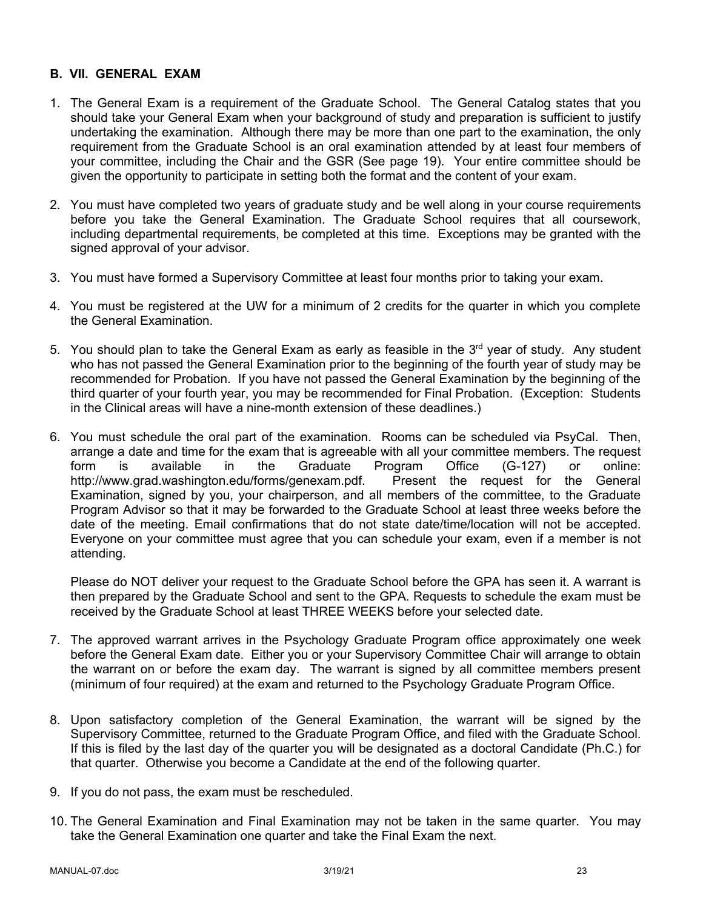## B. VII. GENERAL EXAM

1. The General Exam is a requirement of the Graduate School. The General Catalog states that you should take your General Exam when your background of study and preparation is sufficient to justify undertaking the examination. Although there may be more than one part to the examination, the only requirement from the Graduate School is an oral examination attended by at least four members of your committee, including the Chair and the GSR (See page 19). Your entire committee should be given the opportunity to participate in setting both the format and the content of your exam.

2. You must have completed two years of graduate study and be well along in your course requirements before you take the General Examination. The Graduate School requires that all coursework, including departmental requirements, be completed at this time. Exceptions may be granted with the signed approval of your advisor.

3. You must have formed a Supervisory Committee at least four months prior to taking your exam.

4. You must be registered at the UW for a minimum of 2 credits for the quarter in which you complete the General Examination.

5. You should plan to take the General Exam as early as feasible in the 3rd year of study. Any student who has not passed the General Examination prior to the beginning of the fourth year of study may be recommended for Probation. If you have not passed the General Examination by the beginning of the third quarter of your fourth year, you may be recommended for Final Probation. (Exception: Students in the Clinical areas will have a nine-month extension of these deadlines.)

6. You must schedule the oral part of the examination. Rooms can be scheduled via PsyCal. Then, arrange a date and time for the exam that is agreeable with all your committee members. The request form is available in the Graduate Program Office (G-127) or online: http://www.grad.washington.edu/forms/genexam.pdf. Present the request for the General Examination, signed by you, your chairperson, and all members of the committee, to the Graduate Program Advisor so that it may be forwarded to the Graduate School at least three weeks before the date of the meeting. Email confirmations that do not state date/time/location will not be accepted. Everyone on your committee must agree that you can schedule your exam, even if a member is not attending.

   Please do NOT deliver your request to the Graduate School before the GPA has seen it. A warrant is then prepared by the Graduate School and sent to the GPA. Requests to schedule the exam must be received by the Graduate School at least THREE WEEKS before your selected date.

7. The approved warrant arrives in the Psychology Graduate Program office approximately one week before the General Exam date. Either you or your Supervisory Committee Chair will arrange to obtain the warrant on or before the exam day. The warrant is signed by all committee members present (minimum of four required) at the exam and returned to the Psychology Graduate Program Office.

8. Upon satisfactory completion of the General Examination, the warrant will be signed by the Supervisory Committee, returned to the Graduate Program Office, and filed with the Graduate School. If this is filed by the last day of the quarter you will be designated as a doctoral Candidate (Ph.C.) for that quarter. Otherwise you become a Candidate at the end of the following quarter.

9. If you do not pass, the exam must be rescheduled.

10. The General Examination and Final Examination may not be taken in the same quarter. You may take the General Examination one quarter and take the Final Exam the next.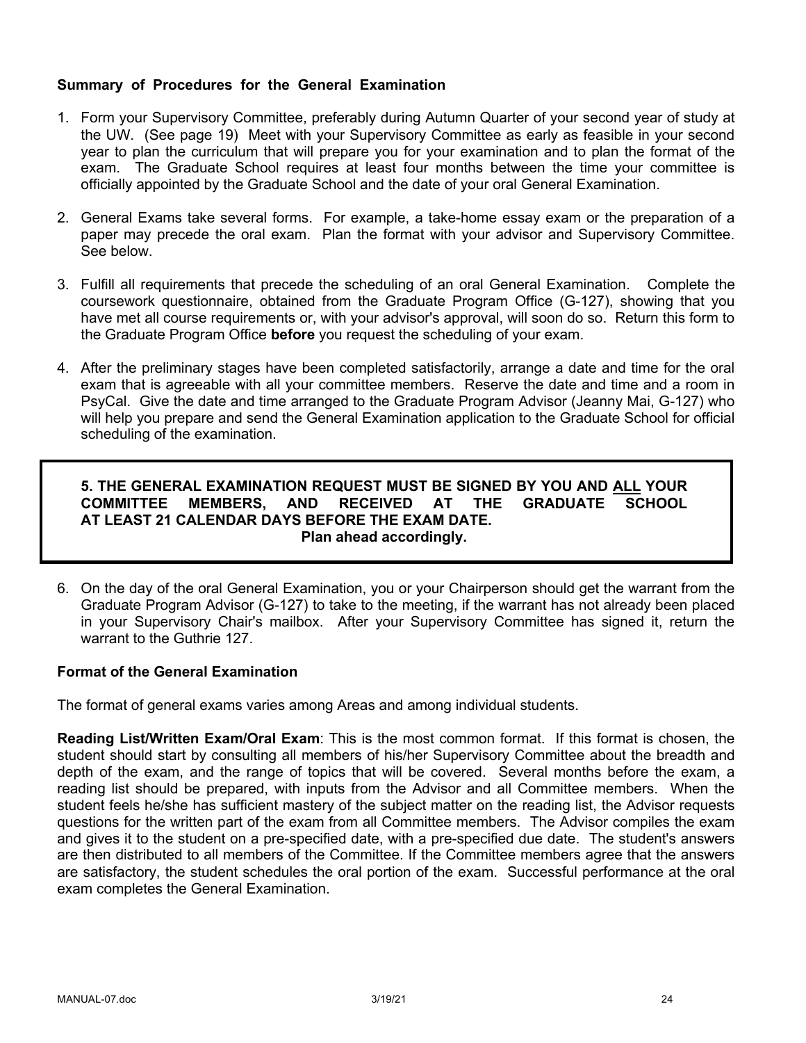### Summary of Procedures for the General Examination

1. Form your Supervisory Committee, preferably during Autumn Quarter of your second year of study at the UW. (See page 19) Meet with your Supervisory Committee as early as feasible in your second year to plan the curriculum that will prepare you for your examination and to plan the format of the exam. The Graduate School requires at least four months between the time your committee is officially appointed by the Graduate School and the date of your oral General Examination.

2. General Exams take several forms. For example, a take-home essay exam or the preparation of a paper may precede the oral exam. Plan the format with your advisor and Supervisory Committee. See below.

3. Fulfill all requirements that precede the scheduling of an oral General Examination. Complete the coursework questionnaire, obtained from the Graduate Program Office (G-127), showing that you have met all course requirements or, with your advisor's approval, will soon do so. Return this form to the Graduate Program Office **before** you request the scheduling of your exam.

4. After the preliminary stages have been completed satisfactorily, arrange a date and time for the oral exam that is agreeable with all your committee members. Reserve the date and time and a room in PsyCal. Give the date and time arranged to the Graduate Program Advisor (Jeanny Mai, G-127) who will help you prepare and send the General Examination application to the Graduate School for official scheduling of the examination.

5. **THE GENERAL EXAMINATION REQUEST MUST BE SIGNED BY YOU AND <u>ALL</u> YOUR COMMITTEE MEMBERS, AND RECEIVED AT THE GRADUATE SCHOOL AT LEAST 21 CALENDAR DAYS BEFORE THE EXAM DATE.**
**Plan ahead accordingly.**

6. On the day of the oral General Examination, you or your Chairperson should get the warrant from the Graduate Program Advisor (G-127) to take to the meeting, if the warrant has not already been placed in your Supervisory Chair's mailbox. After your Supervisory Committee has signed it, return the warrant to the Guthrie 127.

### Format of the General Examination

The format of general exams varies among Areas and among individual students.

**Reading List/Written Exam/Oral Exam**: This is the most common format. If this format is chosen, the student should start by consulting all members of his/her Supervisory Committee about the breadth and depth of the exam, and the range of topics that will be covered. Several months before the exam, a reading list should be prepared, with inputs from the Advisor and all Committee members. When the student feels he/she has sufficient mastery of the subject matter on the reading list, the Advisor requests questions for the written part of the exam from all Committee members. The Advisor compiles the exam and gives it to the student on a pre-specified date, with a pre-specified due date. The student's answers are then distributed to all members of the Committee. If the Committee members agree that the answers are satisfactory, the student schedules the oral portion of the exam. Successful performance at the oral exam completes the General Examination.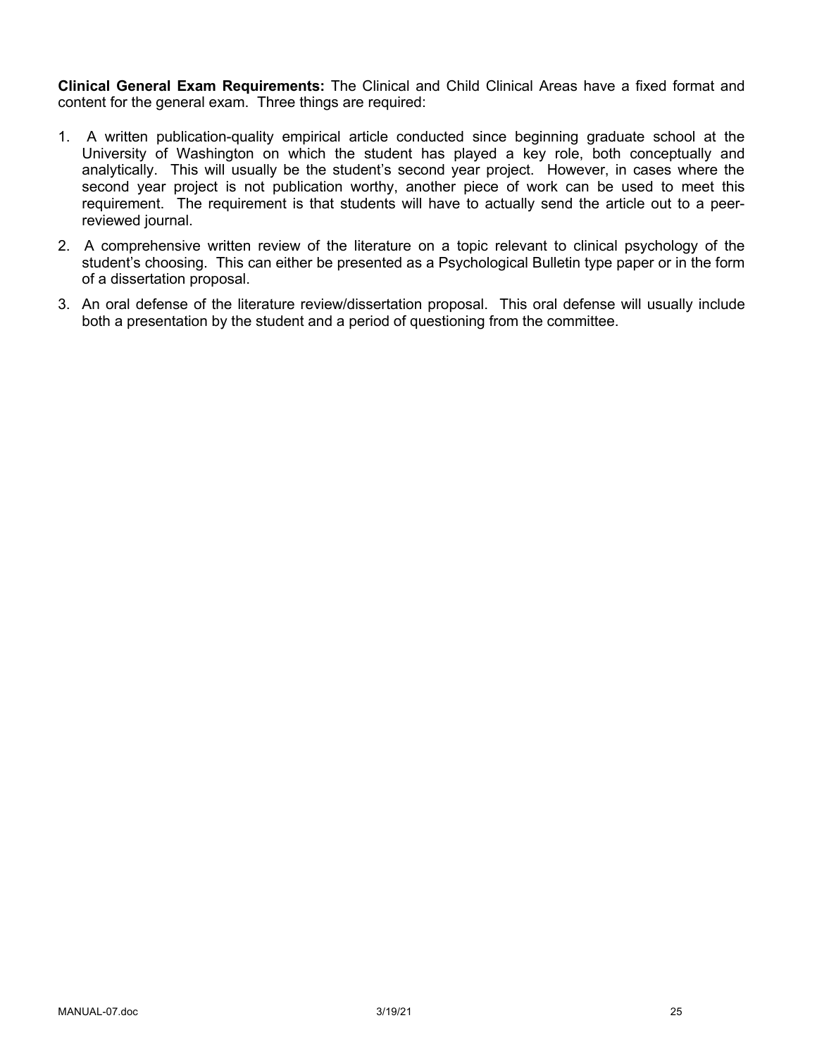**Clinical General Exam Requirements:** The Clinical and Child Clinical Areas have a fixed format and content for the general exam. Three things are required:

1. A written publication-quality empirical article conducted since beginning graduate school at the University of Washington on which the student has played a key role, both conceptually and analytically. This will usually be the student's second year project. However, in cases where the second year project is not publication worthy, another piece of work can be used to meet this requirement. The requirement is that students will have to actually send the article out to a peer-reviewed journal.
2. A comprehensive written review of the literature on a topic relevant to clinical psychology of the student's choosing. This can either be presented as a Psychological Bulletin type paper or in the form of a dissertation proposal.
3. An oral defense of the literature review/dissertation proposal. This oral defense will usually include both a presentation by the student and a period of questioning from the committee.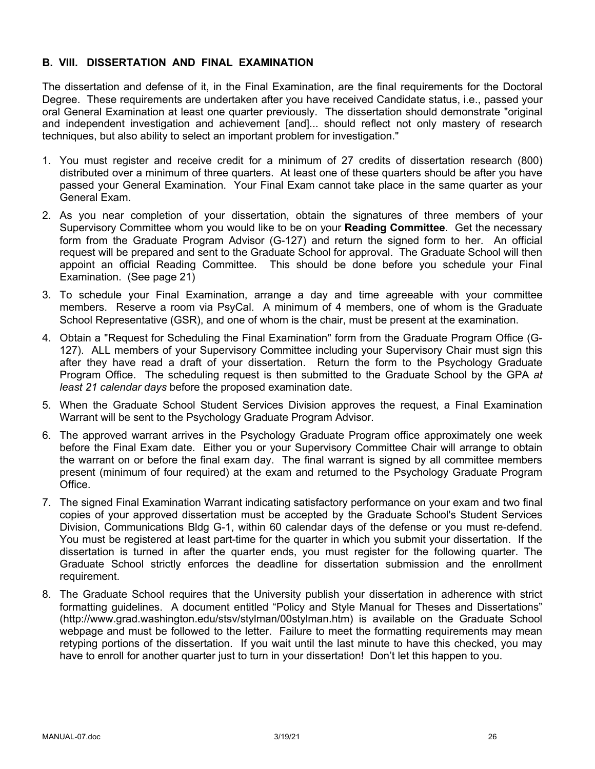## B. VIII. DISSERTATION AND FINAL EXAMINATION

The dissertation and defense of it, in the Final Examination, are the final requirements for the Doctoral Degree. These requirements are undertaken after you have received Candidate status, i.e., passed your oral General Examination at least one quarter previously. The dissertation should demonstrate "original and independent investigation and achievement [and]... should reflect not only mastery of research techniques, but also ability to select an important problem for investigation."

1. You must register and receive credit for a minimum of 27 credits of dissertation research (800) distributed over a minimum of three quarters. At least one of these quarters should be after you have passed your General Examination. Your Final Exam cannot take place in the same quarter as your General Exam.
2. As you near completion of your dissertation, obtain the signatures of three members of your Supervisory Committee whom you would like to be on your **Reading Committee**. Get the necessary form from the Graduate Program Advisor (G-127) and return the signed form to her. An official request will be prepared and sent to the Graduate School for approval. The Graduate School will then appoint an official Reading Committee. This should be done before you schedule your Final Examination. (See page 21)
3. To schedule your Final Examination, arrange a day and time agreeable with your committee members. Reserve a room via PsyCal. A minimum of 4 members, one of whom is the Graduate School Representative (GSR), and one of whom is the chair, must be present at the examination.
4. Obtain a "Request for Scheduling the Final Examination" form from the Graduate Program Office (G-127). ALL members of your Supervisory Committee including your Supervisory Chair must sign this after they have read a draft of your dissertation. Return the form to the Psychology Graduate Program Office. The scheduling request is then submitted to the Graduate School by the GPA *at least 21 calendar days* before the proposed examination date.
5. When the Graduate School Student Services Division approves the request, a Final Examination Warrant will be sent to the Psychology Graduate Program Advisor.
6. The approved warrant arrives in the Psychology Graduate Program office approximately one week before the Final Exam date. Either you or your Supervisory Committee Chair will arrange to obtain the warrant on or before the final exam day. The final warrant is signed by all committee members present (minimum of four required) at the exam and returned to the Psychology Graduate Program Office.
7. The signed Final Examination Warrant indicating satisfactory performance on your exam and two final copies of your approved dissertation must be accepted by the Graduate School's Student Services Division, Communications Bldg G-1, within 60 calendar days of the defense or you must re-defend. You must be registered at least part-time for the quarter in which you submit your dissertation. If the dissertation is turned in after the quarter ends, you must register for the following quarter. The Graduate School strictly enforces the deadline for dissertation submission and the enrollment requirement.
8. The Graduate School requires that the University publish your dissertation in adherence with strict formatting guidelines. A document entitled "Policy and Style Manual for Theses and Dissertations" (http://www.grad.washington.edu/stsv/stylman/00stylman.htm) is available on the Graduate School webpage and must be followed to the letter. Failure to meet the formatting requirements may mean retyping portions of the dissertation. If you wait until the last minute to have this checked, you may have to enroll for another quarter just to turn in your dissertation! Don't let this happen to you.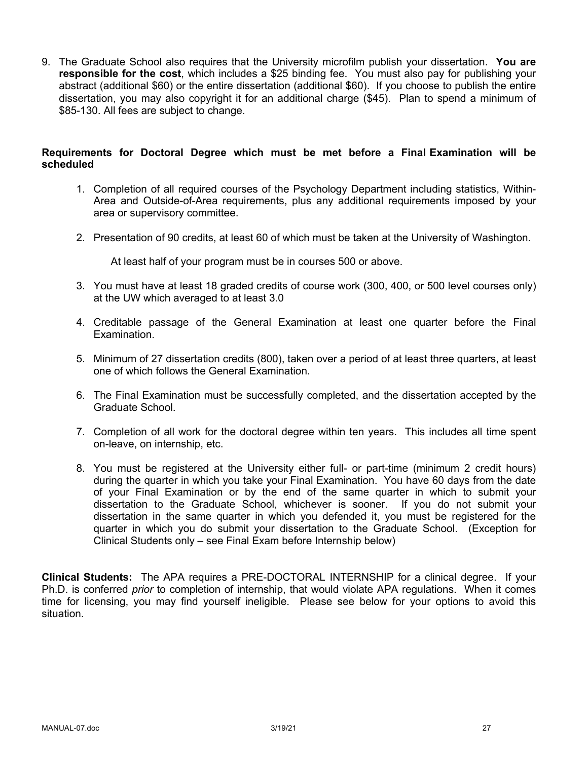9. The Graduate School also requires that the University microfilm publish your dissertation. **You are responsible for the cost**, which includes a $25 binding fee. You must also pay for publishing your abstract (additional $60) or the entire dissertation (additional $60). If you choose to publish the entire dissertation, you may also copyright it for an additional charge ($45). Plan to spend a minimum of $85-130. All fees are subject to change.

**Requirements for Doctoral Degree which must be met before a Final Examination will be scheduled**

1. Completion of all required courses of the Psychology Department including statistics, Within-Area and Outside-of-Area requirements, plus any additional requirements imposed by your area or supervisory committee.

2. Presentation of 90 credits, at least 60 of which must be taken at the University of Washington.

   At least half of your program must be in courses 500 or above.

3. You must have at least 18 graded credits of course work (300, 400, or 500 level courses only) at the UW which averaged to at least 3.0

4. Creditable passage of the General Examination at least one quarter before the Final Examination.

5. Minimum of 27 dissertation credits (800), taken over a period of at least three quarters, at least one of which follows the General Examination.

6. The Final Examination must be successfully completed, and the dissertation accepted by the Graduate School.

7. Completion of all work for the doctoral degree within ten years. This includes all time spent on-leave, on internship, etc.

8. You must be registered at the University either full- or part-time (minimum 2 credit hours) during the quarter in which you take your Final Examination. You have 60 days from the date of your Final Examination or by the end of the same quarter in which to submit your dissertation to the Graduate School, whichever is sooner. If you do not submit your dissertation in the same quarter in which you defended it, you must be registered for the quarter in which you do submit your dissertation to the Graduate School. (Exception for Clinical Students only – see Final Exam before Internship below)

**Clinical Students:** The APA requires a PRE-DOCTORAL INTERNSHIP for a clinical degree. If your Ph.D. is conferred *prior* to completion of internship, that would violate APA regulations. When it comes time for licensing, you may find yourself ineligible. Please see below for your options to avoid this situation.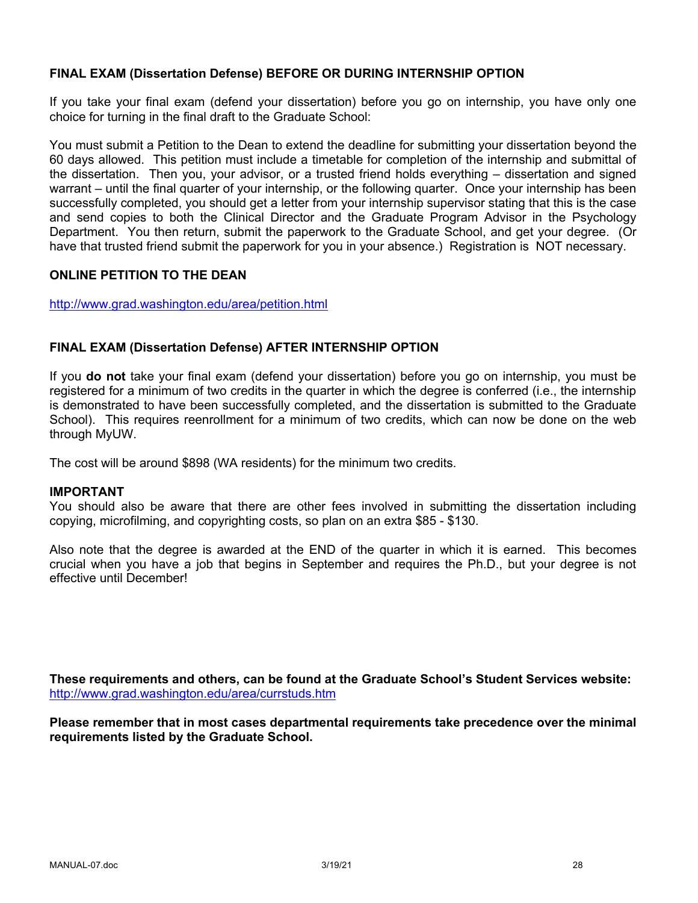## FINAL EXAM (Dissertation Defense) BEFORE OR DURING INTERNSHIP OPTION

If you take your final exam (defend your dissertation) before you go on internship, you have only one choice for turning in the final draft to the Graduate School:

You must submit a Petition to the Dean to extend the deadline for submitting your dissertation beyond the 60 days allowed. This petition must include a timetable for completion of the internship and submittal of the dissertation. Then you, your advisor, or a trusted friend holds everything – dissertation and signed warrant – until the final quarter of your internship, or the following quarter. Once your internship has been successfully completed, you should get a letter from your internship supervisor stating that this is the case and send copies to both the Clinical Director and the Graduate Program Advisor in the Psychology Department. You then return, submit the paperwork to the Graduate School, and get your degree. (Or have that trusted friend submit the paperwork for you in your absence.) Registration is NOT necessary.

## ONLINE PETITION TO THE DEAN

http://www.grad.washington.edu/area/petition.html

## FINAL EXAM (Dissertation Defense) AFTER INTERNSHIP OPTION

If you **do not** take your final exam (defend your dissertation) before you go on internship, you must be registered for a minimum of two credits in the quarter in which the degree is conferred (i.e., the internship is demonstrated to have been successfully completed, and the dissertation is submitted to the Graduate School). This requires reenrollment for a minimum of two credits, which can now be done on the web through MyUW.

The cost will be around $898 (WA residents) for the minimum two credits.

**IMPORTANT**

You should also be aware that there are other fees involved in submitting the dissertation including copying, microfilming, and copyrighting costs, so plan on an extra $85 - $130.

Also note that the degree is awarded at the END of the quarter in which it is earned. This becomes crucial when you have a job that begins in September and requires the Ph.D., but your degree is not effective until December!

**These requirements and others, can be found at the Graduate School's Student Services website:** http://www.grad.washington.edu/area/currstuds.htm

**Please remember that in most cases departmental requirements take precedence over the minimal requirements listed by the Graduate School.**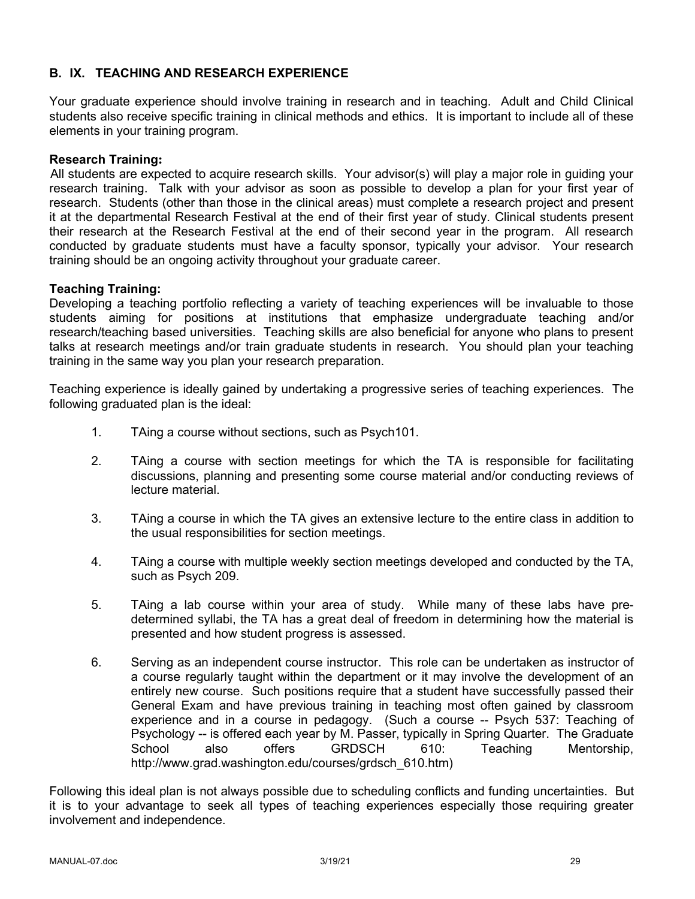## B. IX. TEACHING AND RESEARCH EXPERIENCE

Your graduate experience should involve training in research and in teaching. Adult and Child Clinical students also receive specific training in clinical methods and ethics. It is important to include all of these elements in your training program.

**Research Training:**
All students are expected to acquire research skills. Your advisor(s) will play a major role in guiding your research training. Talk with your advisor as soon as possible to develop a plan for your first year of research. Students (other than those in the clinical areas) must complete a research project and present it at the departmental Research Festival at the end of their first year of study. Clinical students present their research at the Research Festival at the end of their second year in the program. All research conducted by graduate students must have a faculty sponsor, typically your advisor. Your research training should be an ongoing activity throughout your graduate career.

**Teaching Training:**
Developing a teaching portfolio reflecting a variety of teaching experiences will be invaluable to those students aiming for positions at institutions that emphasize undergraduate teaching and/or research/teaching based universities. Teaching skills are also beneficial for anyone who plans to present talks at research meetings and/or train graduate students in research. You should plan your teaching training in the same way you plan your research preparation.

Teaching experience is ideally gained by undertaking a progressive series of teaching experiences. The following graduated plan is the ideal:

1. TAing a course without sections, such as Psych101.

2. TAing a course with section meetings for which the TA is responsible for facilitating discussions, planning and presenting some course material and/or conducting reviews of lecture material.

3. TAing a course in which the TA gives an extensive lecture to the entire class in addition to the usual responsibilities for section meetings.

4. TAing a course with multiple weekly section meetings developed and conducted by the TA, such as Psych 209.

5. TAing a lab course within your area of study. While many of these labs have pre-determined syllabi, the TA has a great deal of freedom in determining how the material is presented and how student progress is assessed.

6. Serving as an independent course instructor. This role can be undertaken as instructor of a course regularly taught within the department or it may involve the development of an entirely new course. Such positions require that a student have successfully passed their General Exam and have previous training in teaching most often gained by classroom experience and in a course in pedagogy. (Such a course -- Psych 537: Teaching of Psychology -- is offered each year by M. Passer, typically in Spring Quarter. The Graduate School also offers GRDSCH 610: Teaching Mentorship, http://www.grad.washington.edu/courses/grdsch_610.htm)

Following this ideal plan is not always possible due to scheduling conflicts and funding uncertainties. But it is to your advantage to seek all types of teaching experiences especially those requiring greater involvement and independence.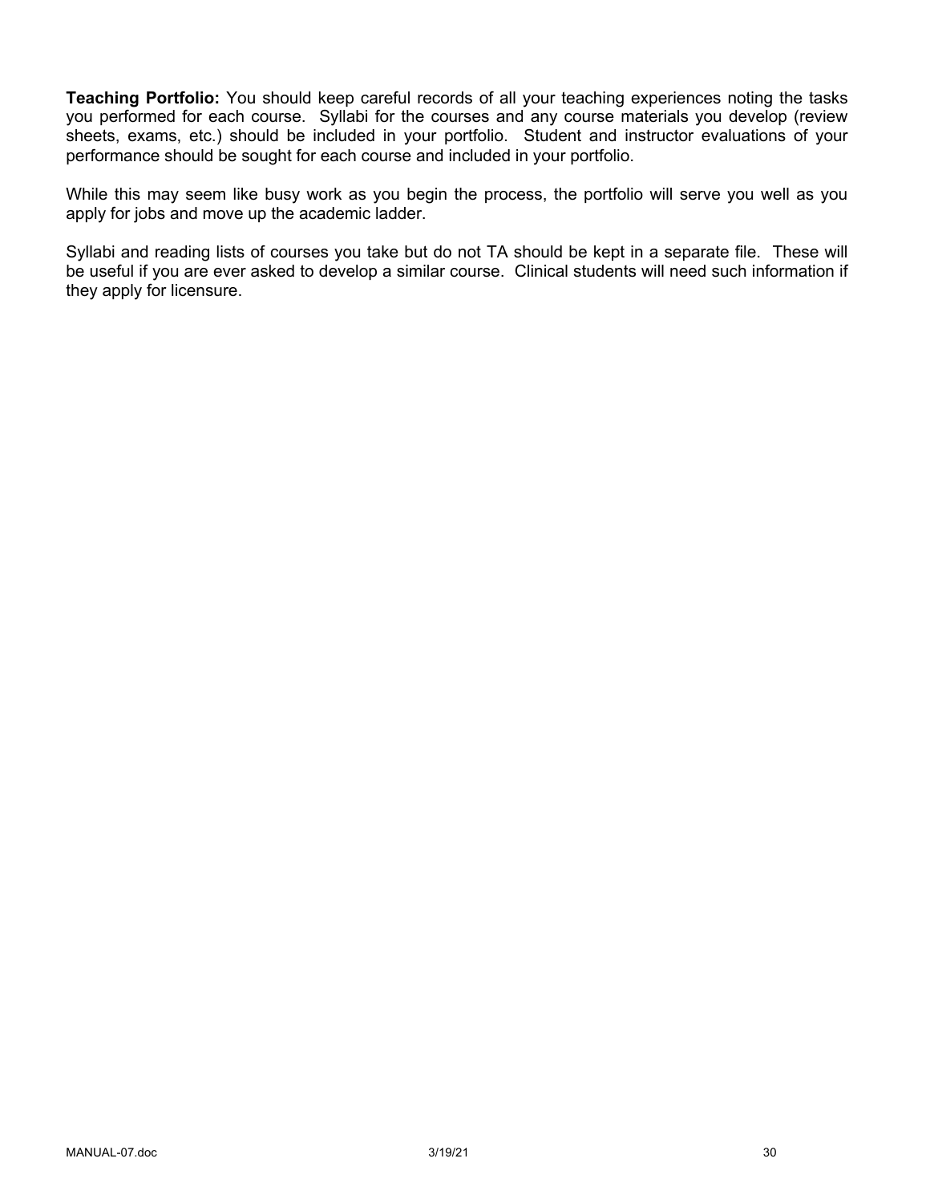**Teaching Portfolio:** You should keep careful records of all your teaching experiences noting the tasks you performed for each course. Syllabi for the courses and any course materials you develop (review sheets, exams, etc.) should be included in your portfolio. Student and instructor evaluations of your performance should be sought for each course and included in your portfolio.

While this may seem like busy work as you begin the process, the portfolio will serve you well as you apply for jobs and move up the academic ladder.

Syllabi and reading lists of courses you take but do not TA should be kept in a separate file. These will be useful if you are ever asked to develop a similar course. Clinical students will need such information if they apply for licensure.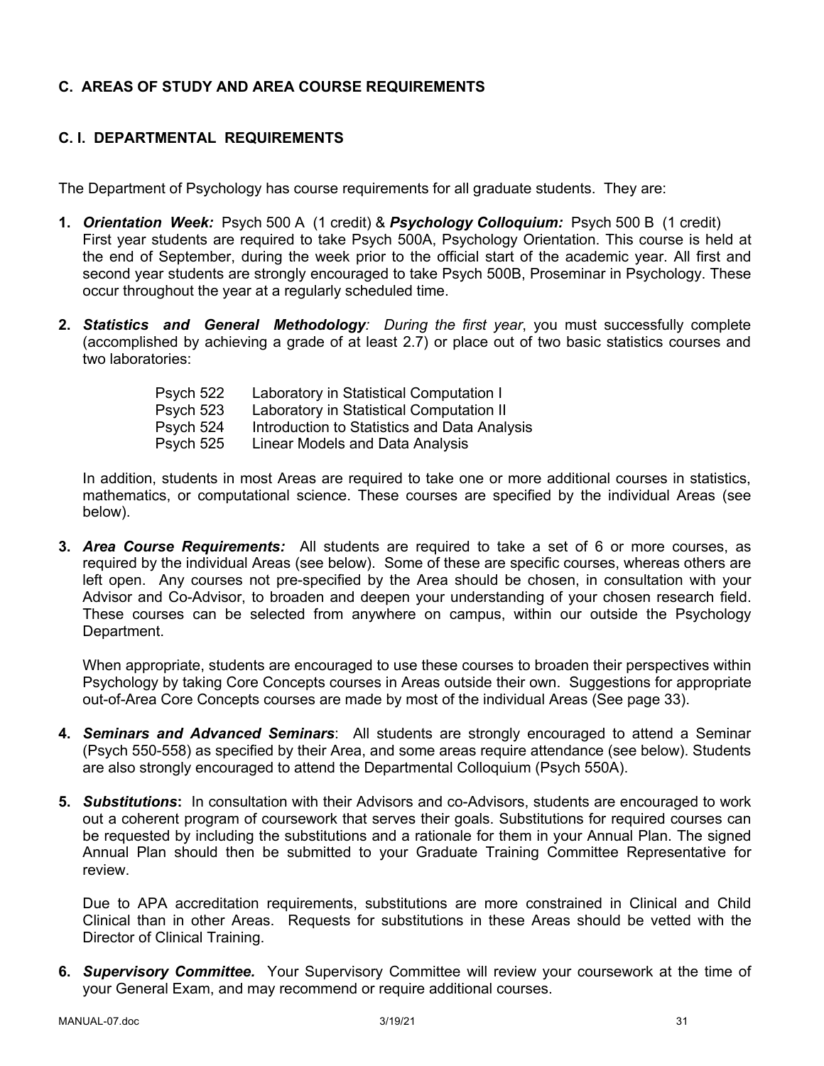## C. AREAS OF STUDY AND AREA COURSE REQUIREMENTS

### C. I. DEPARTMENTAL REQUIREMENTS

The Department of Psychology has course requirements for all graduate students. They are:

1. ***Orientation Week:*** Psych 500 A (1 credit) & ***Psychology Colloquium:*** Psych 500 B (1 credit) First year students are required to take Psych 500A, Psychology Orientation. This course is held at the end of September, during the week prior to the official start of the academic year. All first and second year students are strongly encouraged to take Psych 500B, Proseminar in Psychology. These occur throughout the year at a regularly scheduled time.

2. ***Statistics and General Methodology****:* *During the first year*, you must successfully complete (accomplished by achieving a grade of at least 2.7) or place out of two basic statistics courses and two laboratories:

   | | |
   |---|---|
   | Psych 522 | Laboratory in Statistical Computation I |
   | Psych 523 | Laboratory in Statistical Computation II |
   | Psych 524 | Introduction to Statistics and Data Analysis |
   | Psych 525 | Linear Models and Data Analysis |

   In addition, students in most Areas are required to take one or more additional courses in statistics, mathematics, or computational science. These courses are specified by the individual Areas (see below).

3. ***Area Course Requirements:*** All students are required to take a set of 6 or more courses, as required by the individual Areas (see below). Some of these are specific courses, whereas others are left open. Any courses not pre-specified by the Area should be chosen, in consultation with your Advisor and Co-Advisor, to broaden and deepen your understanding of your chosen research field. These courses can be selected from anywhere on campus, within our outside the Psychology Department.

   When appropriate, students are encouraged to use these courses to broaden their perspectives within Psychology by taking Core Concepts courses in Areas outside their own. Suggestions for appropriate out-of-Area Core Concepts courses are made by most of the individual Areas (See page 33).

4. ***Seminars and Advanced Seminars***: All students are strongly encouraged to attend a Seminar (Psych 550-558) as specified by their Area, and some areas require attendance (see below). Students are also strongly encouraged to attend the Departmental Colloquium (Psych 550A).

5. ***Substitutions*****:** In consultation with their Advisors and co-Advisors, students are encouraged to work out a coherent program of coursework that serves their goals. Substitutions for required courses can be requested by including the substitutions and a rationale for them in your Annual Plan. The signed Annual Plan should then be submitted to your Graduate Training Committee Representative for review.

   Due to APA accreditation requirements, substitutions are more constrained in Clinical and Child Clinical than in other Areas. Requests for substitutions in these Areas should be vetted with the Director of Clinical Training.

6. ***Supervisory Committee.*** Your Supervisory Committee will review your coursework at the time of your General Exam, and may recommend or require additional courses.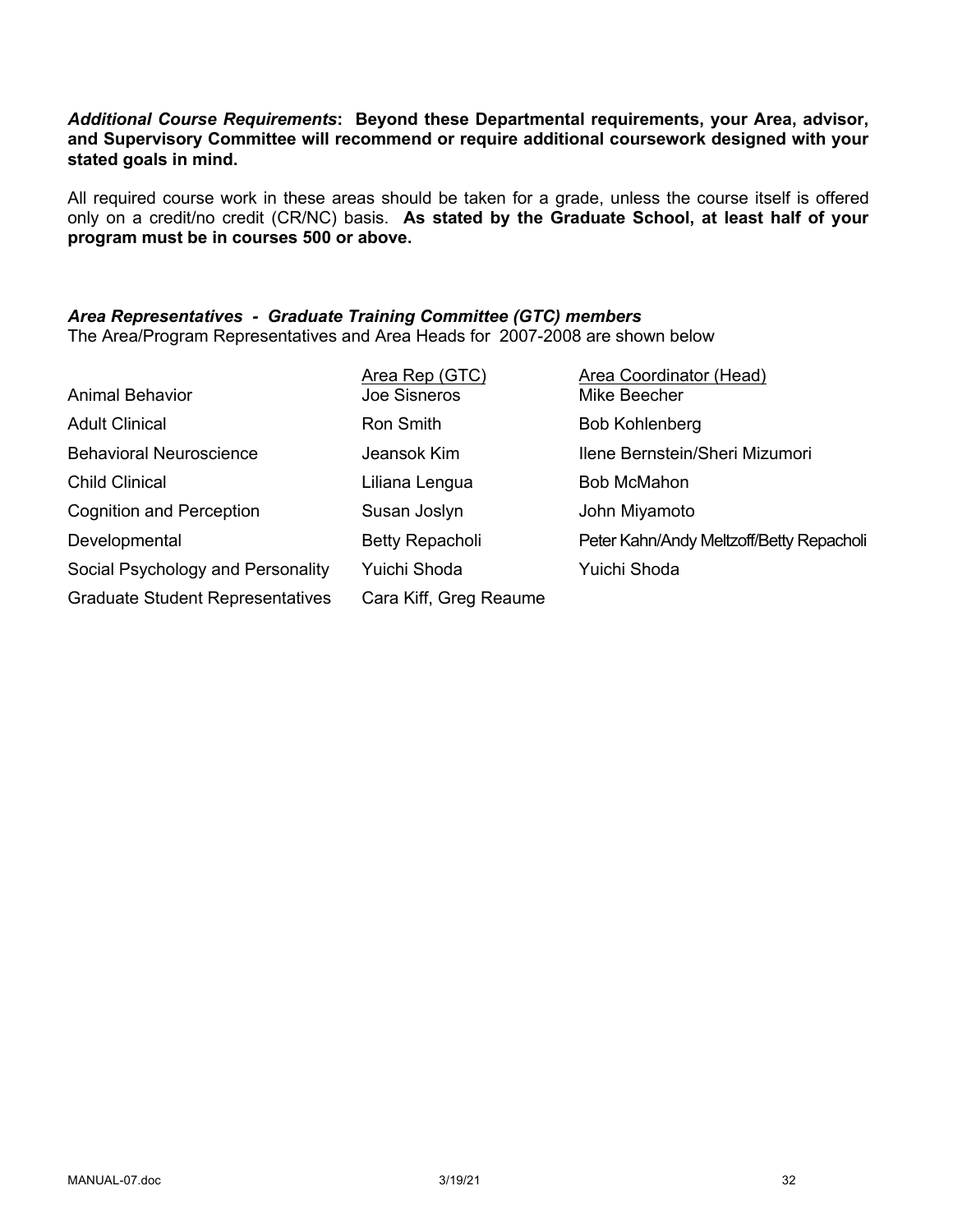***Additional Course Requirements*:** **Beyond these Departmental requirements, your Area, advisor, and Supervisory Committee will recommend or require additional coursework designed with your stated goals in mind.**

All required course work in these areas should be taken for a grade, unless the course itself is offered only on a credit/no credit (CR/NC) basis. **As stated by the Graduate School, at least half of your program must be in courses 500 or above.**

***Area Representatives - Graduate Training Committee (GTC) members***

The Area/Program Representatives and Area Heads for 2007-2008 are shown below

| | Area Rep (GTC) | Area Coordinator (Head) |
|---|---|---|
| Animal Behavior | Joe Sisneros | Mike Beecher |
| Adult Clinical | Ron Smith | Bob Kohlenberg |
| Behavioral Neuroscience | Jeansok Kim | Ilene Bernstein/Sheri Mizumori |
| Child Clinical | Liliana Lengua | Bob McMahon |
| Cognition and Perception | Susan Joslyn | John Miyamoto |
| Developmental | Betty Repacholi | Peter Kahn/Andy Meltzoff/Betty Repacholi |
| Social Psychology and Personality | Yuichi Shoda | Yuichi Shoda |
| Graduate Student Representatives | Cara Kiff, Greg Reaume | |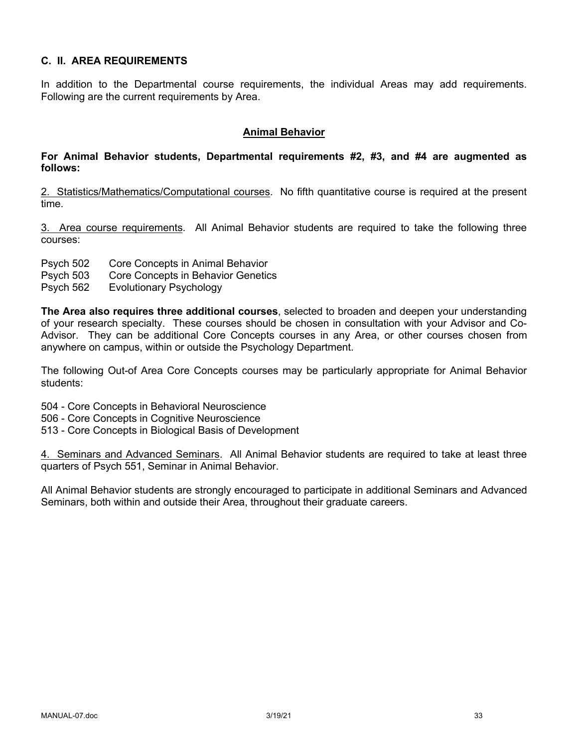## C. II. AREA REQUIREMENTS

In addition to the Departmental course requirements, the individual Areas may add requirements. Following are the current requirements by Area.

### Animal Behavior

**For Animal Behavior students, Departmental requirements #2, #3, and #4 are augmented as follows:**

2. Statistics/Mathematics/Computational courses. No fifth quantitative course is required at the present time.

3. Area course requirements. All Animal Behavior students are required to take the following three courses:

Psych 502 Core Concepts in Animal Behavior
Psych 503 Core Concepts in Behavior Genetics
Psych 562 Evolutionary Psychology

**The Area also requires three additional courses**, selected to broaden and deepen your understanding of your research specialty. These courses should be chosen in consultation with your Advisor and Co-Advisor. They can be additional Core Concepts courses in any Area, or other courses chosen from anywhere on campus, within or outside the Psychology Department.

The following Out-of Area Core Concepts courses may be particularly appropriate for Animal Behavior students:

504 - Core Concepts in Behavioral Neuroscience
506 - Core Concepts in Cognitive Neuroscience
513 - Core Concepts in Biological Basis of Development

4. Seminars and Advanced Seminars. All Animal Behavior students are required to take at least three quarters of Psych 551, Seminar in Animal Behavior.

All Animal Behavior students are strongly encouraged to participate in additional Seminars and Advanced Seminars, both within and outside their Area, throughout their graduate careers.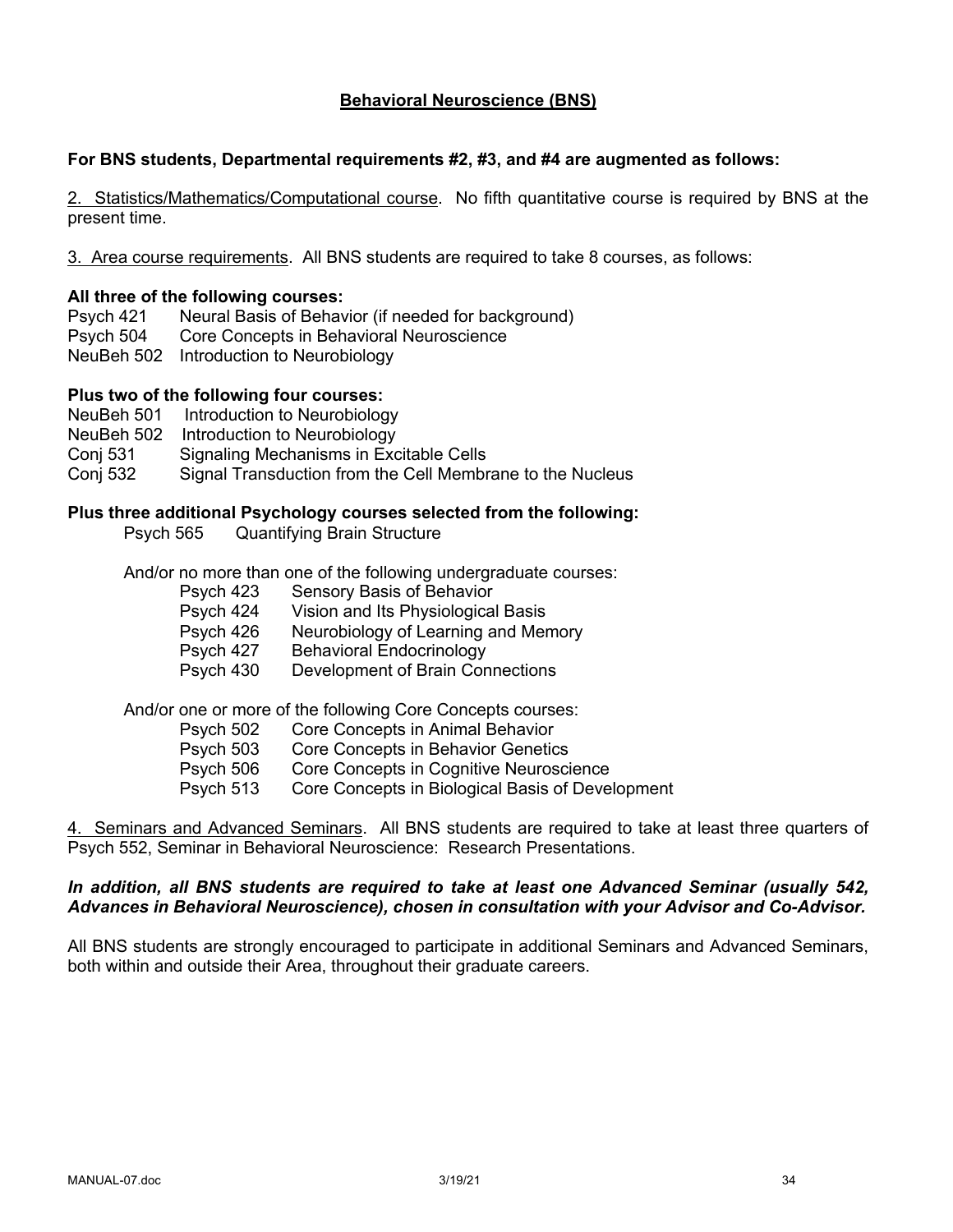## Behavioral Neuroscience (BNS)

**For BNS students, Departmental requirements #2, #3, and #4 are augmented as follows:**

2. Statistics/Mathematics/Computational course. No fifth quantitative course is required by BNS at the present time.

3. Area course requirements. All BNS students are required to take 8 courses, as follows:

**All three of the following courses:**

Psych 421 Neural Basis of Behavior (if needed for background)
Psych 504 Core Concepts in Behavioral Neuroscience
NeuBeh 502 Introduction to Neurobiology

**Plus two of the following four courses:**

NeuBeh 501 Introduction to Neurobiology
NeuBeh 502 Introduction to Neurobiology
Conj 531 Signaling Mechanisms in Excitable Cells
Conj 532 Signal Transduction from the Cell Membrane to the Nucleus

**Plus three additional Psychology courses selected from the following:**

Psych 565 Quantifying Brain Structure

And/or no more than one of the following undergraduate courses:

Psych 423 Sensory Basis of Behavior
Psych 424 Vision and Its Physiological Basis
Psych 426 Neurobiology of Learning and Memory
Psych 427 Behavioral Endocrinology
Psych 430 Development of Brain Connections

And/or one or more of the following Core Concepts courses:

Psych 502 Core Concepts in Animal Behavior
Psych 503 Core Concepts in Behavior Genetics
Psych 506 Core Concepts in Cognitive Neuroscience
Psych 513 Core Concepts in Biological Basis of Development

4. Seminars and Advanced Seminars. All BNS students are required to take at least three quarters of Psych 552, Seminar in Behavioral Neuroscience: Research Presentations.

***In addition, all BNS students are required to take at least one Advanced Seminar (usually 542, Advances in Behavioral Neuroscience), chosen in consultation with your Advisor and Co-Advisor.***

All BNS students are strongly encouraged to participate in additional Seminars and Advanced Seminars, both within and outside their Area, throughout their graduate careers.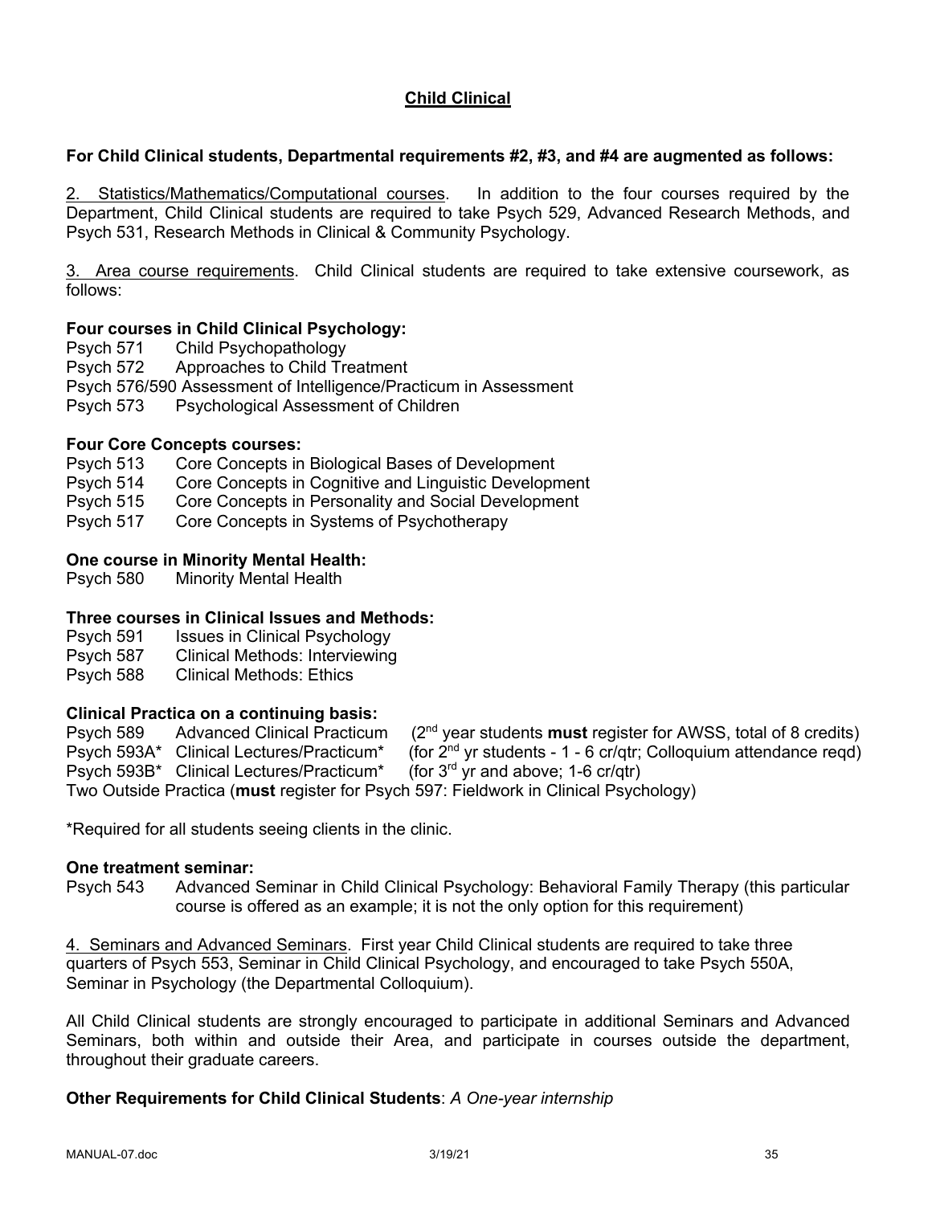## Child Clinical

**For Child Clinical students, Departmental requirements #2, #3, and #4 are augmented as follows:**

2. Statistics/Mathematics/Computational courses. In addition to the four courses required by the Department, Child Clinical students are required to take Psych 529, Advanced Research Methods, and Psych 531, Research Methods in Clinical & Community Psychology.

3. Area course requirements. Child Clinical students are required to take extensive coursework, as follows:

**Four courses in Child Clinical Psychology:**

Psych 571 Child Psychopathology
Psych 572 Approaches to Child Treatment
Psych 576/590 Assessment of Intelligence/Practicum in Assessment
Psych 573 Psychological Assessment of Children

**Four Core Concepts courses:**

Psych 513 Core Concepts in Biological Bases of Development
Psych 514 Core Concepts in Cognitive and Linguistic Development
Psych 515 Core Concepts in Personality and Social Development
Psych 517 Core Concepts in Systems of Psychotherapy

**One course in Minority Mental Health:**

Psych 580 Minority Mental Health

**Three courses in Clinical Issues and Methods:**

Psych 591 Issues in Clinical Psychology
Psych 587 Clinical Methods: Interviewing
Psych 588 Clinical Methods: Ethics

**Clinical Practica on a continuing basis:**

Psych 589 Advanced Clinical Practicum (2nd year students **must** register for AWSS, total of 8 credits)
Psych 593A* Clinical Lectures/Practicum* (for 2nd yr students - 1 - 6 cr/qtr; Colloquium attendance reqd)
Psych 593B* Clinical Lectures/Practicum* (for 3rd yr and above; 1-6 cr/qtr)
Two Outside Practica (**must** register for Psych 597: Fieldwork in Clinical Psychology)

*Required for all students seeing clients in the clinic.

**One treatment seminar:**

Psych 543 Advanced Seminar in Child Clinical Psychology: Behavioral Family Therapy (this particular course is offered as an example; it is not the only option for this requirement)

4. Seminars and Advanced Seminars. First year Child Clinical students are required to take three quarters of Psych 553, Seminar in Child Clinical Psychology, and encouraged to take Psych 550A, Seminar in Psychology (the Departmental Colloquium).

All Child Clinical students are strongly encouraged to participate in additional Seminars and Advanced Seminars, both within and outside their Area, and participate in courses outside the department, throughout their graduate careers.

**Other Requirements for Child Clinical Students**: *A One-year internship*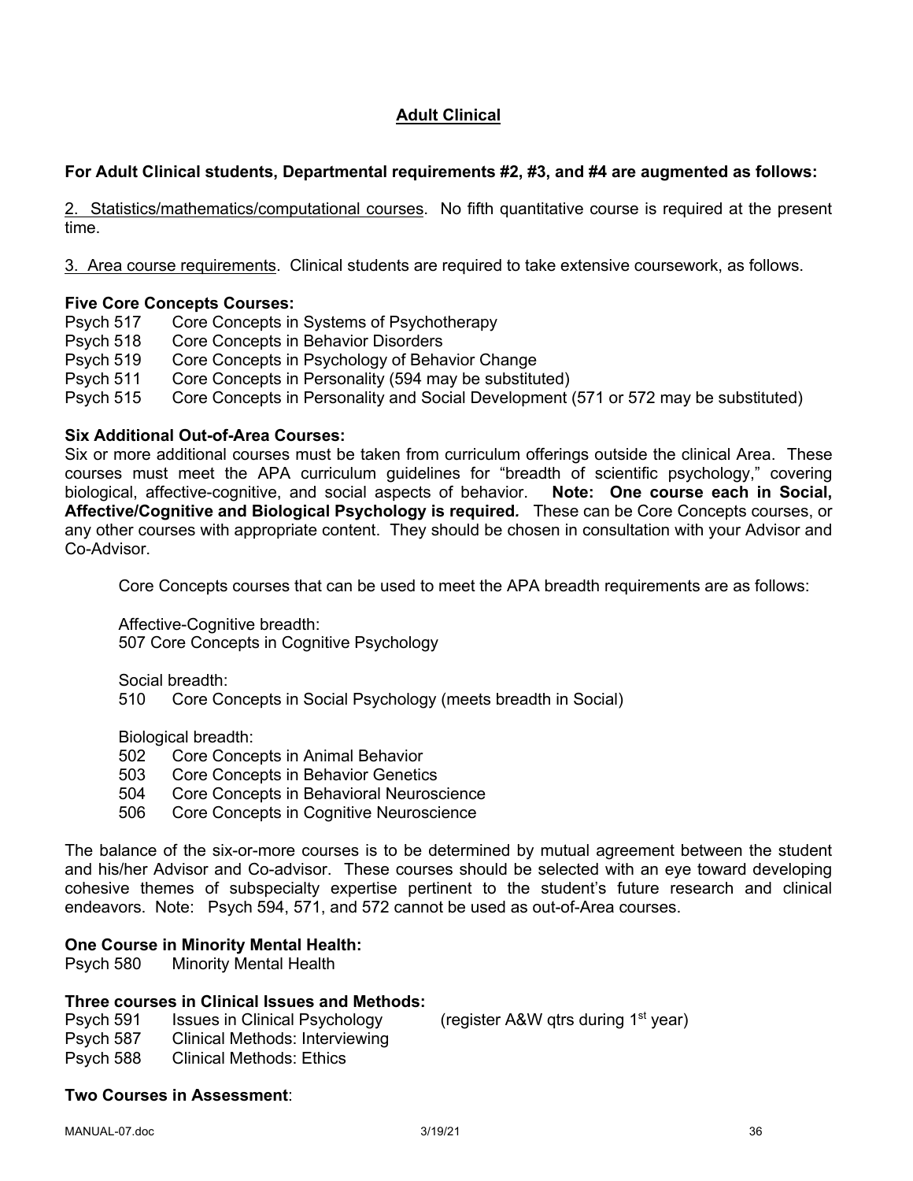## Adult Clinical

**For Adult Clinical students, Departmental requirements #2, #3, and #4 are augmented as follows:**

2. Statistics/mathematics/computational courses. No fifth quantitative course is required at the present time.

3. Area course requirements. Clinical students are required to take extensive coursework, as follows.

**Five Core Concepts Courses:**

Psych 517 Core Concepts in Systems of Psychotherapy
Psych 518 Core Concepts in Behavior Disorders
Psych 519 Core Concepts in Psychology of Behavior Change
Psych 511 Core Concepts in Personality (594 may be substituted)
Psych 515 Core Concepts in Personality and Social Development (571 or 572 may be substituted)

**Six Additional Out-of-Area Courses:**

Six or more additional courses must be taken from curriculum offerings outside the clinical Area. These courses must meet the APA curriculum guidelines for "breadth of scientific psychology," covering biological, affective-cognitive, and social aspects of behavior. **Note: One course each in Social, Affective/Cognitive and Biological Psychology is required.** These can be Core Concepts courses, or any other courses with appropriate content. They should be chosen in consultation with your Advisor and Co-Advisor.

Core Concepts courses that can be used to meet the APA breadth requirements are as follows:

Affective-Cognitive breadth:
507 Core Concepts in Cognitive Psychology

Social breadth:
510 Core Concepts in Social Psychology (meets breadth in Social)

Biological breadth:
502 Core Concepts in Animal Behavior
503 Core Concepts in Behavior Genetics
504 Core Concepts in Behavioral Neuroscience
506 Core Concepts in Cognitive Neuroscience

The balance of the six-or-more courses is to be determined by mutual agreement between the student and his/her Advisor and Co-advisor. These courses should be selected with an eye toward developing cohesive themes of subspecialty expertise pertinent to the student's future research and clinical endeavors. Note: Psych 594, 571, and 572 cannot be used as out-of-Area courses.

**One Course in Minority Mental Health:**

Psych 580 Minority Mental Health

**Three courses in Clinical Issues and Methods:**

Psych 591 Issues in Clinical Psychology (register A&W qtrs during 1st year)
Psych 587 Clinical Methods: Interviewing
Psych 588 Clinical Methods: Ethics

**Two Courses in Assessment**: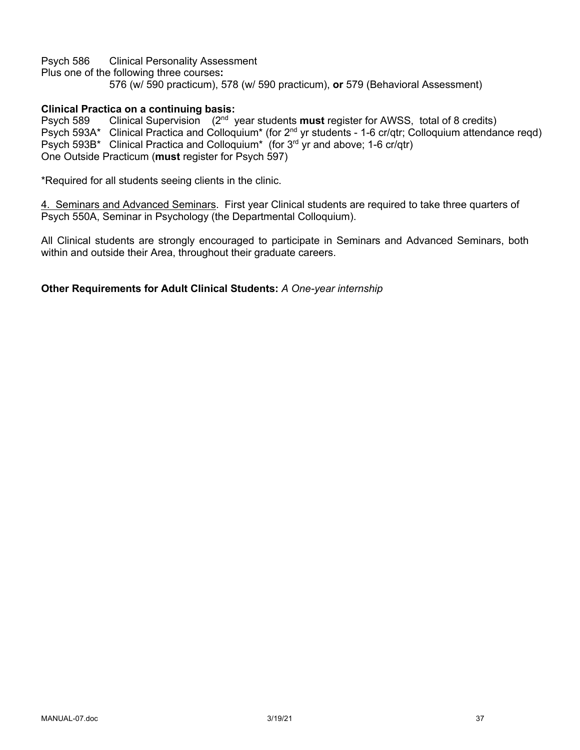Psych 586 Clinical Personality Assessment

Plus one of the following three courses**:**

576 (w/ 590 practicum), 578 (w/ 590 practicum), **or** 579 (Behavioral Assessment)

**Clinical Practica on a continuing basis:**

Psych 589 Clinical Supervision (2nd year students **must** register for AWSS, total of 8 credits)

Psych 593A* Clinical Practica and Colloquium* (for 2nd yr students - 1-6 cr/qtr; Colloquium attendance reqd)

Psych 593B* Clinical Practica and Colloquium* (for 3rd yr and above; 1-6 cr/qtr)

One Outside Practicum (**must** register for Psych 597)

*Required for all students seeing clients in the clinic.

4. Seminars and Advanced Seminars. First year Clinical students are required to take three quarters of Psych 550A, Seminar in Psychology (the Departmental Colloquium).

All Clinical students are strongly encouraged to participate in Seminars and Advanced Seminars, both within and outside their Area, throughout their graduate careers.

**Other Requirements for Adult Clinical Students:** *A One-year internship*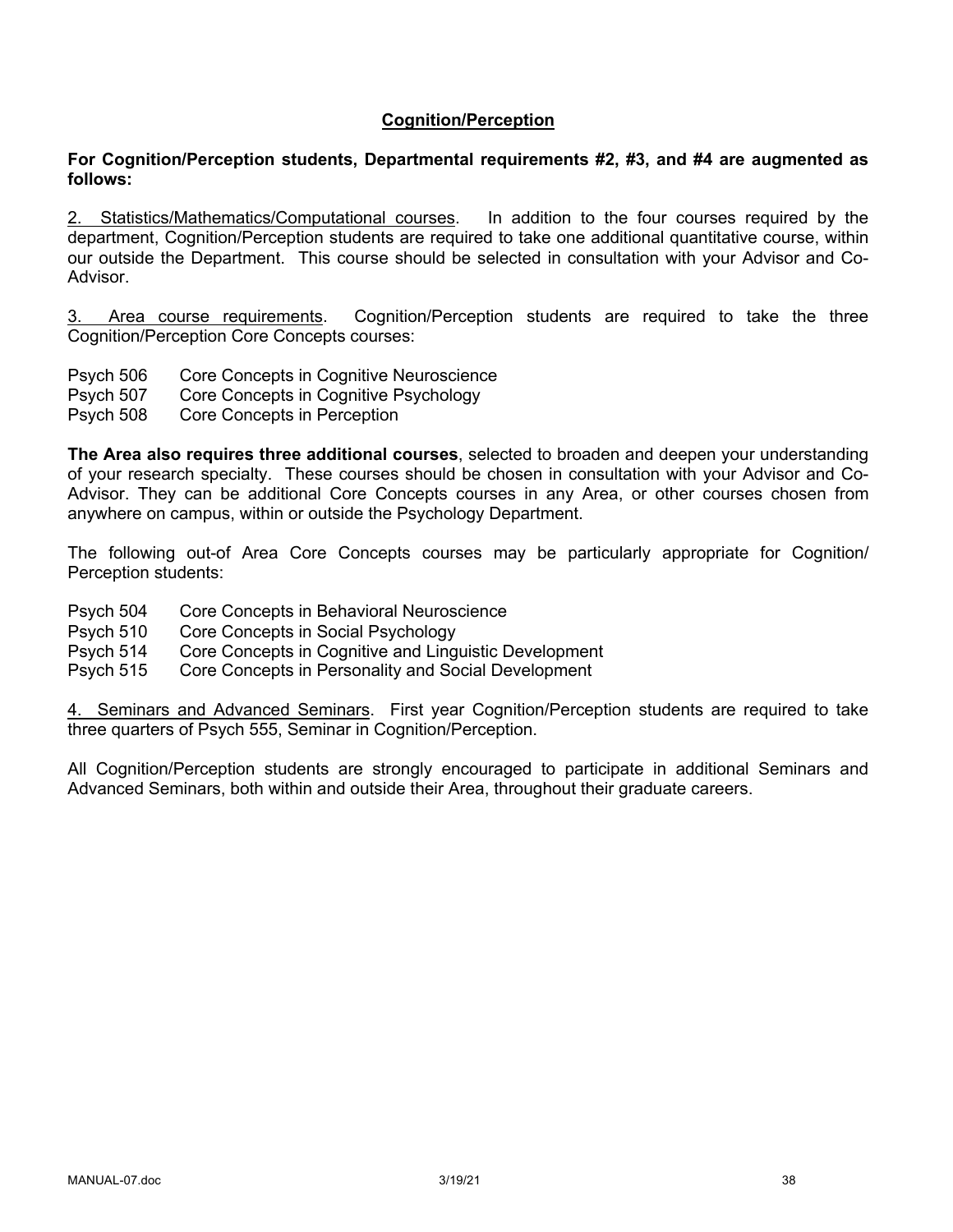## Cognition/Perception

**For Cognition/Perception students, Departmental requirements #2, #3, and #4 are augmented as follows:**

2. Statistics/Mathematics/Computational courses. In addition to the four courses required by the department, Cognition/Perception students are required to take one additional quantitative course, within our outside the Department. This course should be selected in consultation with your Advisor and Co-Advisor.

3. Area course requirements. Cognition/Perception students are required to take the three Cognition/Perception Core Concepts courses:

Psych 506 Core Concepts in Cognitive Neuroscience
Psych 507 Core Concepts in Cognitive Psychology
Psych 508 Core Concepts in Perception

**The Area also requires three additional courses**, selected to broaden and deepen your understanding of your research specialty. These courses should be chosen in consultation with your Advisor and Co-Advisor. They can be additional Core Concepts courses in any Area, or other courses chosen from anywhere on campus, within or outside the Psychology Department.

The following out-of Area Core Concepts courses may be particularly appropriate for Cognition/ Perception students:

Psych 504 Core Concepts in Behavioral Neuroscience
Psych 510 Core Concepts in Social Psychology
Psych 514 Core Concepts in Cognitive and Linguistic Development
Psych 515 Core Concepts in Personality and Social Development

4. Seminars and Advanced Seminars. First year Cognition/Perception students are required to take three quarters of Psych 555, Seminar in Cognition/Perception.

All Cognition/Perception students are strongly encouraged to participate in additional Seminars and Advanced Seminars, both within and outside their Area, throughout their graduate careers.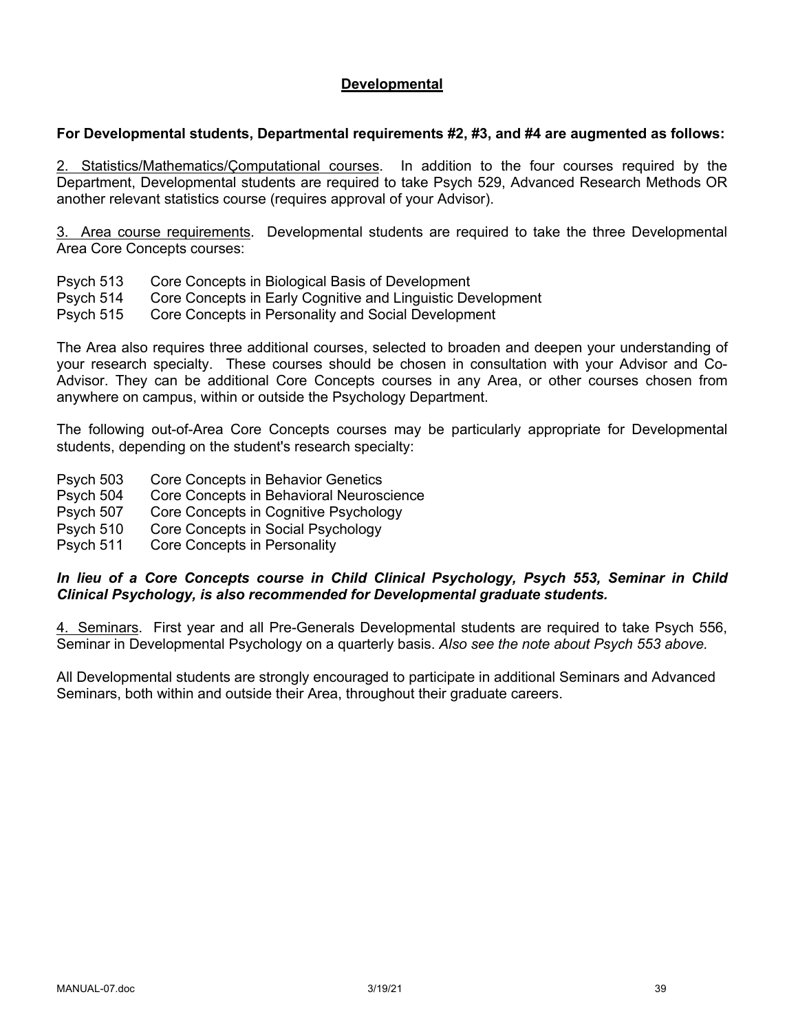## Developmental

**For Developmental students, Departmental requirements #2, #3, and #4 are augmented as follows:**

2. Statistics/Mathematics/Çomputational courses. In addition to the four courses required by the Department, Developmental students are required to take Psych 529, Advanced Research Methods OR another relevant statistics course (requires approval of your Advisor).

3. Area course requirements. Developmental students are required to take the three Developmental Area Core Concepts courses:

Psych 513 Core Concepts in Biological Basis of Development
Psych 514 Core Concepts in Early Cognitive and Linguistic Development
Psych 515 Core Concepts in Personality and Social Development

The Area also requires three additional courses, selected to broaden and deepen your understanding of your research specialty. These courses should be chosen in consultation with your Advisor and Co-Advisor. They can be additional Core Concepts courses in any Area, or other courses chosen from anywhere on campus, within or outside the Psychology Department.

The following out-of-Area Core Concepts courses may be particularly appropriate for Developmental students, depending on the student's research specialty:

Psych 503 Core Concepts in Behavior Genetics
Psych 504 Core Concepts in Behavioral Neuroscience
Psych 507 Core Concepts in Cognitive Psychology
Psych 510 Core Concepts in Social Psychology
Psych 511 Core Concepts in Personality

***In lieu of a Core Concepts course in Child Clinical Psychology, Psych 553, Seminar in Child Clinical Psychology, is also recommended for Developmental graduate students.***

4. Seminars. First year and all Pre-Generals Developmental students are required to take Psych 556, Seminar in Developmental Psychology on a quarterly basis. *Also see the note about Psych 553 above.*

All Developmental students are strongly encouraged to participate in additional Seminars and Advanced Seminars, both within and outside their Area, throughout their graduate careers.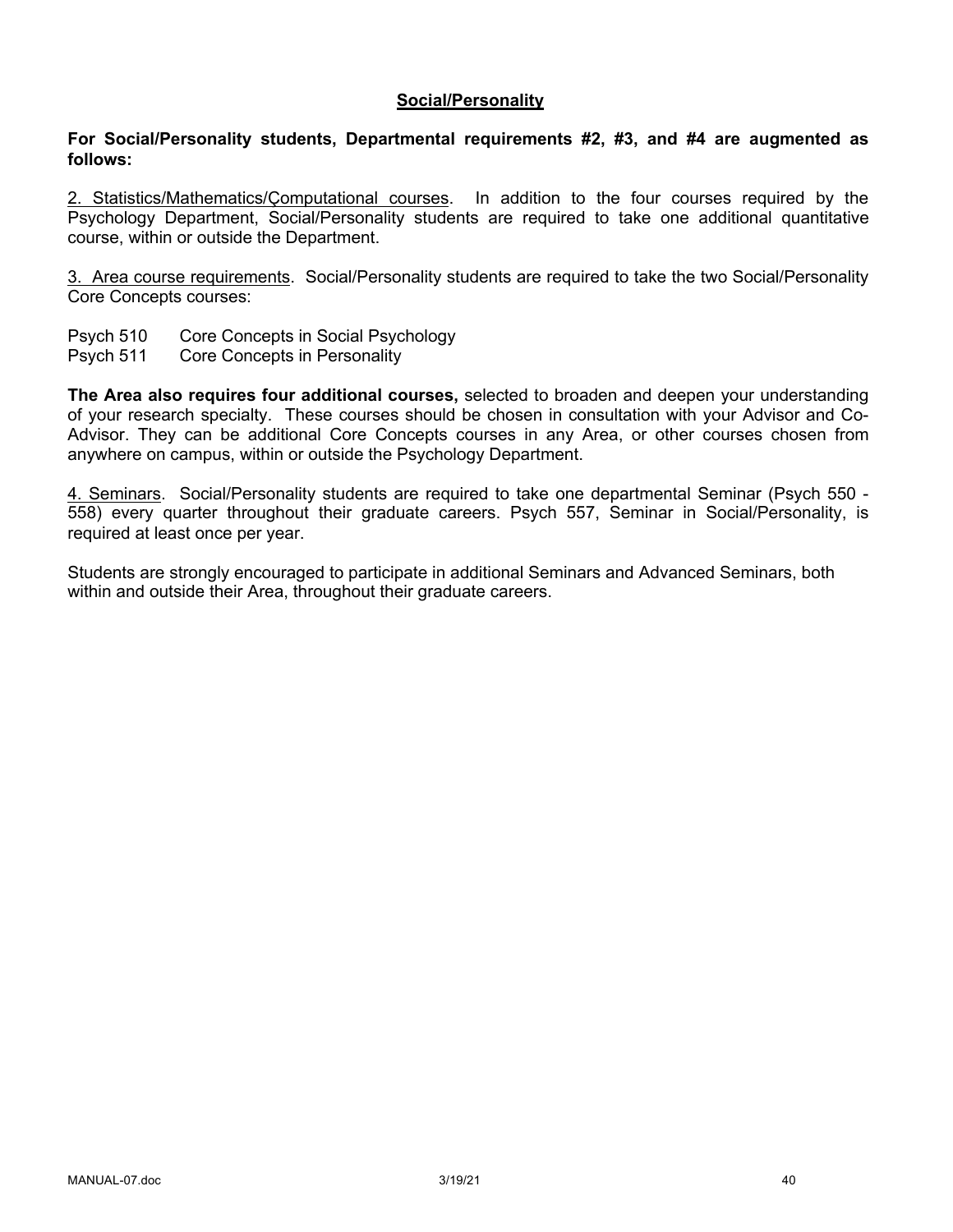## Social/Personality

**For Social/Personality students, Departmental requirements #2, #3, and #4 are augmented as follows:**

2. Statistics/Mathematics/Çomputational courses. In addition to the four courses required by the Psychology Department, Social/Personality students are required to take one additional quantitative course, within or outside the Department.

3. Area course requirements. Social/Personality students are required to take the two Social/Personality Core Concepts courses:

Psych 510 Core Concepts in Social Psychology
Psych 511 Core Concepts in Personality

**The Area also requires four additional courses,** selected to broaden and deepen your understanding of your research specialty. These courses should be chosen in consultation with your Advisor and Co-Advisor. They can be additional Core Concepts courses in any Area, or other courses chosen from anywhere on campus, within or outside the Psychology Department.

4. Seminars. Social/Personality students are required to take one departmental Seminar (Psych 550 - 558) every quarter throughout their graduate careers. Psych 557, Seminar in Social/Personality, is required at least once per year.

Students are strongly encouraged to participate in additional Seminars and Advanced Seminars, both within and outside their Area, throughout their graduate careers.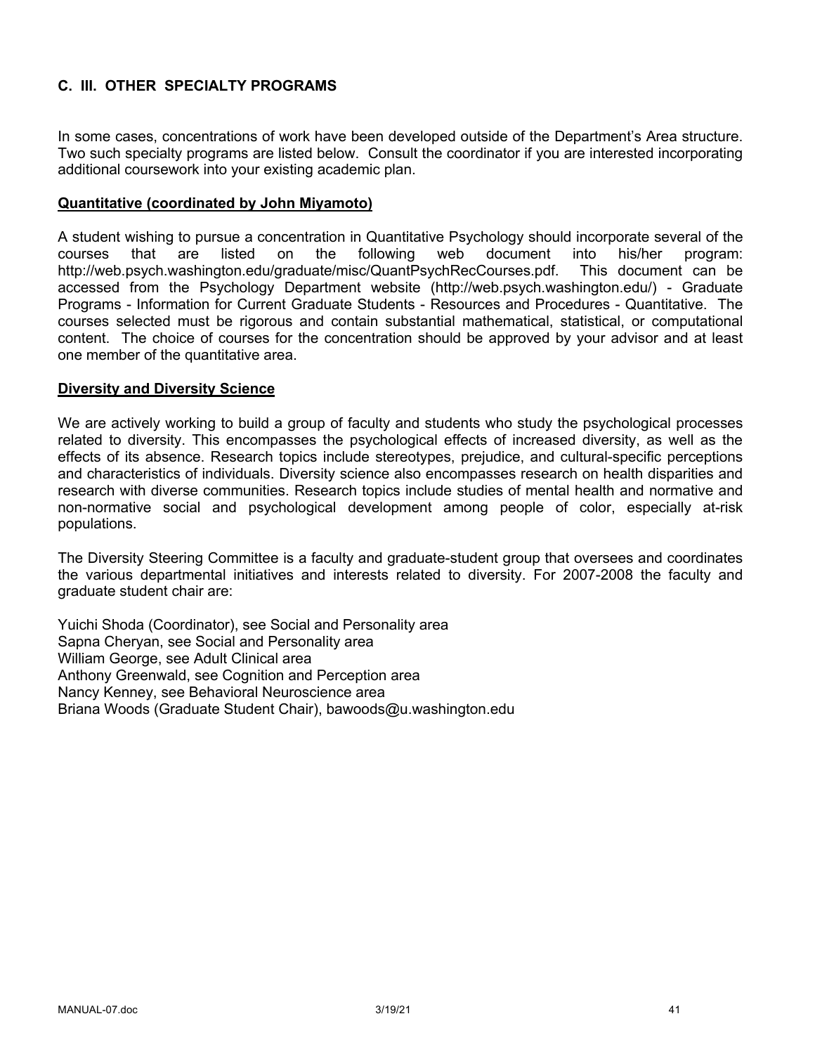## C. III. OTHER SPECIALTY PROGRAMS

In some cases, concentrations of work have been developed outside of the Department's Area structure. Two such specialty programs are listed below. Consult the coordinator if you are interested incorporating additional coursework into your existing academic plan.

**Quantitative (coordinated by John Miyamoto)**

A student wishing to pursue a concentration in Quantitative Psychology should incorporate several of the courses that are listed on the following web document into his/her program: http://web.psych.washington.edu/graduate/misc/QuantPsychRecCourses.pdf. This document can be accessed from the Psychology Department website (http://web.psych.washington.edu/) - Graduate Programs - Information for Current Graduate Students - Resources and Procedures - Quantitative. The courses selected must be rigorous and contain substantial mathematical, statistical, or computational content. The choice of courses for the concentration should be approved by your advisor and at least one member of the quantitative area.

**Diversity and Diversity Science**

We are actively working to build a group of faculty and students who study the psychological processes related to diversity. This encompasses the psychological effects of increased diversity, as well as the effects of its absence. Research topics include stereotypes, prejudice, and cultural-specific perceptions and characteristics of individuals. Diversity science also encompasses research on health disparities and research with diverse communities. Research topics include studies of mental health and normative and non-normative social and psychological development among people of color, especially at-risk populations.

The Diversity Steering Committee is a faculty and graduate-student group that oversees and coordinates the various departmental initiatives and interests related to diversity. For 2007-2008 the faculty and graduate student chair are:

Yuichi Shoda (Coordinator), see Social and Personality area
Sapna Cheryan, see Social and Personality area
William George, see Adult Clinical area
Anthony Greenwald, see Cognition and Perception area
Nancy Kenney, see Behavioral Neuroscience area
Briana Woods (Graduate Student Chair), bawoods@u.washington.edu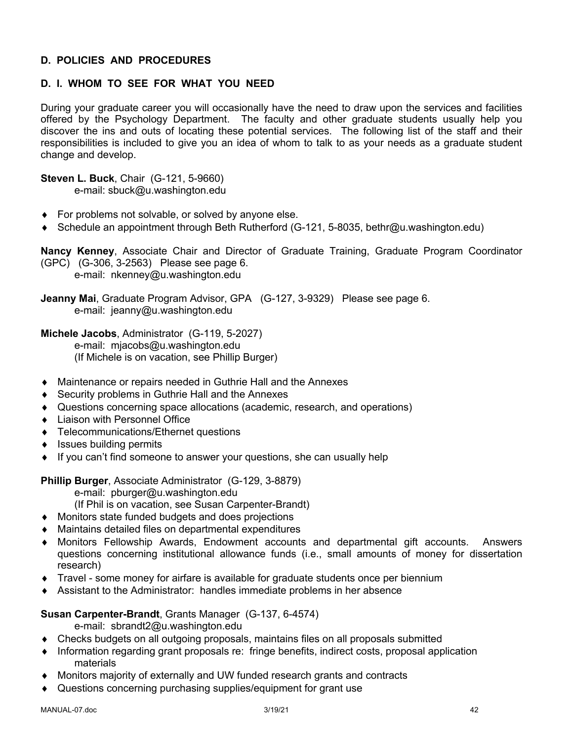## D. POLICIES AND PROCEDURES

### D. I. WHOM TO SEE FOR WHAT YOU NEED

During your graduate career you will occasionally have the need to draw upon the services and facilities offered by the Psychology Department. The faculty and other graduate students usually help you discover the ins and outs of locating these potential services. The following list of the staff and their responsibilities is included to give you an idea of whom to talk to as your needs as a graduate student change and develop.

**Steven L. Buck**, Chair (G-121, 5-9660)
e-mail: sbuck@u.washington.edu

- For problems not solvable, or solved by anyone else.
- Schedule an appointment through Beth Rutherford (G-121, 5-8035, bethr@u.washington.edu)

**Nancy Kenney**, Associate Chair and Director of Graduate Training, Graduate Program Coordinator (GPC) (G-306, 3-2563) Please see page 6.
e-mail: nkenney@u.washington.edu

**Jeanny Mai**, Graduate Program Advisor, GPA (G-127, 3-9329) Please see page 6.
e-mail: jeanny@u.washington.edu

**Michele Jacobs**, Administrator (G-119, 5-2027)
e-mail: mjacobs@u.washington.edu
(If Michele is on vacation, see Phillip Burger)

- Maintenance or repairs needed in Guthrie Hall and the Annexes
- Security problems in Guthrie Hall and the Annexes
- Questions concerning space allocations (academic, research, and operations)
- Liaison with Personnel Office
- Telecommunications/Ethernet questions
- Issues building permits
- If you can't find someone to answer your questions, she can usually help

**Phillip Burger**, Associate Administrator (G-129, 3-8879)
e-mail: pburger@u.washington.edu
(If Phil is on vacation, see Susan Carpenter-Brandt)

- Monitors state funded budgets and does projections
- Maintains detailed files on departmental expenditures
- Monitors Fellowship Awards, Endowment accounts and departmental gift accounts. Answers questions concerning institutional allowance funds (i.e., small amounts of money for dissertation research)
- Travel - some money for airfare is available for graduate students once per biennium
- Assistant to the Administrator: handles immediate problems in her absence

**Susan Carpenter-Brandt**, Grants Manager (G-137, 6-4574)
e-mail: sbrandt2@u.washington.edu

- Checks budgets on all outgoing proposals, maintains files on all proposals submitted
- Information regarding grant proposals re: fringe benefits, indirect costs, proposal application materials
- Monitors majority of externally and UW funded research grants and contracts
- Questions concerning purchasing supplies/equipment for grant use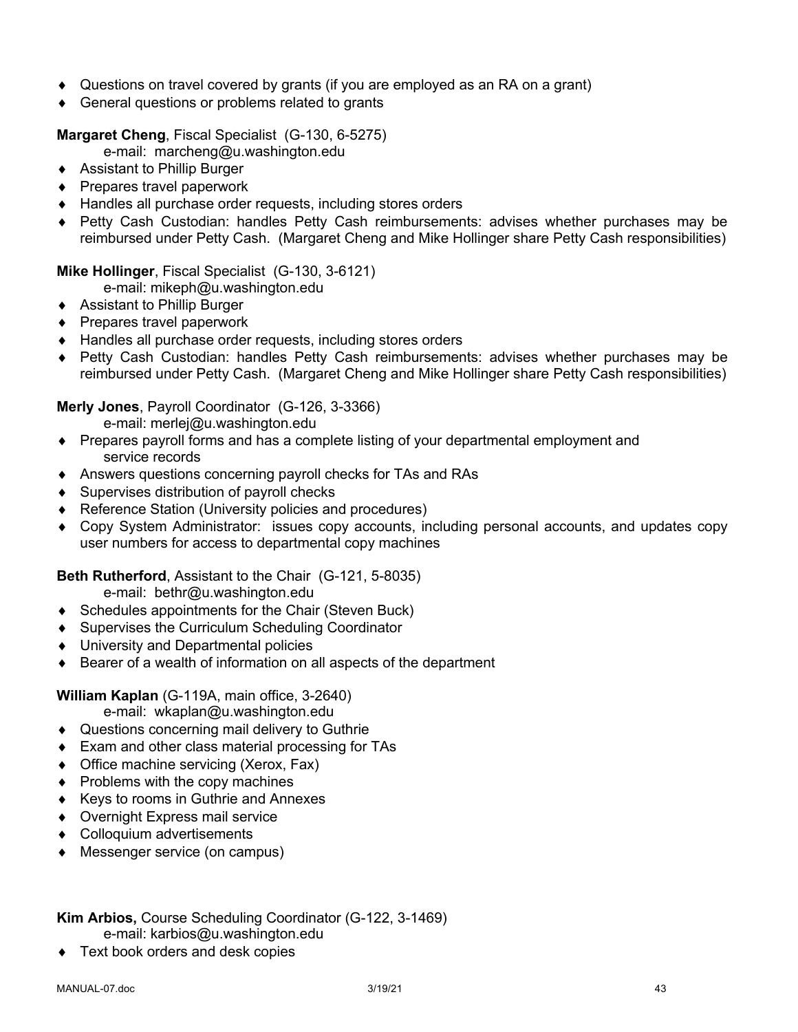- Questions on travel covered by grants (if you are employed as an RA on a grant)
- General questions or problems related to grants

**Margaret Cheng**, Fiscal Specialist (G-130, 6-5275)
e-mail: marcheng@u.washington.edu

- Assistant to Phillip Burger
- Prepares travel paperwork
- Handles all purchase order requests, including stores orders
- Petty Cash Custodian: handles Petty Cash reimbursements: advises whether purchases may be reimbursed under Petty Cash. (Margaret Cheng and Mike Hollinger share Petty Cash responsibilities)

**Mike Hollinger**, Fiscal Specialist (G-130, 3-6121)
e-mail: mikeph@u.washington.edu

- Assistant to Phillip Burger
- Prepares travel paperwork
- Handles all purchase order requests, including stores orders
- Petty Cash Custodian: handles Petty Cash reimbursements: advises whether purchases may be reimbursed under Petty Cash. (Margaret Cheng and Mike Hollinger share Petty Cash responsibilities)

**Merly Jones**, Payroll Coordinator (G-126, 3-3366)
e-mail: merlej@u.washington.edu

- Prepares payroll forms and has a complete listing of your departmental employment and service records
- Answers questions concerning payroll checks for TAs and RAs
- Supervises distribution of payroll checks
- Reference Station (University policies and procedures)
- Copy System Administrator: issues copy accounts, including personal accounts, and updates copy user numbers for access to departmental copy machines

**Beth Rutherford**, Assistant to the Chair (G-121, 5-8035)
e-mail: bethr@u.washington.edu

- Schedules appointments for the Chair (Steven Buck)
- Supervises the Curriculum Scheduling Coordinator
- University and Departmental policies
- Bearer of a wealth of information on all aspects of the department

**William Kaplan** (G-119A, main office, 3-2640)
e-mail: wkaplan@u.washington.edu

- Questions concerning mail delivery to Guthrie
- Exam and other class material processing for TAs
- Office machine servicing (Xerox, Fax)
- Problems with the copy machines
- Keys to rooms in Guthrie and Annexes
- Overnight Express mail service
- Colloquium advertisements
- Messenger service (on campus)

**Kim Arbios,** Course Scheduling Coordinator (G-122, 3-1469)
e-mail: karbios@u.washington.edu

- Text book orders and desk copies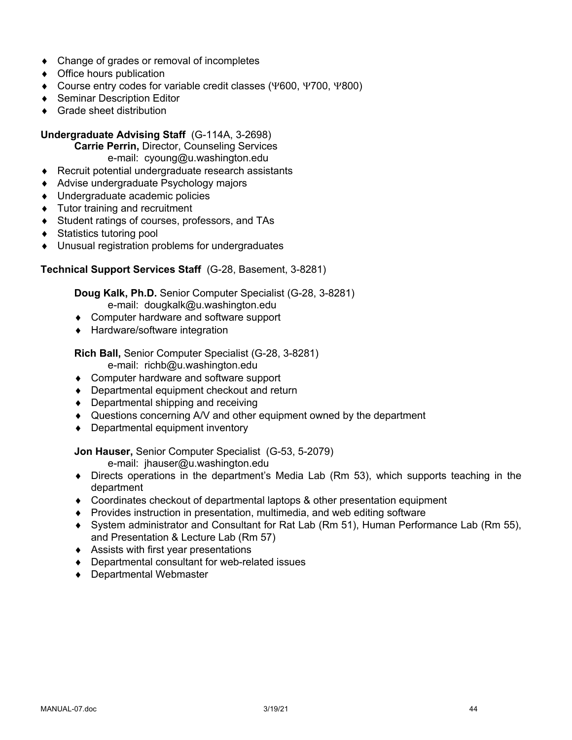- Change of grades or removal of incompletes
- Office hours publication
- Course entry codes for variable credit classes (Ψ600, Ψ700, Ψ800)
- Seminar Description Editor
- Grade sheet distribution

**Undergraduate Advising Staff** (G-114A, 3-2698)

**Carrie Perrin,** Director, Counseling Services
e-mail: cyoung@u.washington.edu

- Recruit potential undergraduate research assistants
- Advise undergraduate Psychology majors
- Undergraduate academic policies
- Tutor training and recruitment
- Student ratings of courses, professors, and TAs
- Statistics tutoring pool
- Unusual registration problems for undergraduates

**Technical Support Services Staff** (G-28, Basement, 3-8281)

**Doug Kalk, Ph.D.** Senior Computer Specialist (G-28, 3-8281)
e-mail: dougkalk@u.washington.edu

- Computer hardware and software support
- Hardware/software integration

**Rich Ball,** Senior Computer Specialist (G-28, 3-8281)
e-mail: richb@u.washington.edu

- Computer hardware and software support
- Departmental equipment checkout and return
- Departmental shipping and receiving
- Questions concerning A/V and other equipment owned by the department
- Departmental equipment inventory

**Jon Hauser,** Senior Computer Specialist (G-53, 5-2079)
e-mail: jhauser@u.washington.edu

- Directs operations in the department's Media Lab (Rm 53), which supports teaching in the department
- Coordinates checkout of departmental laptops & other presentation equipment
- Provides instruction in presentation, multimedia, and web editing software
- System administrator and Consultant for Rat Lab (Rm 51), Human Performance Lab (Rm 55), and Presentation & Lecture Lab (Rm 57)
- Assists with first year presentations
- Departmental consultant for web-related issues
- Departmental Webmaster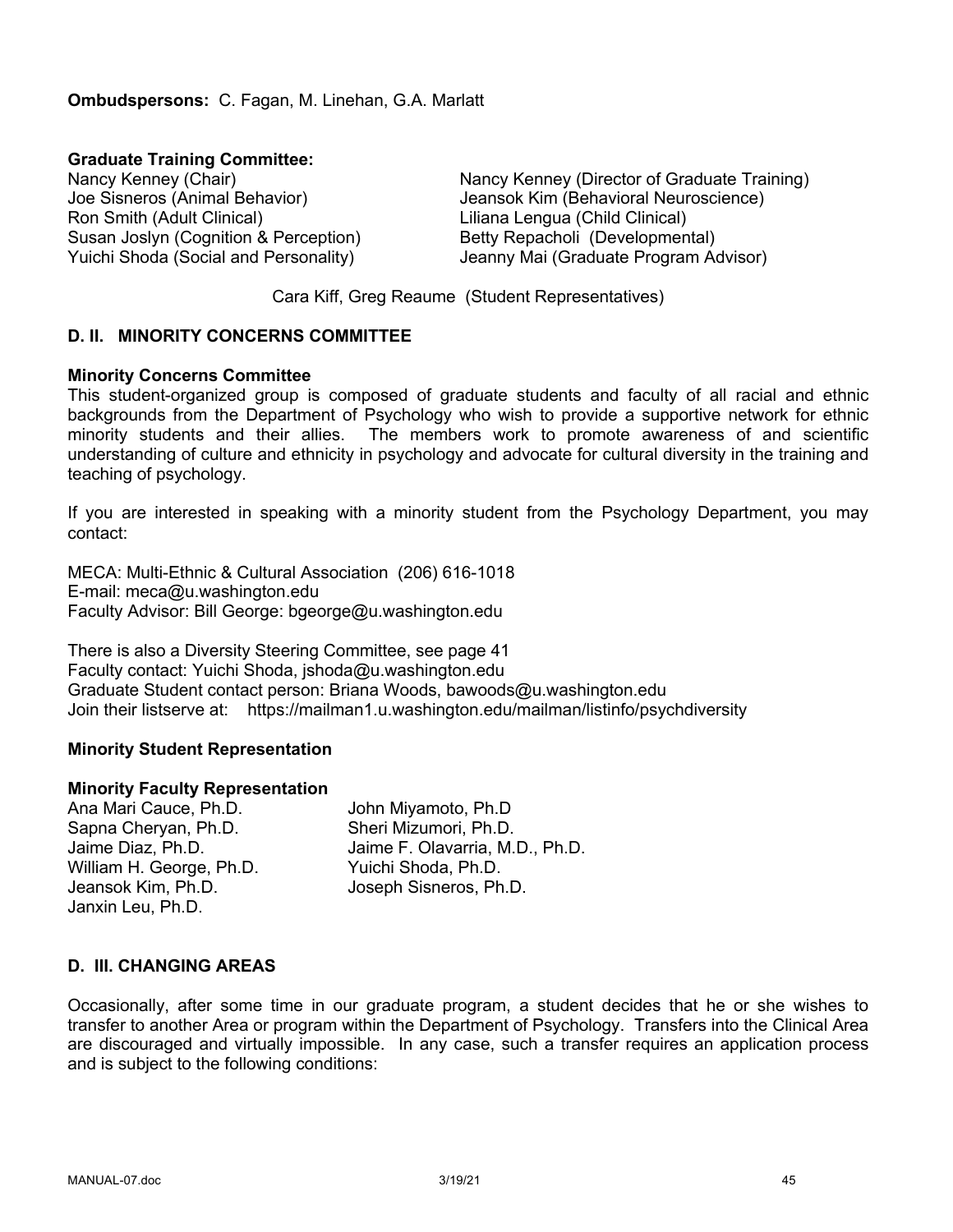**Ombudspersons:** C. Fagan, M. Linehan, G.A. Marlatt

**Graduate Training Committee:**

Nancy Kenney (Chair)
Joe Sisneros (Animal Behavior)
Ron Smith (Adult Clinical)
Susan Joslyn (Cognition & Perception)
Yuichi Shoda (Social and Personality)
Nancy Kenney (Director of Graduate Training)
Jeansok Kim (Behavioral Neuroscience)
Liliana Lengua (Child Clinical)
Betty Repacholi (Developmental)
Jeanny Mai (Graduate Program Advisor)

Cara Kiff, Greg Reaume (Student Representatives)

## D. II. MINORITY CONCERNS COMMITTEE

**Minority Concerns Committee**

This student-organized group is composed of graduate students and faculty of all racial and ethnic backgrounds from the Department of Psychology who wish to provide a supportive network for ethnic minority students and their allies. The members work to promote awareness of and scientific understanding of culture and ethnicity in psychology and advocate for cultural diversity in the training and teaching of psychology.

If you are interested in speaking with a minority student from the Psychology Department, you may contact:

MECA: Multi-Ethnic & Cultural Association (206) 616-1018
E-mail: meca@u.washington.edu
Faculty Advisor: Bill George: bgeorge@u.washington.edu

There is also a Diversity Steering Committee, see page 41
Faculty contact: Yuichi Shoda, jshoda@u.washington.edu
Graduate Student contact person: Briana Woods, bawoods@u.washington.edu
Join their listserve at: https://mailman1.u.washington.edu/mailman/listinfo/psychdiversity

**Minority Student Representation**

**Minority Faculty Representation**

Ana Mari Cauce, Ph.D.
Sapna Cheryan, Ph.D.
Jaime Diaz, Ph.D.
William H. George, Ph.D.
Jeansok Kim, Ph.D.
Janxin Leu, Ph.D.
John Miyamoto, Ph.D
Sheri Mizumori, Ph.D.
Jaime F. Olavarria, M.D., Ph.D.
Yuichi Shoda, Ph.D.
Joseph Sisneros, Ph.D.

## D. III. CHANGING AREAS

Occasionally, after some time in our graduate program, a student decides that he or she wishes to transfer to another Area or program within the Department of Psychology. Transfers into the Clinical Area are discouraged and virtually impossible. In any case, such a transfer requires an application process and is subject to the following conditions: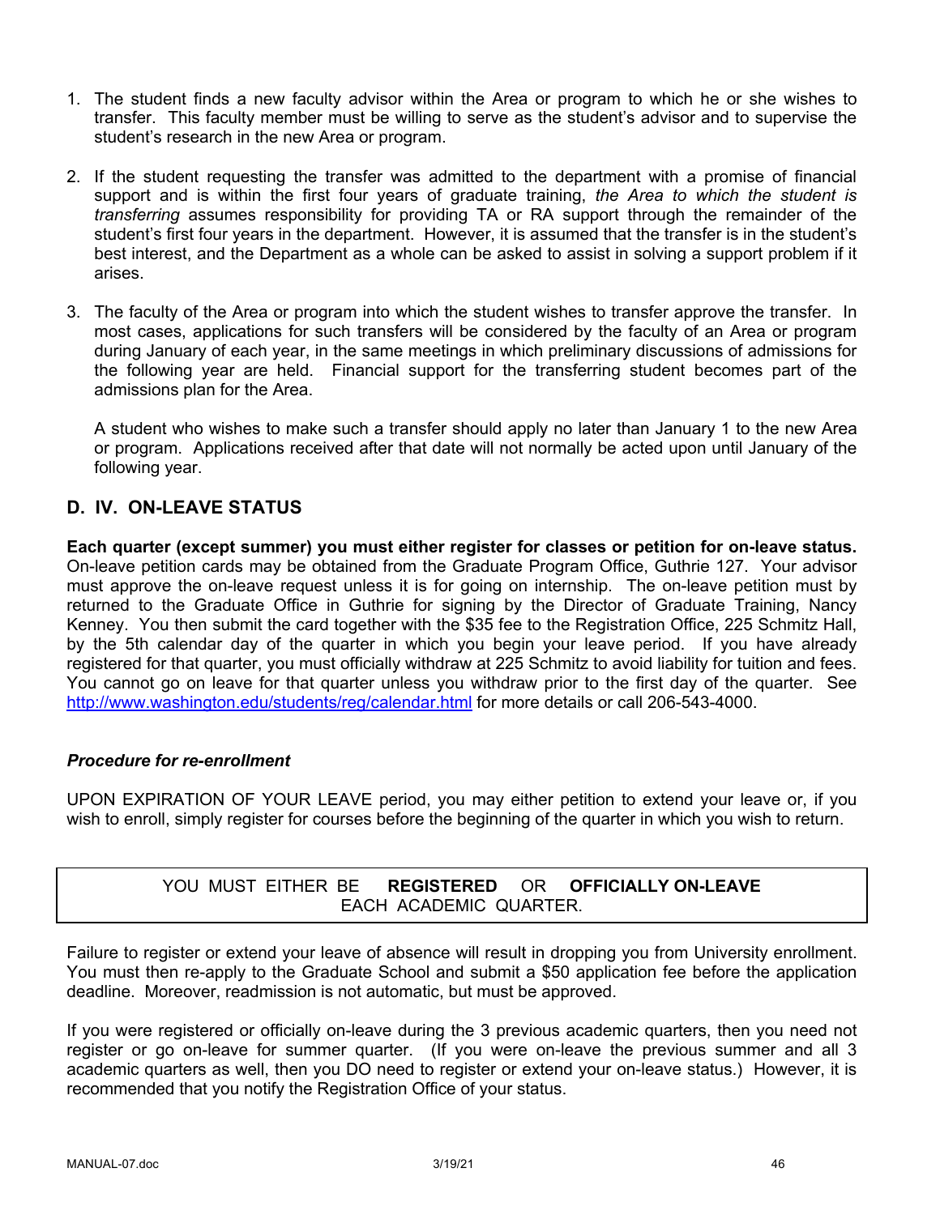1. The student finds a new faculty advisor within the Area or program to which he or she wishes to transfer. This faculty member must be willing to serve as the student's advisor and to supervise the student's research in the new Area or program.

2. If the student requesting the transfer was admitted to the department with a promise of financial support and is within the first four years of graduate training, *the Area to which the student is transferring* assumes responsibility for providing TA or RA support through the remainder of the student's first four years in the department. However, it is assumed that the transfer is in the student's best interest, and the Department as a whole can be asked to assist in solving a support problem if it arises.

3. The faculty of the Area or program into which the student wishes to transfer approve the transfer. In most cases, applications for such transfers will be considered by the faculty of an Area or program during January of each year, in the same meetings in which preliminary discussions of admissions for the following year are held. Financial support for the transferring student becomes part of the admissions plan for the Area.

   A student who wishes to make such a transfer should apply no later than January 1 to the new Area or program. Applications received after that date will not normally be acted upon until January of the following year.

## D. IV. ON-LEAVE STATUS

**Each quarter (except summer) you must either register for classes or petition for on-leave status.** On-leave petition cards may be obtained from the Graduate Program Office, Guthrie 127. Your advisor must approve the on-leave request unless it is for going on internship. The on-leave petition must by returned to the Graduate Office in Guthrie for signing by the Director of Graduate Training, Nancy Kenney. You then submit the card together with the $35 fee to the Registration Office, 225 Schmitz Hall, by the 5th calendar day of the quarter in which you begin your leave period. If you have already registered for that quarter, you must officially withdraw at 225 Schmitz to avoid liability for tuition and fees. You cannot go on leave for that quarter unless you withdraw prior to the first day of the quarter. See http://www.washington.edu/students/reg/calendar.html for more details or call 206-543-4000.

### *Procedure for re-enrollment*

UPON EXPIRATION OF YOUR LEAVE period, you may either petition to extend your leave or, if you wish to enroll, simply register for courses before the beginning of the quarter in which you wish to return.

| YOU MUST EITHER BE **REGISTERED** OR **OFFICIALLY ON-LEAVE** EACH ACADEMIC QUARTER. |
|---|

Failure to register or extend your leave of absence will result in dropping you from University enrollment. You must then re-apply to the Graduate School and submit a $50 application fee before the application deadline. Moreover, readmission is not automatic, but must be approved.

If you were registered or officially on-leave during the 3 previous academic quarters, then you need not register or go on-leave for summer quarter. (If you were on-leave the previous summer and all 3 academic quarters as well, then you DO need to register or extend your on-leave status.) However, it is recommended that you notify the Registration Office of your status.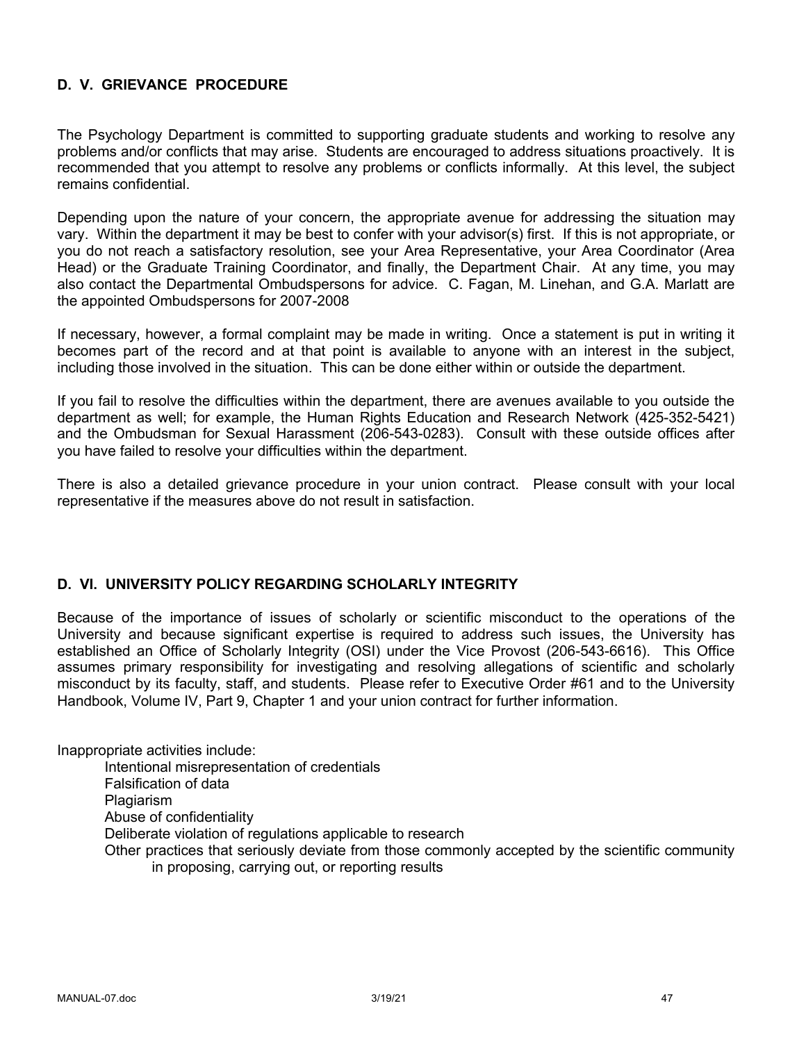## D. V. GRIEVANCE PROCEDURE

The Psychology Department is committed to supporting graduate students and working to resolve any problems and/or conflicts that may arise. Students are encouraged to address situations proactively. It is recommended that you attempt to resolve any problems or conflicts informally. At this level, the subject remains confidential.

Depending upon the nature of your concern, the appropriate avenue for addressing the situation may vary. Within the department it may be best to confer with your advisor(s) first. If this is not appropriate, or you do not reach a satisfactory resolution, see your Area Representative, your Area Coordinator (Area Head) or the Graduate Training Coordinator, and finally, the Department Chair. At any time, you may also contact the Departmental Ombudspersons for advice. C. Fagan, M. Linehan, and G.A. Marlatt are the appointed Ombudspersons for 2007-2008

If necessary, however, a formal complaint may be made in writing. Once a statement is put in writing it becomes part of the record and at that point is available to anyone with an interest in the subject, including those involved in the situation. This can be done either within or outside the department.

If you fail to resolve the difficulties within the department, there are avenues available to you outside the department as well; for example, the Human Rights Education and Research Network (425-352-5421) and the Ombudsman for Sexual Harassment (206-543-0283). Consult with these outside offices after you have failed to resolve your difficulties within the department.

There is also a detailed grievance procedure in your union contract. Please consult with your local representative if the measures above do not result in satisfaction.

## D. VI. UNIVERSITY POLICY REGARDING SCHOLARLY INTEGRITY

Because of the importance of issues of scholarly or scientific misconduct to the operations of the University and because significant expertise is required to address such issues, the University has established an Office of Scholarly Integrity (OSI) under the Vice Provost (206-543-6616). This Office assumes primary responsibility for investigating and resolving allegations of scientific and scholarly misconduct by its faculty, staff, and students. Please refer to Executive Order #61 and to the University Handbook, Volume IV, Part 9, Chapter 1 and your union contract for further information.

Inappropriate activities include:

- Intentional misrepresentation of credentials
- Falsification of data
- Plagiarism
- Abuse of confidentiality
- Deliberate violation of regulations applicable to research
- Other practices that seriously deviate from those commonly accepted by the scientific community in proposing, carrying out, or reporting results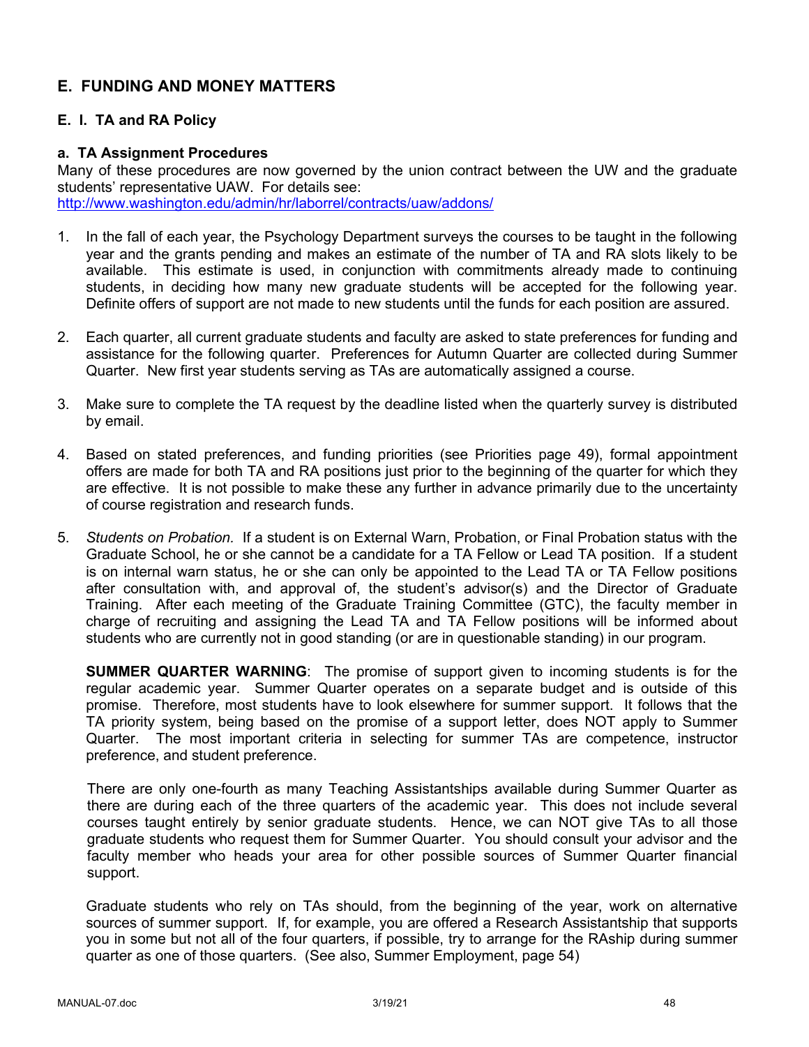# E. FUNDING AND MONEY MATTERS

## E. I. TA and RA Policy

### a. TA Assignment Procedures

Many of these procedures are now governed by the union contract between the UW and the graduate students' representative UAW. For details see: http://www.washington.edu/admin/hr/laborrel/contracts/uaw/addons/

1. In the fall of each year, the Psychology Department surveys the courses to be taught in the following year and the grants pending and makes an estimate of the number of TA and RA slots likely to be available. This estimate is used, in conjunction with commitments already made to continuing students, in deciding how many new graduate students will be accepted for the following year. Definite offers of support are not made to new students until the funds for each position are assured.

2. Each quarter, all current graduate students and faculty are asked to state preferences for funding and assistance for the following quarter. Preferences for Autumn Quarter are collected during Summer Quarter. New first year students serving as TAs are automatically assigned a course.

3. Make sure to complete the TA request by the deadline listed when the quarterly survey is distributed by email.

4. Based on stated preferences, and funding priorities (see Priorities page 49), formal appointment offers are made for both TA and RA positions just prior to the beginning of the quarter for which they are effective. It is not possible to make these any further in advance primarily due to the uncertainty of course registration and research funds.

5. *Students on Probation.* If a student is on External Warn, Probation, or Final Probation status with the Graduate School, he or she cannot be a candidate for a TA Fellow or Lead TA position. If a student is on internal warn status, he or she can only be appointed to the Lead TA or TA Fellow positions after consultation with, and approval of, the student's advisor(s) and the Director of Graduate Training. After each meeting of the Graduate Training Committee (GTC), the faculty member in charge of recruiting and assigning the Lead TA and TA Fellow positions will be informed about students who are currently not in good standing (or are in questionable standing) in our program.

   **SUMMER QUARTER WARNING**: The promise of support given to incoming students is for the regular academic year. Summer Quarter operates on a separate budget and is outside of this promise. Therefore, most students have to look elsewhere for summer support. It follows that the TA priority system, being based on the promise of a support letter, does NOT apply to Summer Quarter. The most important criteria in selecting for summer TAs are competence, instructor preference, and student preference.

   There are only one-fourth as many Teaching Assistantships available during Summer Quarter as there are during each of the three quarters of the academic year. This does not include several courses taught entirely by senior graduate students. Hence, we can NOT give TAs to all those graduate students who request them for Summer Quarter. You should consult your advisor and the faculty member who heads your area for other possible sources of Summer Quarter financial support.

   Graduate students who rely on TAs should, from the beginning of the year, work on alternative sources of summer support. If, for example, you are offered a Research Assistantship that supports you in some but not all of the four quarters, if possible, try to arrange for the RAship during summer quarter as one of those quarters. (See also, Summer Employment, page 54)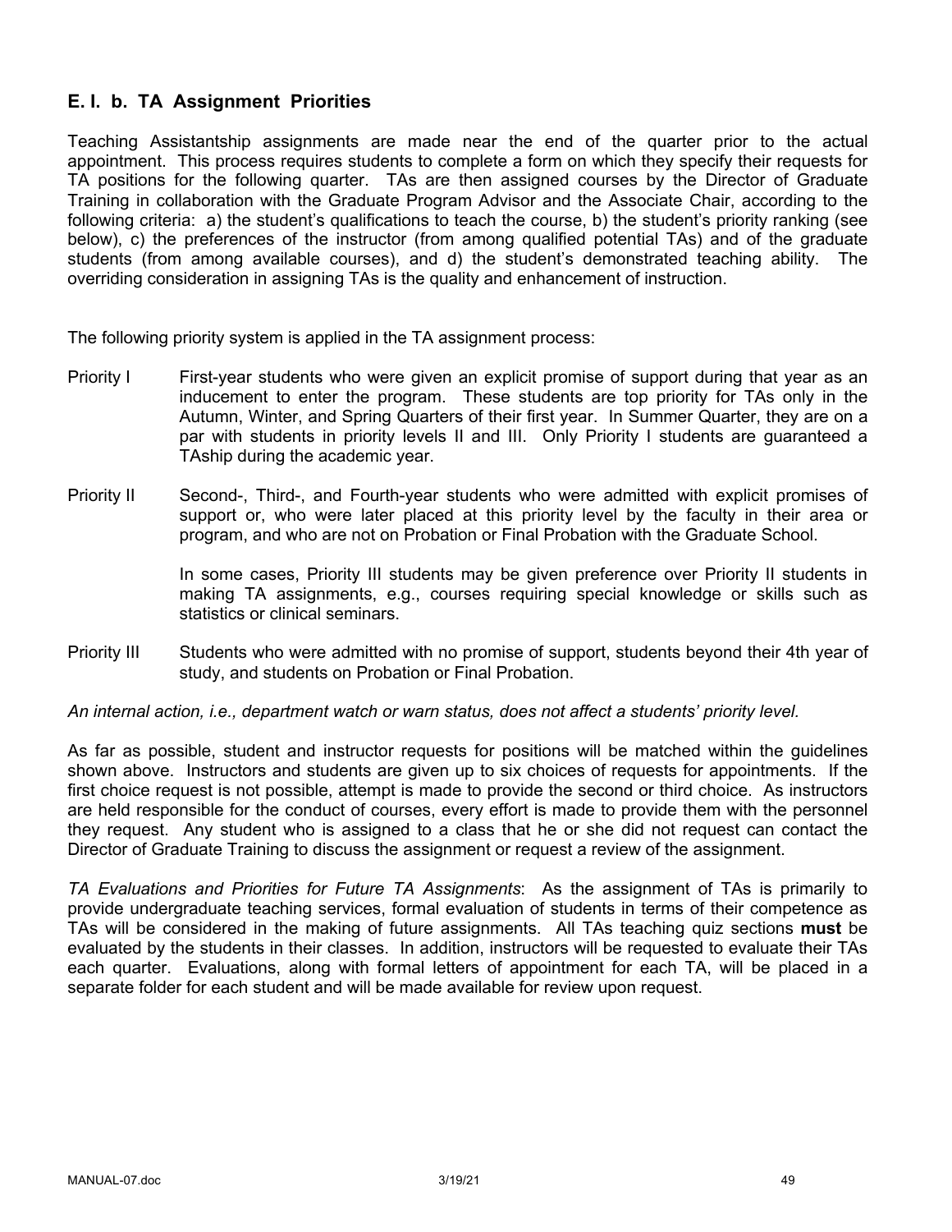### E. I. b. TA Assignment Priorities

Teaching Assistantship assignments are made near the end of the quarter prior to the actual appointment. This process requires students to complete a form on which they specify their requests for TA positions for the following quarter. TAs are then assigned courses by the Director of Graduate Training in collaboration with the Graduate Program Advisor and the Associate Chair, according to the following criteria: a) the student's qualifications to teach the course, b) the student's priority ranking (see below), c) the preferences of the instructor (from among qualified potential TAs) and of the graduate students (from among available courses), and d) the student's demonstrated teaching ability. The overriding consideration in assigning TAs is the quality and enhancement of instruction.

The following priority system is applied in the TA assignment process:

**Priority I** — First-year students who were given an explicit promise of support during that year as an inducement to enter the program. These students are top priority for TAs only in the Autumn, Winter, and Spring Quarters of their first year. In Summer Quarter, they are on a par with students in priority levels II and III. Only Priority I students are guaranteed a TAship during the academic year.

**Priority II** — Second-, Third-, and Fourth-year students who were admitted with explicit promises of support or, who were later placed at this priority level by the faculty in their area or program, and who are not on Probation or Final Probation with the Graduate School.

In some cases, Priority III students may be given preference over Priority II students in making TA assignments, e.g., courses requiring special knowledge or skills such as statistics or clinical seminars.

**Priority III** — Students who were admitted with no promise of support, students beyond their 4th year of study, and students on Probation or Final Probation.

*An internal action, i.e., department watch or warn status, does not affect a students' priority level.*

As far as possible, student and instructor requests for positions will be matched within the guidelines shown above. Instructors and students are given up to six choices of requests for appointments. If the first choice request is not possible, attempt is made to provide the second or third choice. As instructors are held responsible for the conduct of courses, every effort is made to provide them with the personnel they request. Any student who is assigned to a class that he or she did not request can contact the Director of Graduate Training to discuss the assignment or request a review of the assignment.

*TA Evaluations and Priorities for Future TA Assignments*: As the assignment of TAs is primarily to provide undergraduate teaching services, formal evaluation of students in terms of their competence as TAs will be considered in the making of future assignments. All TAs teaching quiz sections **must** be evaluated by the students in their classes. In addition, instructors will be requested to evaluate their TAs each quarter. Evaluations, along with formal letters of appointment for each TA, will be placed in a separate folder for each student and will be made available for review upon request.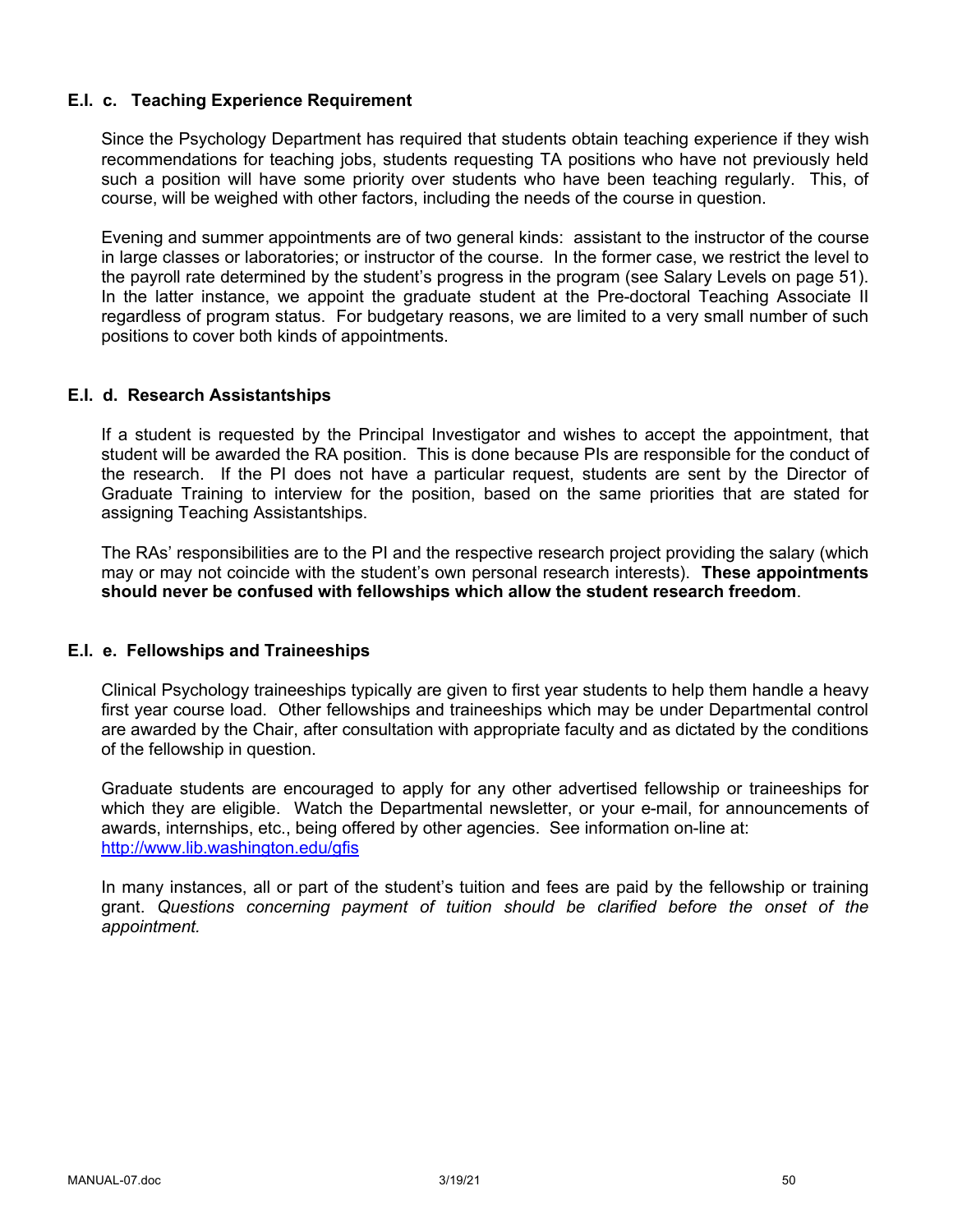### E.I. c. Teaching Experience Requirement

Since the Psychology Department has required that students obtain teaching experience if they wish recommendations for teaching jobs, students requesting TA positions who have not previously held such a position will have some priority over students who have been teaching regularly. This, of course, will be weighed with other factors, including the needs of the course in question.

Evening and summer appointments are of two general kinds: assistant to the instructor of the course in large classes or laboratories; or instructor of the course. In the former case, we restrict the level to the payroll rate determined by the student's progress in the program (see Salary Levels on page 51). In the latter instance, we appoint the graduate student at the Pre-doctoral Teaching Associate II regardless of program status. For budgetary reasons, we are limited to a very small number of such positions to cover both kinds of appointments.

### E.I. d. Research Assistantships

If a student is requested by the Principal Investigator and wishes to accept the appointment, that student will be awarded the RA position. This is done because PIs are responsible for the conduct of the research. If the PI does not have a particular request, students are sent by the Director of Graduate Training to interview for the position, based on the same priorities that are stated for assigning Teaching Assistantships.

The RAs' responsibilities are to the PI and the respective research project providing the salary (which may or may not coincide with the student's own personal research interests). **These appointments should never be confused with fellowships which allow the student research freedom**.

### E.I. e. Fellowships and Traineeships

Clinical Psychology traineeships typically are given to first year students to help them handle a heavy first year course load. Other fellowships and traineeships which may be under Departmental control are awarded by the Chair, after consultation with appropriate faculty and as dictated by the conditions of the fellowship in question.

Graduate students are encouraged to apply for any other advertised fellowship or traineeships for which they are eligible. Watch the Departmental newsletter, or your e-mail, for announcements of awards, internships, etc., being offered by other agencies. See information on-line at: [http://www.lib.washington.edu/gfis](http://www.lib.washington.edu/gfis)

In many instances, all or part of the student's tuition and fees are paid by the fellowship or training grant. *Questions concerning payment of tuition should be clarified before the onset of the appointment.*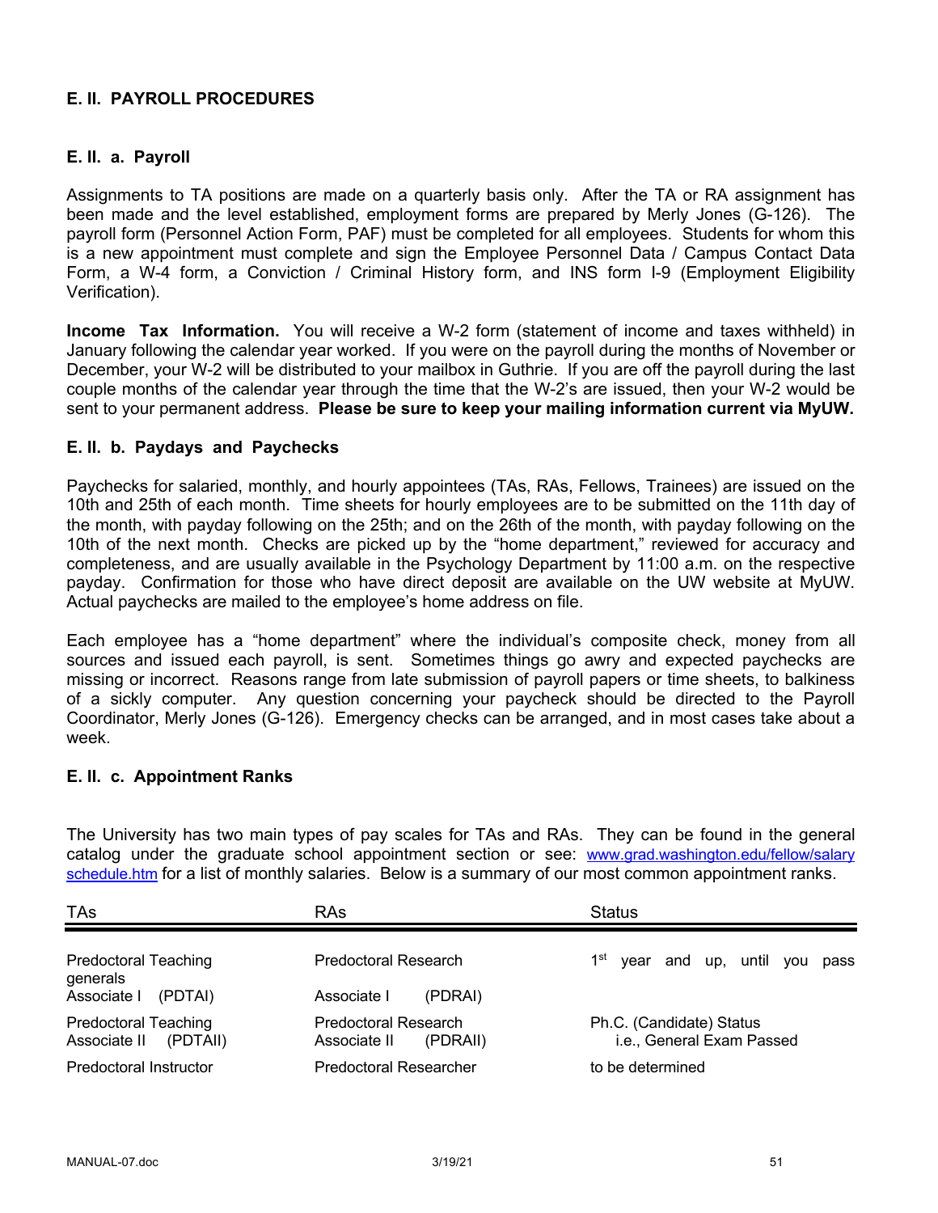## E. II. PAYROLL PROCEDURES

### E. II. a. Payroll

Assignments to TA positions are made on a quarterly basis only. After the TA or RA assignment has been made and the level established, employment forms are prepared by Merly Jones (G-126). The payroll form (Personnel Action Form, PAF) must be completed for all employees. Students for whom this is a new appointment must complete and sign the Employee Personnel Data / Campus Contact Data Form, a W-4 form, a Conviction / Criminal History form, and INS form I-9 (Employment Eligibility Verification).

**Income Tax Information.** You will receive a W-2 form (statement of income and taxes withheld) in January following the calendar year worked. If you were on the payroll during the months of November or December, your W-2 will be distributed to your mailbox in Guthrie. If you are off the payroll during the last couple months of the calendar year through the time that the W-2's are issued, then your W-2 would be sent to your permanent address. **Please be sure to keep your mailing information current via MyUW.**

### E. II. b. Paydays and Paychecks

Paychecks for salaried, monthly, and hourly appointees (TAs, RAs, Fellows, Trainees) are issued on the 10th and 25th of each month. Time sheets for hourly employees are to be submitted on the 11th day of the month, with payday following on the 25th; and on the 26th of the month, with payday following on the 10th of the next month. Checks are picked up by the "home department," reviewed for accuracy and completeness, and are usually available in the Psychology Department by 11:00 a.m. on the respective payday. Confirmation for those who have direct deposit are available on the UW website at MyUW. Actual paychecks are mailed to the employee's home address on file.

Each employee has a "home department" where the individual's composite check, money from all sources and issued each payroll, is sent. Sometimes things go awry and expected paychecks are missing or incorrect. Reasons range from late submission of payroll papers or time sheets, to balkiness of a sickly computer. Any question concerning your paycheck should be directed to the Payroll Coordinator, Merly Jones (G-126). Emergency checks can be arranged, and in most cases take about a week.

### E. II. c. Appointment Ranks

The University has two main types of pay scales for TAs and RAs. They can be found in the general catalog under the graduate school appointment section or see: [www.grad.washington.edu/fellow/salary schedule.htm](www.grad.washington.edu/fellow/salaryschedule.htm) for a list of monthly salaries. Below is a summary of our most common appointment ranks.

| TAs | RAs | Status |
|---|---|---|
| Predoctoral Teaching Associate I (PDTAI) | Predoctoral Research Associate I (PDRAI) | 1st year and up, until you pass generals |
| Predoctoral Teaching Associate II (PDTAII) | Predoctoral Research Associate II (PDRAII) | Ph.C. (Candidate) Status i.e., General Exam Passed |
| Predoctoral Instructor | Predoctoral Researcher | to be determined |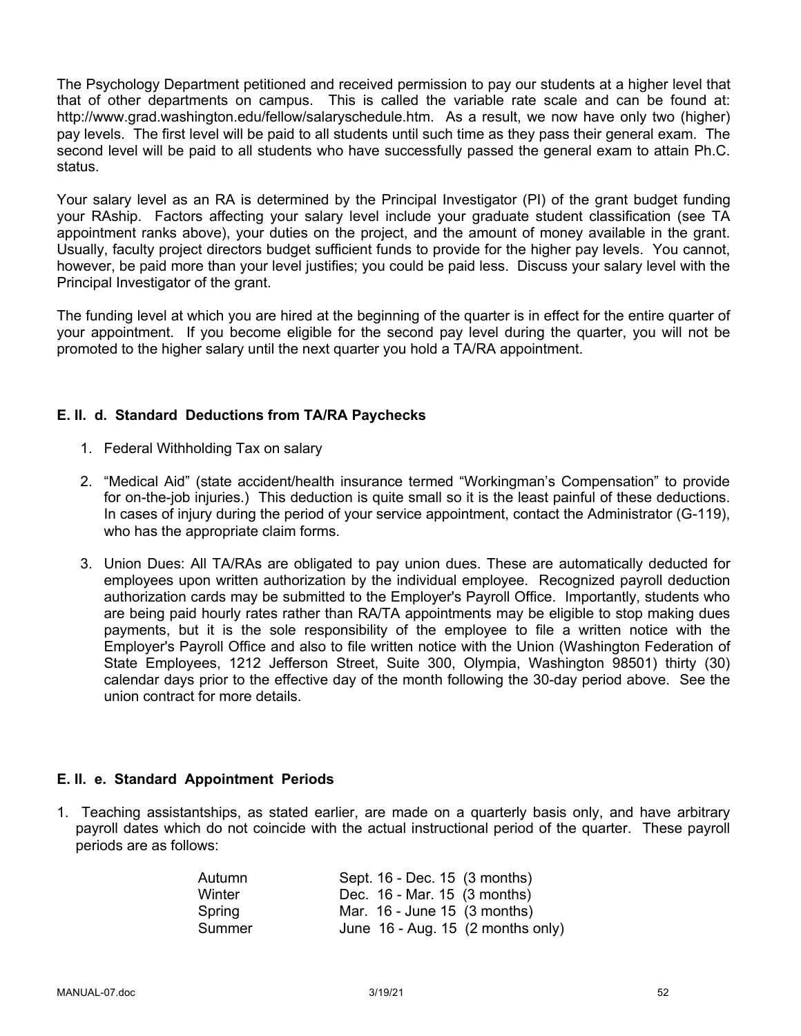The Psychology Department petitioned and received permission to pay our students at a higher level that that of other departments on campus. This is called the variable rate scale and can be found at: http://www.grad.washington.edu/fellow/salaryschedule.htm. As a result, we now have only two (higher) pay levels. The first level will be paid to all students until such time as they pass their general exam. The second level will be paid to all students who have successfully passed the general exam to attain Ph.C. status.

Your salary level as an RA is determined by the Principal Investigator (PI) of the grant budget funding your RAship. Factors affecting your salary level include your graduate student classification (see TA appointment ranks above), your duties on the project, and the amount of money available in the grant. Usually, faculty project directors budget sufficient funds to provide for the higher pay levels. You cannot, however, be paid more than your level justifies; you could be paid less. Discuss your salary level with the Principal Investigator of the grant.

The funding level at which you are hired at the beginning of the quarter is in effect for the entire quarter of your appointment. If you become eligible for the second pay level during the quarter, you will not be promoted to the higher salary until the next quarter you hold a TA/RA appointment.

### E. II. d. Standard Deductions from TA/RA Paychecks

1. Federal Withholding Tax on salary

2. "Medical Aid" (state accident/health insurance termed "Workingman's Compensation" to provide for on-the-job injuries.) This deduction is quite small so it is the least painful of these deductions. In cases of injury during the period of your service appointment, contact the Administrator (G-119), who has the appropriate claim forms.

3. Union Dues: All TA/RAs are obligated to pay union dues. These are automatically deducted for employees upon written authorization by the individual employee. Recognized payroll deduction authorization cards may be submitted to the Employer's Payroll Office. Importantly, students who are being paid hourly rates rather than RA/TA appointments may be eligible to stop making dues payments, but it is the sole responsibility of the employee to file a written notice with the Employer's Payroll Office and also to file written notice with the Union (Washington Federation of State Employees, 1212 Jefferson Street, Suite 300, Olympia, Washington 98501) thirty (30) calendar days prior to the effective day of the month following the 30-day period above. See the union contract for more details.

### E. II. e. Standard Appointment Periods

1. Teaching assistantships, as stated earlier, are made on a quarterly basis only, and have arbitrary payroll dates which do not coincide with the actual instructional period of the quarter. These payroll periods are as follows:

| | |
|---|---|
| Autumn | Sept. 16 - Dec. 15 (3 months) |
| Winter | Dec. 16 - Mar. 15 (3 months) |
| Spring | Mar. 16 - June 15 (3 months) |
| Summer | June 16 - Aug. 15 (2 months only) |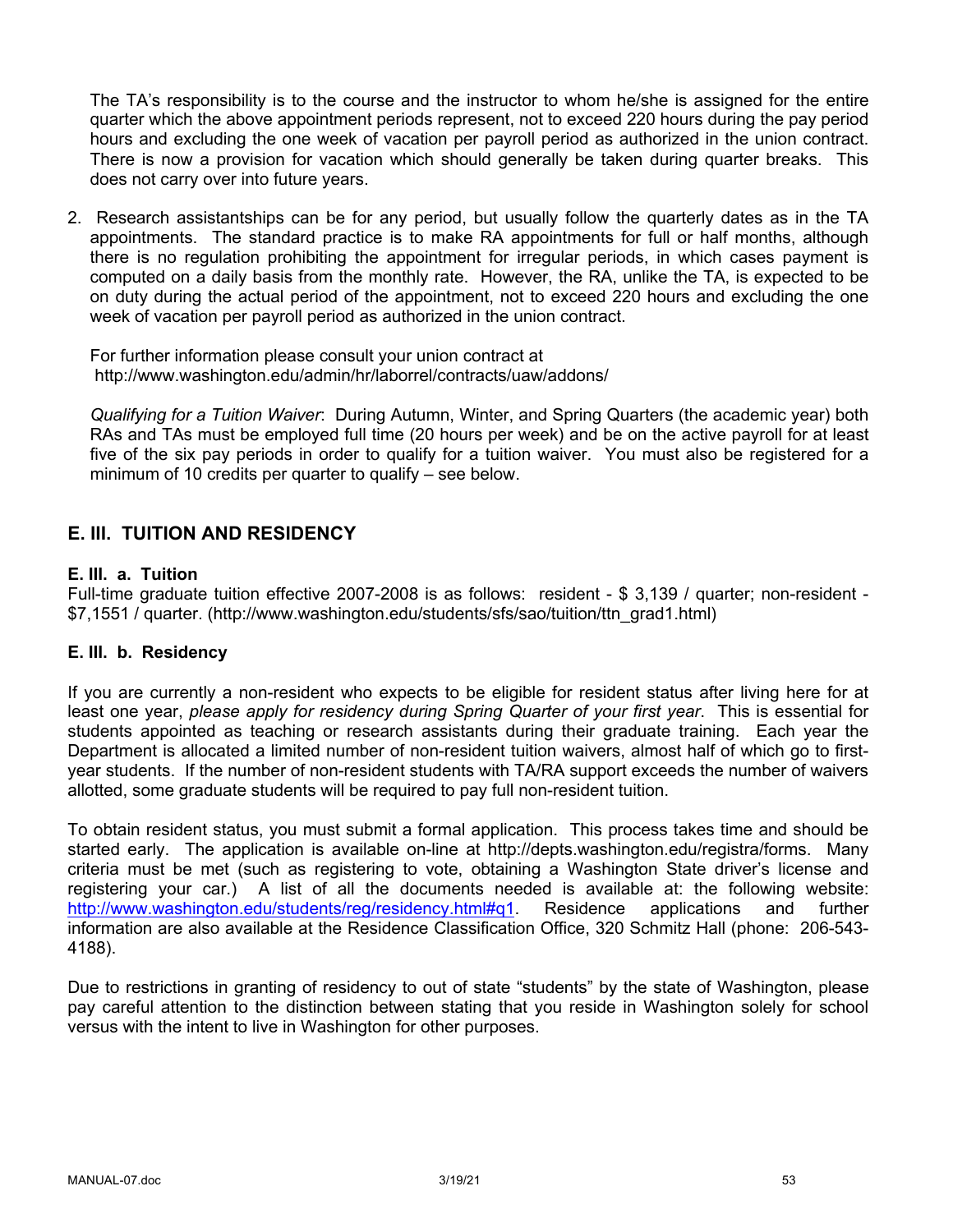The TA's responsibility is to the course and the instructor to whom he/she is assigned for the entire quarter which the above appointment periods represent, not to exceed 220 hours during the pay period hours and excluding the one week of vacation per payroll period as authorized in the union contract. There is now a provision for vacation which should generally be taken during quarter breaks. This does not carry over into future years.

2. Research assistantships can be for any period, but usually follow the quarterly dates as in the TA appointments. The standard practice is to make RA appointments for full or half months, although there is no regulation prohibiting the appointment for irregular periods, in which cases payment is computed on a daily basis from the monthly rate. However, the RA, unlike the TA, is expected to be on duty during the actual period of the appointment, not to exceed 220 hours and excluding the one week of vacation per payroll period as authorized in the union contract.

   For further information please consult your union contract at http://www.washington.edu/admin/hr/laborrel/contracts/uaw/addons/

   *Qualifying for a Tuition Waiver*: During Autumn, Winter, and Spring Quarters (the academic year) both RAs and TAs must be employed full time (20 hours per week) and be on the active payroll for at least five of the six pay periods in order to qualify for a tuition waiver. You must also be registered for a minimum of 10 credits per quarter to qualify – see below.

## E. III. TUITION AND RESIDENCY

### E. III. a. Tuition

Full-time graduate tuition effective 2007-2008 is as follows: resident - $ 3,139 / quarter; non-resident - $7,1551 / quarter. (http://www.washington.edu/students/sfs/sao/tuition/ttn_grad1.html)

### E. III. b. Residency

If you are currently a non-resident who expects to be eligible for resident status after living here for at least one year, *please apply for residency during Spring Quarter of your first year*. This is essential for students appointed as teaching or research assistants during their graduate training. Each year the Department is allocated a limited number of non-resident tuition waivers, almost half of which go to first-year students. If the number of non-resident students with TA/RA support exceeds the number of waivers allotted, some graduate students will be required to pay full non-resident tuition.

To obtain resident status, you must submit a formal application. This process takes time and should be started early. The application is available on-line at http://depts.washington.edu/registra/forms. Many criteria must be met (such as registering to vote, obtaining a Washington State driver's license and registering your car.) A list of all the documents needed is available at: the following website: http://www.washington.edu/students/reg/residency.html#q1. Residence applications and further information are also available at the Residence Classification Office, 320 Schmitz Hall (phone: 206-543-4188).

Due to restrictions in granting of residency to out of state "students" by the state of Washington, please pay careful attention to the distinction between stating that you reside in Washington solely for school versus with the intent to live in Washington for other purposes.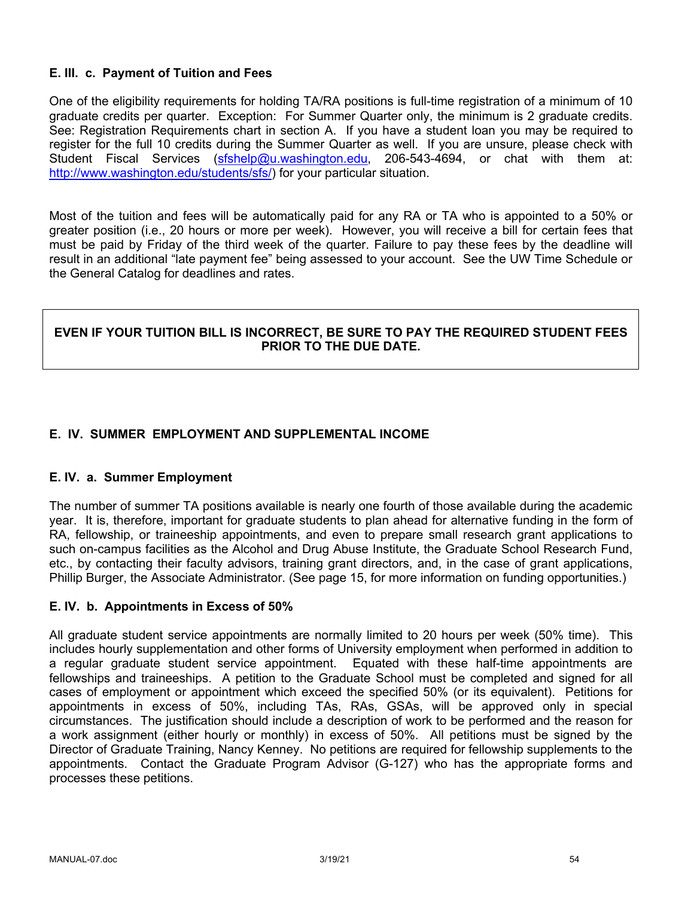### E. III. c. Payment of Tuition and Fees

One of the eligibility requirements for holding TA/RA positions is full-time registration of a minimum of 10 graduate credits per quarter. Exception: For Summer Quarter only, the minimum is 2 graduate credits. See: Registration Requirements chart in section A. If you have a student loan you may be required to register for the full 10 credits during the Summer Quarter as well. If you are unsure, please check with Student Fiscal Services (sfshelp@u.washington.edu, 206-543-4694, or chat with them at: http://www.washington.edu/students/sfs/) for your particular situation.

Most of the tuition and fees will be automatically paid for any RA or TA who is appointed to a 50% or greater position (i.e., 20 hours or more per week). However, you will receive a bill for certain fees that must be paid by Friday of the third week of the quarter. Failure to pay these fees by the deadline will result in an additional "late payment fee" being assessed to your account. See the UW Time Schedule or the General Catalog for deadlines and rates.

**EVEN IF YOUR TUITION BILL IS INCORRECT, BE SURE TO PAY THE REQUIRED STUDENT FEES PRIOR TO THE DUE DATE.**

## E. IV. SUMMER EMPLOYMENT AND SUPPLEMENTAL INCOME

### E. IV. a. Summer Employment

The number of summer TA positions available is nearly one fourth of those available during the academic year. It is, therefore, important for graduate students to plan ahead for alternative funding in the form of RA, fellowship, or traineeship appointments, and even to prepare small research grant applications to such on-campus facilities as the Alcohol and Drug Abuse Institute, the Graduate School Research Fund, etc., by contacting their faculty advisors, training grant directors, and, in the case of grant applications, Phillip Burger, the Associate Administrator. (See page 15, for more information on funding opportunities.)

### E. IV. b. Appointments in Excess of 50%

All graduate student service appointments are normally limited to 20 hours per week (50% time). This includes hourly supplementation and other forms of University employment when performed in addition to a regular graduate student service appointment. Equated with these half-time appointments are fellowships and traineeships. A petition to the Graduate School must be completed and signed for all cases of employment or appointment which exceed the specified 50% (or its equivalent). Petitions for appointments in excess of 50%, including TAs, RAs, GSAs, will be approved only in special circumstances. The justification should include a description of work to be performed and the reason for a work assignment (either hourly or monthly) in excess of 50%. All petitions must be signed by the Director of Graduate Training, Nancy Kenney. No petitions are required for fellowship supplements to the appointments. Contact the Graduate Program Advisor (G-127) who has the appropriate forms and processes these petitions.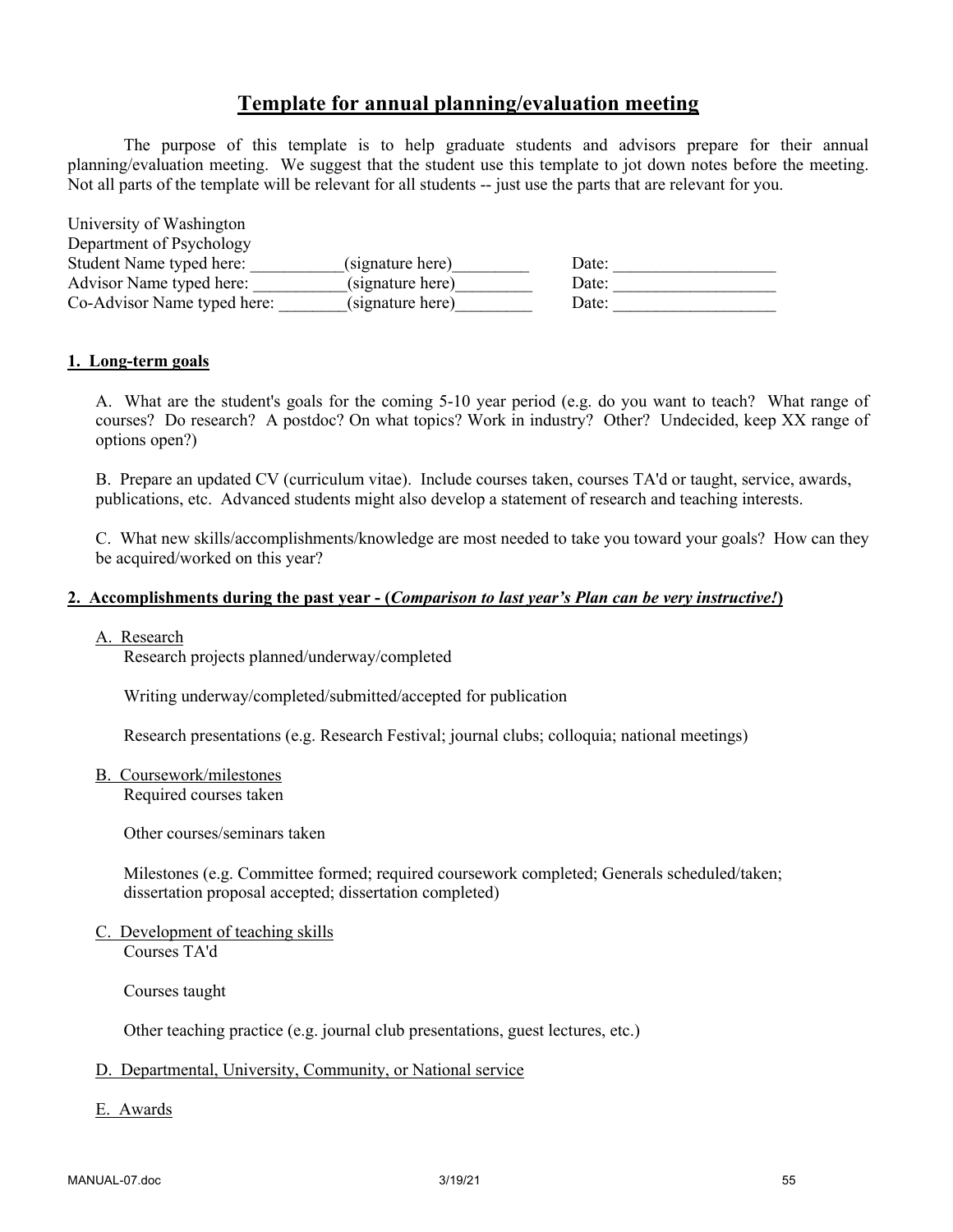# Template for annual planning/evaluation meeting

The purpose of this template is to help graduate students and advisors prepare for their annual planning/evaluation meeting. We suggest that the student use this template to jot down notes before the meeting. Not all parts of the template will be relevant for all students -- just use the parts that are relevant for you.

University of Washington
Department of Psychology
Student Name typed here: ___________(signature here)_________ Date: ___________________
Advisor Name typed here: ___________(signature here)_________ Date: ___________________
Co-Advisor Name typed here: ________(signature here)_________ Date: ___________________

## 1. Long-term goals

A. What are the student's goals for the coming 5-10 year period (e.g. do you want to teach? What range of courses? Do research? A postdoc? On what topics? Work in industry? Other? Undecided, keep XX range of options open?)

B. Prepare an updated CV (curriculum vitae). Include courses taken, courses TA'd or taught, service, awards, publications, etc. Advanced students might also develop a statement of research and teaching interests.

C. What new skills/accomplishments/knowledge are most needed to take you toward your goals? How can they be acquired/worked on this year?

## 2. Accomplishments during the past year - (*Comparison to last year's Plan can be very instructive!*)

A. Research

Research projects planned/underway/completed

Writing underway/completed/submitted/accepted for publication

Research presentations (e.g. Research Festival; journal clubs; colloquia; national meetings)

B. Coursework/milestones

Required courses taken

Other courses/seminars taken

Milestones (e.g. Committee formed; required coursework completed; Generals scheduled/taken; dissertation proposal accepted; dissertation completed)

C. Development of teaching skills

Courses TA'd

Courses taught

Other teaching practice (e.g. journal club presentations, guest lectures, etc.)

D. Departmental, University, Community, or National service

E. Awards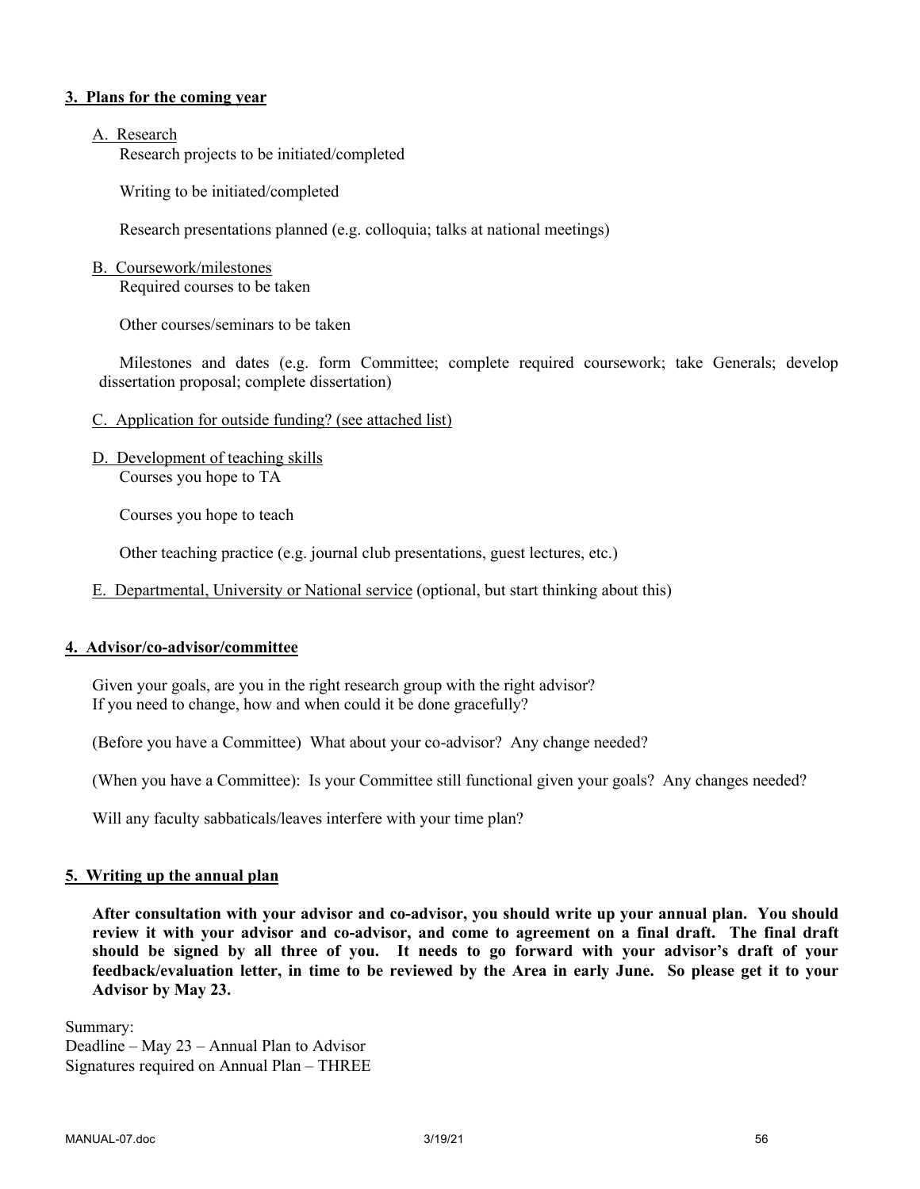## 3. Plans for the coming year

A. Research

Research projects to be initiated/completed

Writing to be initiated/completed

Research presentations planned (e.g. colloquia; talks at national meetings)

B. Coursework/milestones

Required courses to be taken

Other courses/seminars to be taken

Milestones and dates (e.g. form Committee; complete required coursework; take Generals; develop dissertation proposal; complete dissertation)

C. Application for outside funding? (see attached list)

D. Development of teaching skills

Courses you hope to TA

Courses you hope to teach

Other teaching practice (e.g. journal club presentations, guest lectures, etc.)

E. Departmental, University or National service (optional, but start thinking about this)

## 4. Advisor/co-advisor/committee

Given your goals, are you in the right research group with the right advisor?
If you need to change, how and when could it be done gracefully?

(Before you have a Committee) What about your co-advisor? Any change needed?

(When you have a Committee): Is your Committee still functional given your goals? Any changes needed?

Will any faculty sabbaticals/leaves interfere with your time plan?

## 5. Writing up the annual plan

**After consultation with your advisor and co-advisor, you should write up your annual plan. You should review it with your advisor and co-advisor, and come to agreement on a final draft. The final draft should be signed by all three of you. It needs to go forward with your advisor's draft of your feedback/evaluation letter, in time to be reviewed by the Area in early June. So please get it to your Advisor by May 23.**

Summary:
Deadline – May 23 – Annual Plan to Advisor
Signatures required on Annual Plan – THREE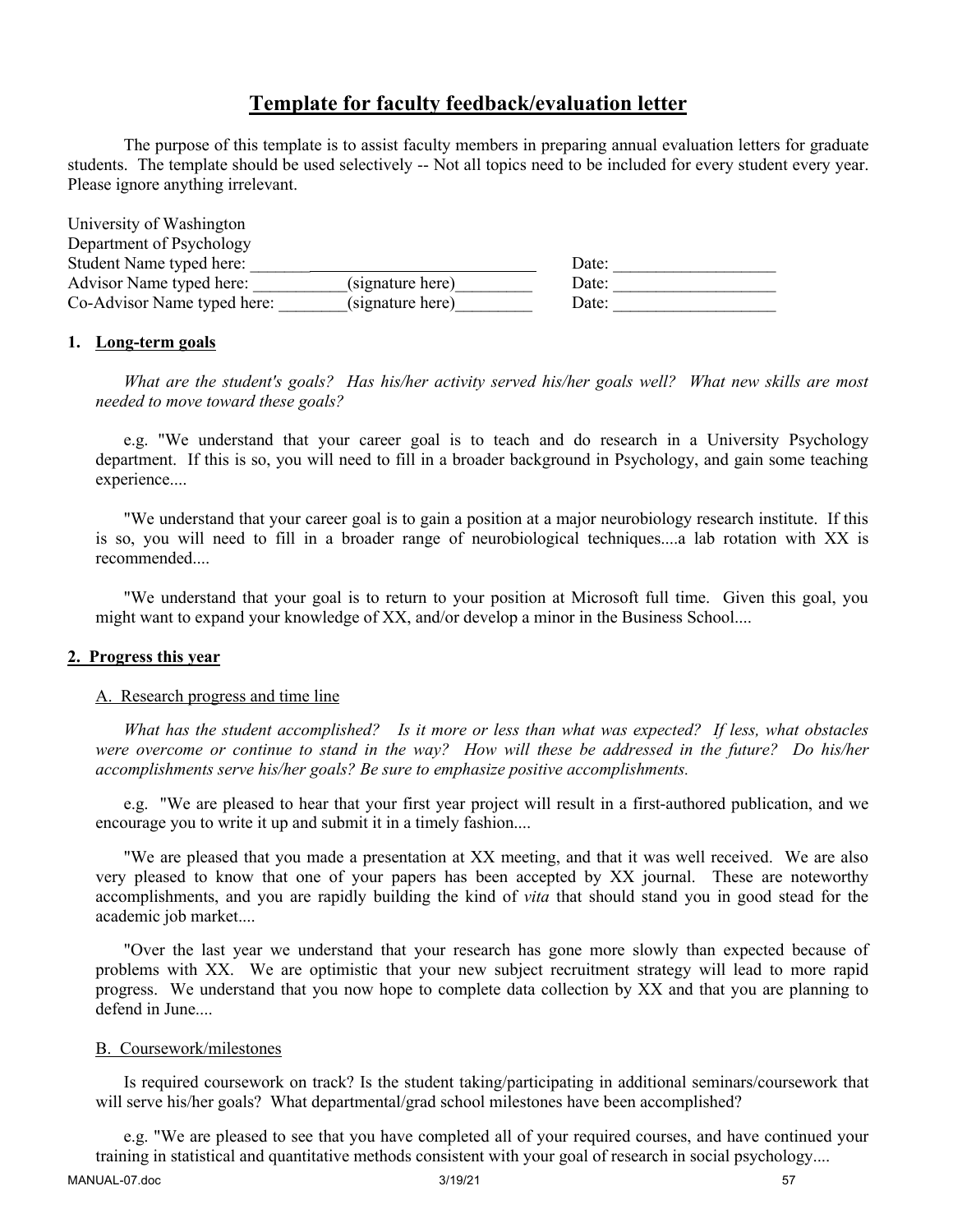# Template for faculty feedback/evaluation letter

The purpose of this template is to assist faculty members in preparing annual evaluation letters for graduate students. The template should be used selectively -- Not all topics need to be included for every student every year. Please ignore anything irrelevant.

University of Washington
Department of Psychology

| | |
|---|---|
| Student Name typed here: __________________________________ | Date: ___________________ |
| Advisor Name typed here: ___________(signature here)_________ | Date: ___________________ |
| Co-Advisor Name typed here: ________(signature here)_________ | Date: ___________________ |

**1. Long-term goals**

*What are the student's goals? Has his/her activity served his/her goals well? What new skills are most needed to move toward these goals?*

e.g. "We understand that your career goal is to teach and do research in a University Psychology department. If this is so, you will need to fill in a broader background in Psychology, and gain some teaching experience....

"We understand that your career goal is to gain a position at a major neurobiology research institute. If this is so, you will need to fill in a broader range of neurobiological techniques....a lab rotation with XX is recommended....

"We understand that your goal is to return to your position at Microsoft full time. Given this goal, you might want to expand your knowledge of XX, and/or develop a minor in the Business School....

**2. Progress this year**

A. Research progress and time line

*What has the student accomplished? Is it more or less than what was expected? If less, what obstacles were overcome or continue to stand in the way? How will these be addressed in the future? Do his/her accomplishments serve his/her goals? Be sure to emphasize positive accomplishments.*

e.g. "We are pleased to hear that your first year project will result in a first-authored publication, and we encourage you to write it up and submit it in a timely fashion....

"We are pleased that you made a presentation at XX meeting, and that it was well received. We are also very pleased to know that one of your papers has been accepted by XX journal. These are noteworthy accomplishments, and you are rapidly building the kind of *vita* that should stand you in good stead for the academic job market....

"Over the last year we understand that your research has gone more slowly than expected because of problems with XX. We are optimistic that your new subject recruitment strategy will lead to more rapid progress. We understand that you now hope to complete data collection by XX and that you are planning to defend in June....

B. Coursework/milestones

Is required coursework on track? Is the student taking/participating in additional seminars/coursework that will serve his/her goals? What departmental/grad school milestones have been accomplished?

e.g. "We are pleased to see that you have completed all of your required courses, and have continued your training in statistical and quantitative methods consistent with your goal of research in social psychology....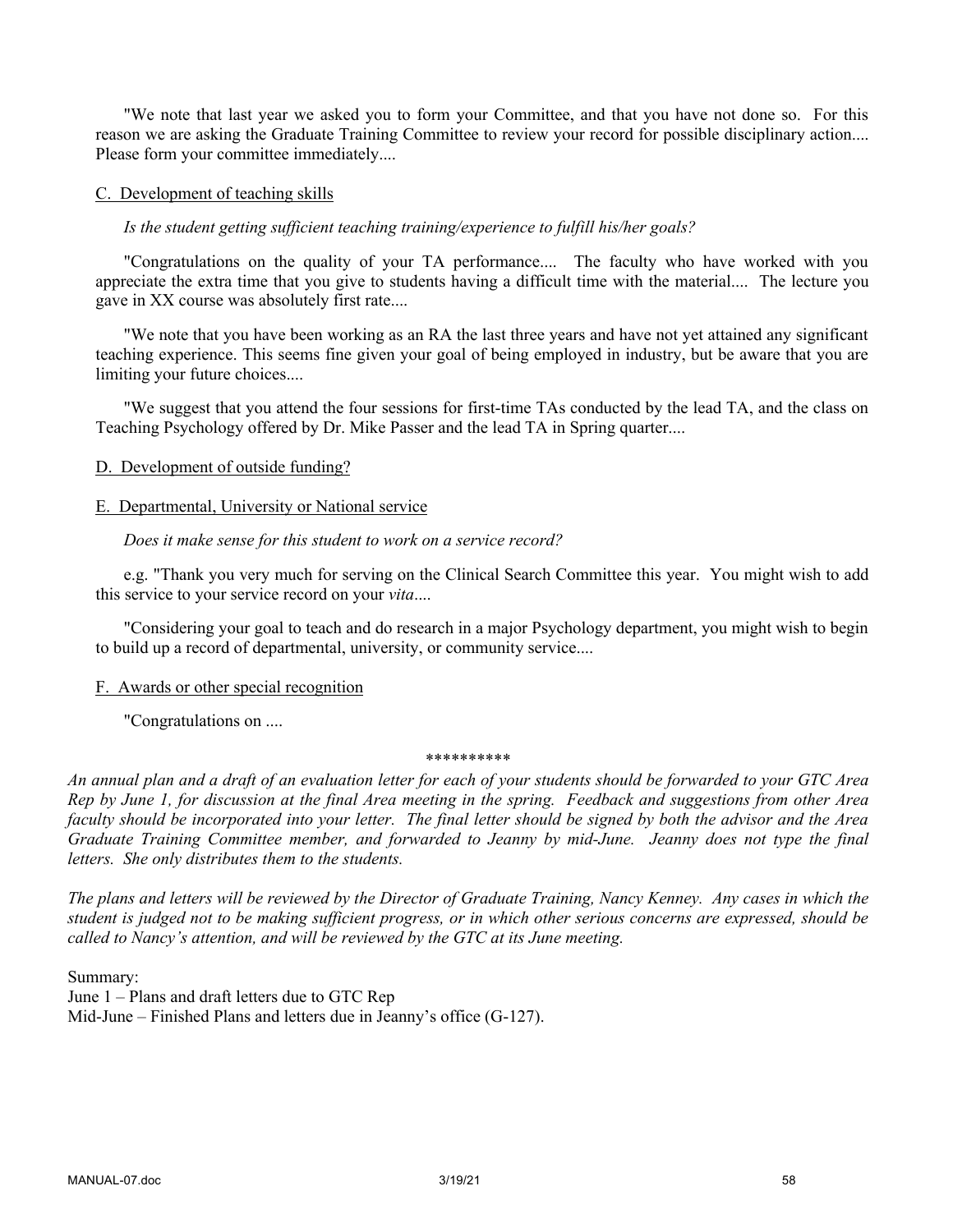"We note that last year we asked you to form your Committee, and that you have not done so. For this reason we are asking the Graduate Training Committee to review your record for possible disciplinary action.... Please form your committee immediately....

C. Development of teaching skills

*Is the student getting sufficient teaching training/experience to fulfill his/her goals?*

"Congratulations on the quality of your TA performance.... The faculty who have worked with you appreciate the extra time that you give to students having a difficult time with the material.... The lecture you gave in XX course was absolutely first rate....

"We note that you have been working as an RA the last three years and have not yet attained any significant teaching experience. This seems fine given your goal of being employed in industry, but be aware that you are limiting your future choices....

"We suggest that you attend the four sessions for first-time TAs conducted by the lead TA, and the class on Teaching Psychology offered by Dr. Mike Passer and the lead TA in Spring quarter....

D. Development of outside funding?

E. Departmental, University or National service

*Does it make sense for this student to work on a service record?*

e.g. "Thank you very much for serving on the Clinical Search Committee this year. You might wish to add this service to your service record on your *vita*....

"Considering your goal to teach and do research in a major Psychology department, you might wish to begin to build up a record of departmental, university, or community service....

F. Awards or other special recognition

"Congratulations on ....

**********

*An annual plan and a draft of an evaluation letter for each of your students should be forwarded to your GTC Area Rep by June 1, for discussion at the final Area meeting in the spring. Feedback and suggestions from other Area faculty should be incorporated into your letter. The final letter should be signed by both the advisor and the Area Graduate Training Committee member, and forwarded to Jeanny by mid-June. Jeanny does not type the final letters. She only distributes them to the students.*

*The plans and letters will be reviewed by the Director of Graduate Training, Nancy Kenney. Any cases in which the student is judged not to be making sufficient progress, or in which other serious concerns are expressed, should be called to Nancy's attention, and will be reviewed by the GTC at its June meeting.*

Summary:
June 1 – Plans and draft letters due to GTC Rep
Mid-June – Finished Plans and letters due in Jeanny's office (G-127).